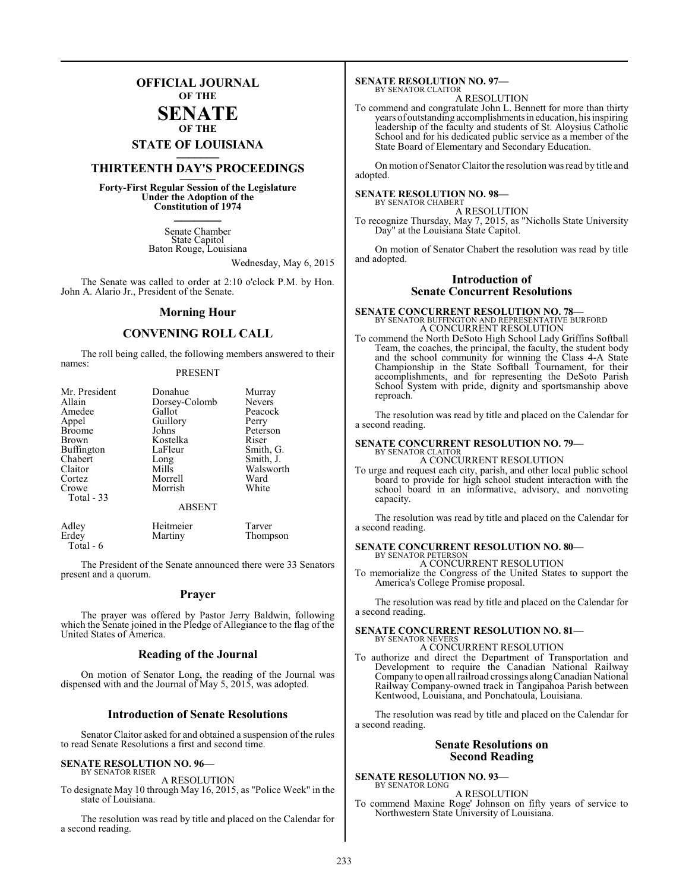# OFFICIAL JOURNAL
## OF THE
# SENATE
## OF THE
# STATE OF LOUISIANA

## THIRTEENTH DAY'S PROCEEDINGS

**Forty-First Regular Session of the Legislature Under the Adoption of the Constitution of 1974**

Senate Chamber
State Capitol
Baton Rouge, Louisiana

Wednesday, May 6, 2015

The Senate was called to order at 2:10 o'clock P.M. by Hon. John A. Alario Jr., President of the Senate.

## Morning Hour

## CONVENING ROLL CALL

The roll being called, the following members answered to their names:

PRESENT

| | | |
|---|---|---|
| Mr. President | Donahue | Murray |
| Allain | Dorsey-Colomb | Nevers |
| Amedee | Gallot | Peacock |
| Appel | Guillory | Perry |
| Broome | Johns | Peterson |
| Brown | Kostelka | Riser |
| Buffington | LaFleur | Smith, G. |
| Chabert | Long | Smith, J. |
| Claitor | Mills | Walsworth |
| Cortez | Morrell | Ward |
| Crowe | Morrish | White |
| Total - 33 | | |

ABSENT

| | | |
|---|---|---|
| Adley | Heitmeier | Tarver |
| Erdey | Martiny | Thompson |
| Total - 6 | | |

The President of the Senate announced there were 33 Senators present and a quorum.

## Prayer

The prayer was offered by Pastor Jerry Baldwin, following which the Senate joined in the Pledge of Allegiance to the flag of the United States of America.

## Reading of the Journal

On motion of Senator Long, the reading of the Journal was dispensed with and the Journal of May 5, 2015, was adopted.

## Introduction of Senate Resolutions

Senator Claitor asked for and obtained a suspension of the rules to read Senate Resolutions a first and second time.

**SENATE RESOLUTION NO. 96—**
BY SENATOR RISER

A RESOLUTION

To designate May 10 through May 16, 2015, as "Police Week" in the state of Louisiana.

The resolution was read by title and placed on the Calendar for a second reading.

**SENATE RESOLUTION NO. 97—**
BY SENATOR CLAITOR

A RESOLUTION

To commend and congratulate John L. Bennett for more than thirty years of outstanding accomplishments in education, his inspiring leadership of the faculty and students of St. Aloysius Catholic School and for his dedicated public service as a member of the State Board of Elementary and Secondary Education.

On motion of Senator Claitor the resolution was read by title and adopted.

**SENATE RESOLUTION NO. 98—**
BY SENATOR CHABERT

A RESOLUTION

To recognize Thursday, May 7, 2015, as "Nicholls State University Day" at the Louisiana State Capitol.

On motion of Senator Chabert the resolution was read by title and adopted.

## Introduction of Senate Concurrent Resolutions

**SENATE CONCURRENT RESOLUTION NO. 78—**
BY SENATOR BUFFINGTON AND REPRESENTATIVE BURFORD

A CONCURRENT RESOLUTION

To commend the North DeSoto High School Lady Griffins Softball Team, the coaches, the principal, the faculty, the student body and the school community for winning the Class 4-A State Championship in the State Softball Tournament, for their accomplishments, and for representing the DeSoto Parish School System with pride, dignity and sportsmanship above reproach.

The resolution was read by title and placed on the Calendar for a second reading.

**SENATE CONCURRENT RESOLUTION NO. 79—**
BY SENATOR CLAITOR

A CONCURRENT RESOLUTION

To urge and request each city, parish, and other local public school board to provide for high school student interaction with the school board in an informative, advisory, and nonvoting capacity.

The resolution was read by title and placed on the Calendar for a second reading.

**SENATE CONCURRENT RESOLUTION NO. 80—**
BY SENATOR PETERSON

A CONCURRENT RESOLUTION

To memorialize the Congress of the United States to support the America's College Promise proposal.

The resolution was read by title and placed on the Calendar for a second reading.

**SENATE CONCURRENT RESOLUTION NO. 81—**
BY SENATOR NEVERS

A CONCURRENT RESOLUTION

To authorize and direct the Department of Transportation and Development to require the Canadian National Railway Company to open all railroad crossings along Canadian National Railway Company-owned track in Tangipahoa Parish between Kentwood, Louisiana, and Ponchatoula, Louisiana.

The resolution was read by title and placed on the Calendar for a second reading.

## Senate Resolutions on Second Reading

**SENATE RESOLUTION NO. 93—**
BY SENATOR LONG

A RESOLUTION

To commend Maxine Roge' Johnson on fifty years of service to Northwestern State University of Louisiana.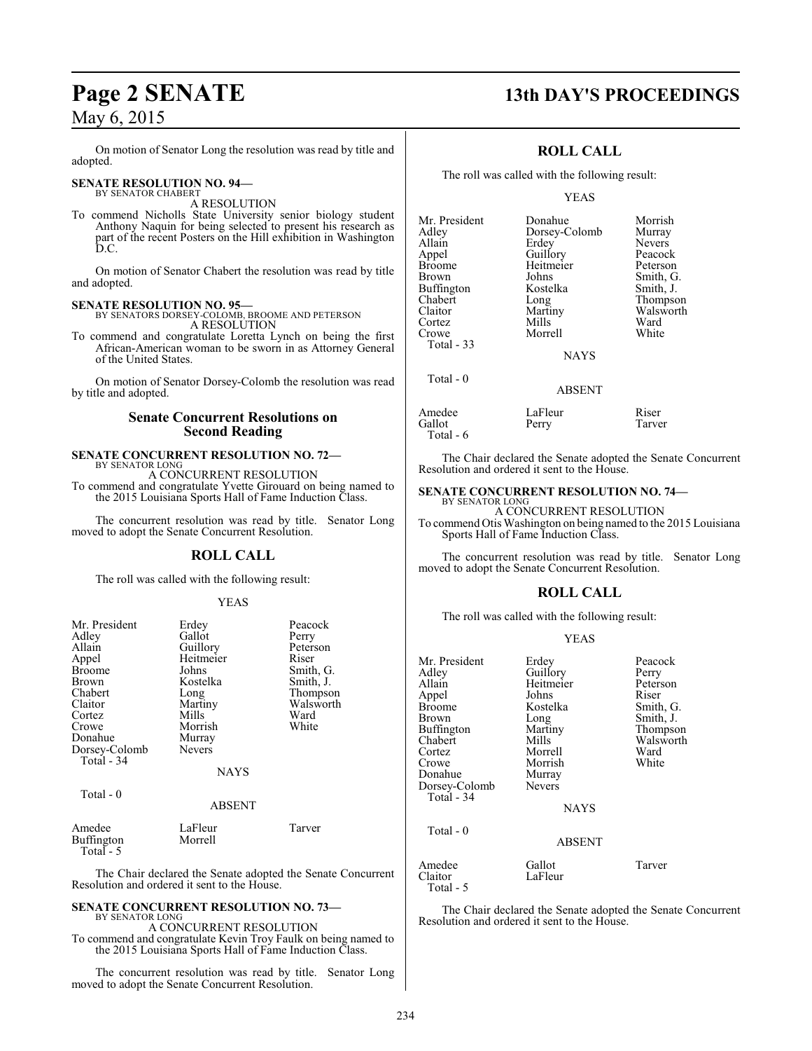On motion of Senator Long the resolution was read by title and adopted.

**SENATE RESOLUTION NO. 94—**
BY SENATOR CHABERT

A RESOLUTION

To commend Nicholls State University senior biology student Anthony Naquin for being selected to present his research as part of the recent Posters on the Hill exhibition in Washington D.C.

On motion of Senator Chabert the resolution was read by title and adopted.

**SENATE RESOLUTION NO. 95—**
BY SENATORS DORSEY-COLOMB, BROOME AND PETERSON

A RESOLUTION

To commend and congratulate Loretta Lynch on being the first African-American woman to be sworn in as Attorney General of the United States.

On motion of Senator Dorsey-Colomb the resolution was read by title and adopted.

## Senate Concurrent Resolutions on Second Reading

**SENATE CONCURRENT RESOLUTION NO. 72—**
BY SENATOR LONG

A CONCURRENT RESOLUTION

To commend and congratulate Yvette Girouard on being named to the 2015 Louisiana Sports Hall of Fame Induction Class.

The concurrent resolution was read by title. Senator Long moved to adopt the Senate Concurrent Resolution.

### ROLL CALL

The roll was called with the following result:

YEAS

| | | |
|---|---|---|
| Mr. President | Erdey | Peacock |
| Adley | Gallot | Perry |
| Allain | Guillory | Peterson |
| Appel | Heitmeier | Riser |
| Broome | Johns | Smith, G. |
| Brown | Kostelka | Smith, J. |
| Chabert | Long | Thompson |
| Claitor | Martiny | Walsworth |
| Cortez | Mills | Ward |
| Crowe | Morrish | White |
| Donahue | Murray | |
| Dorsey-Colomb | Nevers | |

Total - 34

NAYS

Total - 0

ABSENT

| | | |
|---|---|---|
| Amedee | LaFleur | Tarver |
| Buffington | Morrell | |

Total - 5

The Chair declared the Senate adopted the Senate Concurrent Resolution and ordered it sent to the House.

**SENATE CONCURRENT RESOLUTION NO. 73—**
BY SENATOR LONG

A CONCURRENT RESOLUTION

To commend and congratulate Kevin Troy Faulk on being named to the 2015 Louisiana Sports Hall of Fame Induction Class.

The concurrent resolution was read by title. Senator Long moved to adopt the Senate Concurrent Resolution.

### ROLL CALL

The roll was called with the following result:

YEAS

| | | |
|---|---|---|
| Mr. President | Donahue | Morrish |
| Adley | Dorsey-Colomb | Murray |
| Allain | Erdey | Nevers |
| Appel | Guillory | Peacock |
| Broome | Heitmeier | Peterson |
| Brown | Johns | Smith, G. |
| Buffington | Kostelka | Smith, J. |
| Chabert | Long | Thompson |
| Claitor | Martiny | Walsworth |
| Cortez | Mills | Ward |
| Crowe | Morrell | White |

Total - 33

NAYS

Total - 0

ABSENT

| | | |
|---|---|---|
| Amedee | LaFleur | Riser |
| Gallot | Perry | Tarver |

Total - 6

The Chair declared the Senate adopted the Senate Concurrent Resolution and ordered it sent to the House.

**SENATE CONCURRENT RESOLUTION NO. 74—**
BY SENATOR LONG

A CONCURRENT RESOLUTION

To commend Otis Washington on being named to the 2015 Louisiana Sports Hall of Fame Induction Class.

The concurrent resolution was read by title. Senator Long moved to adopt the Senate Concurrent Resolution.

### ROLL CALL

The roll was called with the following result:

YEAS

| | | |
|---|---|---|
| Mr. President | Erdey | Peacock |
| Adley | Guillory | Perry |
| Allain | Heitmeier | Peterson |
| Appel | Johns | Riser |
| Broome | Kostelka | Smith, G. |
| Brown | Long | Smith, J. |
| Buffington | Martiny | Thompson |
| Chabert | Mills | Walsworth |
| Cortez | Morrell | Ward |
| Crowe | Morrish | White |
| Donahue | Murray | |
| Dorsey-Colomb | Nevers | |

Total - 34

NAYS

Total - 0

ABSENT

| | | |
|---|---|---|
| Amedee | Gallot | Tarver |
| Claitor | LaFleur | |

Total - 5

The Chair declared the Senate adopted the Senate Concurrent Resolution and ordered it sent to the House.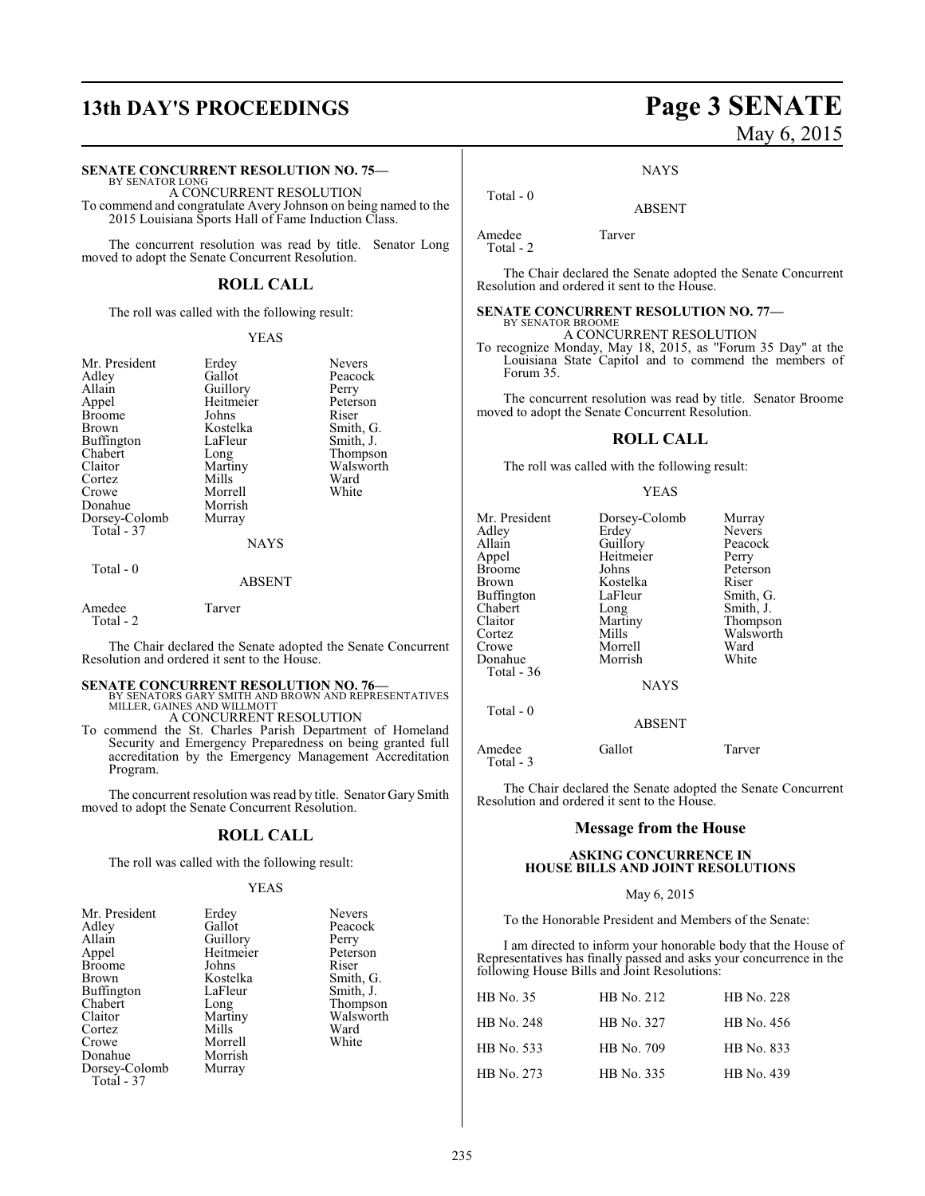**SENATE CONCURRENT RESOLUTION NO. 75—**
BY SENATOR LONG

A CONCURRENT RESOLUTION

To commend and congratulate Avery Johnson on being named to the 2015 Louisiana Sports Hall of Fame Induction Class.

The concurrent resolution was read by title. Senator Long moved to adopt the Senate Concurrent Resolution.

## ROLL CALL

The roll was called with the following result:

YEAS

| | | |
|---|---|---|
| Mr. President | Erdey | Nevers |
| Adley | Gallot | Peacock |
| Allain | Guillory | Perry |
| Appel | Heitmeier | Peterson |
| Broome | Johns | Riser |
| Brown | Kostelka | Smith, G. |
| Buffington | LaFleur | Smith, J. |
| Chabert | Long | Thompson |
| Claitor | Martiny | Walsworth |
| Cortez | Mills | Ward |
| Crowe | Morrell | White |
| Donahue | Morrish | |
| Dorsey-Colomb | Murray | |

Total - 37

NAYS

Total - 0

ABSENT

Amedee    Tarver

Total - 2

The Chair declared the Senate adopted the Senate Concurrent Resolution and ordered it sent to the House.

**SENATE CONCURRENT RESOLUTION NO. 76—**
BY SENATORS GARY SMITH AND BROWN AND REPRESENTATIVES MILLER, GAINES AND WILLMOTT

A CONCURRENT RESOLUTION

To commend the St. Charles Parish Department of Homeland Security and Emergency Preparedness on being granted full accreditation by the Emergency Management Accreditation Program.

The concurrent resolution was read by title. Senator Gary Smith moved to adopt the Senate Concurrent Resolution.

## ROLL CALL

The roll was called with the following result:

YEAS

| | | |
|---|---|---|
| Mr. President | Erdey | Nevers |
| Adley | Gallot | Peacock |
| Allain | Guillory | Perry |
| Appel | Heitmeier | Peterson |
| Broome | Johns | Riser |
| Brown | Kostelka | Smith, G. |
| Buffington | LaFleur | Smith, J. |
| Chabert | Long | Thompson |
| Claitor | Martiny | Walsworth |
| Cortez | Mills | Ward |
| Crowe | Morrell | White |
| Donahue | Morrish | |
| Dorsey-Colomb | Murray | |

Total - 37

NAYS

Total - 0

ABSENT

Amedee    Tarver

Total - 2

The Chair declared the Senate adopted the Senate Concurrent Resolution and ordered it sent to the House.

**SENATE CONCURRENT RESOLUTION NO. 77—**
BY SENATOR BROOME

A CONCURRENT RESOLUTION

To recognize Monday, May 18, 2015, as "Forum 35 Day" at the Louisiana State Capitol and to commend the members of Forum 35.

The concurrent resolution was read by title. Senator Broome moved to adopt the Senate Concurrent Resolution.

## ROLL CALL

The roll was called with the following result:

YEAS

| | | |
|---|---|---|
| Mr. President | Dorsey-Colomb | Murray |
| Adley | Erdey | Nevers |
| Allain | Guillory | Peacock |
| Appel | Heitmeier | Perry |
| Broome | Johns | Peterson |
| Brown | Kostelka | Riser |
| Buffington | LaFleur | Smith, G. |
| Chabert | Long | Smith, J. |
| Claitor | Martiny | Thompson |
| Cortez | Mills | Walsworth |
| Crowe | Morrell | Ward |
| Donahue | Morrish | White |

Total - 36

NAYS

Total - 0

ABSENT

Amedee    Gallot    Tarver

Total - 3

The Chair declared the Senate adopted the Senate Concurrent Resolution and ordered it sent to the House.

## Message from the House

### ASKING CONCURRENCE IN HOUSE BILLS AND JOINT RESOLUTIONS

May 6, 2015

To the Honorable President and Members of the Senate:

I am directed to inform your honorable body that the House of Representatives has finally passed and asks your concurrence in the following House Bills and Joint Resolutions:

| | | |
|---|---|---|
| HB No. 35 | HB No. 212 | HB No. 228 |
| HB No. 248 | HB No. 327 | HB No. 456 |
| HB No. 533 | HB No. 709 | HB No. 833 |
| HB No. 273 | HB No. 335 | HB No. 439 |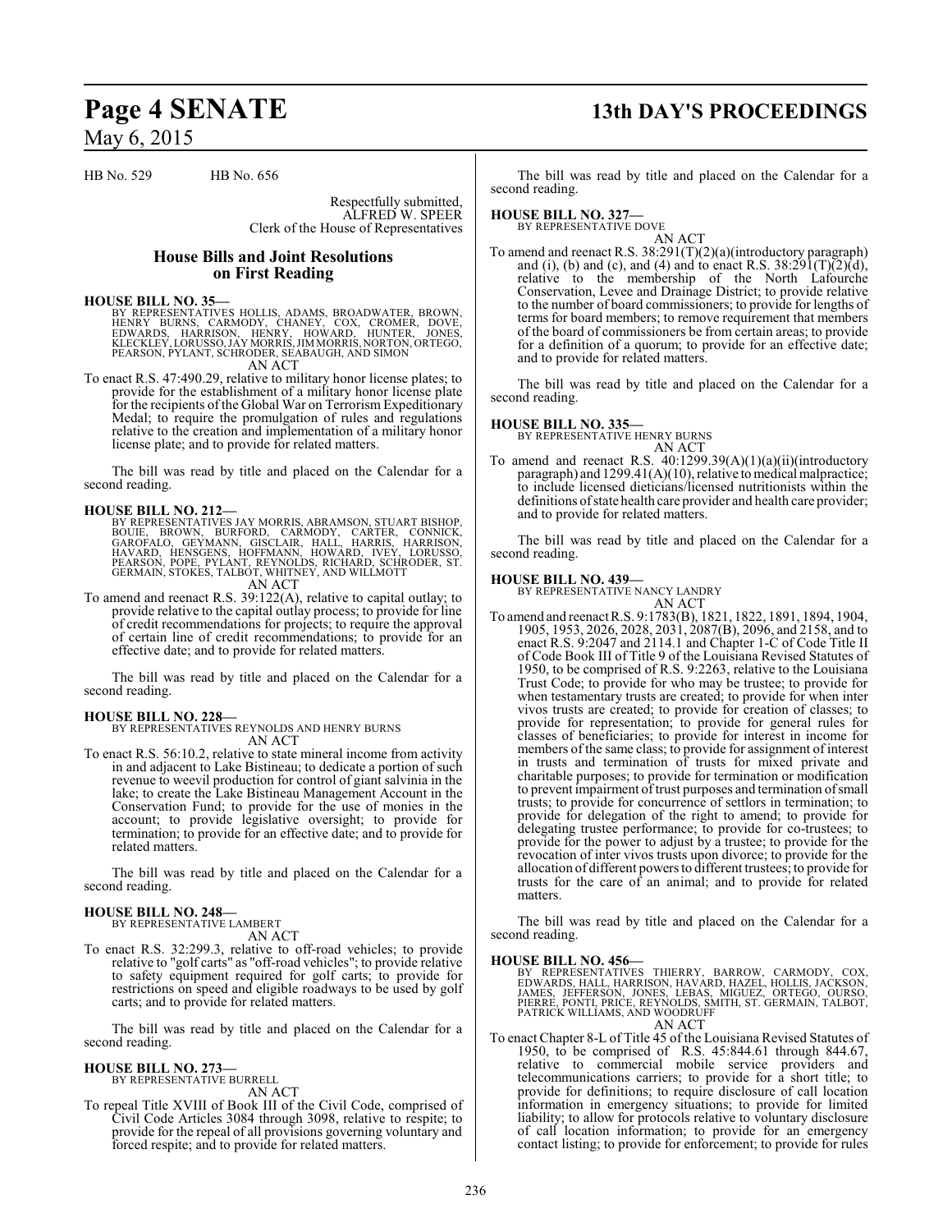HB No. 529 HB No. 656

Respectfully submitted,
ALFRED W. SPEER
Clerk of the House of Representatives

## House Bills and Joint Resolutions on First Reading

**HOUSE BILL NO. 35—**
BY REPRESENTATIVES HOLLIS, ADAMS, BROADWATER, BROWN, HENRY BURNS, CARMODY, CHANEY, COX, CROMER, DOVE, EDWARDS, HARRISON, HENRY, HOWARD, HUNTER, JONES, KLECKLEY, LORUSSO, JAY MORRIS, JIM MORRIS, NORTON, ORTEGO, PEARSON, PYLANT, SCHRODER, SEABAUGH, AND SIMON
AN ACT

To enact R.S. 47:490.29, relative to military honor license plates; to provide for the establishment of a military honor license plate for the recipients of the Global War on Terrorism Expeditionary Medal; to require the promulgation of rules and regulations relative to the creation and implementation of a military honor license plate; and to provide for related matters.

The bill was read by title and placed on the Calendar for a second reading.

**HOUSE BILL NO. 212—**
BY REPRESENTATIVES JAY MORRIS, ABRAMSON, STUART BISHOP, BOUIE, BROWN, BURFORD, CARMODY, CARTER, CONNICK, GAROFALO, GEYMANN, GISCLAIR, HALL, HARRIS, HARRISON, HAVARD, HENSGENS, HOFFMANN, HOWARD, IVEY, LORUSSO, PEARSON, POPE, PYLANT, REYNOLDS, RICHARD, SCHRODER, ST. GERMAIN, STOKES, TALBOT, WHITNEY, AND WILLMOTT
AN ACT

To amend and reenact R.S. 39:122(A), relative to capital outlay; to provide relative to the capital outlay process; to provide for line of credit recommendations for projects; to require the approval of certain line of credit recommendations; to provide for an effective date; and to provide for related matters.

The bill was read by title and placed on the Calendar for a second reading.

**HOUSE BILL NO. 228—**
BY REPRESENTATIVES REYNOLDS AND HENRY BURNS
AN ACT

To enact R.S. 56:10.2, relative to state mineral income from activity in and adjacent to Lake Bistineau; to dedicate a portion of such revenue to weevil production for control of giant salvinia in the lake; to create the Lake Bistineau Management Account in the Conservation Fund; to provide for the use of monies in the account; to provide legislative oversight; to provide for termination; to provide for an effective date; and to provide for related matters.

The bill was read by title and placed on the Calendar for a second reading.

**HOUSE BILL NO. 248—**
BY REPRESENTATIVE LAMBERT
AN ACT

To enact R.S. 32:299.3, relative to off-road vehicles; to provide relative to "golf carts" as "off-road vehicles"; to provide relative to safety equipment required for golf carts; to provide for restrictions on speed and eligible roadways to be used by golf carts; and to provide for related matters.

The bill was read by title and placed on the Calendar for a second reading.

**HOUSE BILL NO. 273—**
BY REPRESENTATIVE BURRELL
AN ACT

To repeal Title XVIII of Book III of the Civil Code, comprised of Civil Code Articles 3084 through 3098, relative to respite; to provide for the repeal of all provisions governing voluntary and forced respite; and to provide for related matters.

The bill was read by title and placed on the Calendar for a second reading.

**HOUSE BILL NO. 327—**
BY REPRESENTATIVE DOVE
AN ACT

To amend and reenact R.S. 38:291(T)(2)(a)(introductory paragraph) and (i), (b) and (c), and (4) and to enact R.S. 38:291(T)(2)(d), relative to the membership of the North Lafourche Conservation, Levee and Drainage District; to provide relative to the number of board commissioners; to provide for lengths of terms for board members; to remove requirement that members of the board of commissioners be from certain areas; to provide for a definition of a quorum; to provide for an effective date; and to provide for related matters.

The bill was read by title and placed on the Calendar for a second reading.

**HOUSE BILL NO. 335—**
BY REPRESENTATIVE HENRY BURNS
AN ACT

To amend and reenact R.S. 40:1299.39(A)(1)(a)(ii)(introductory paragraph) and 1299.41(A)(10), relative to medical malpractice; to include licensed dieticians/licensed nutritionists within the definitions of state health care provider and health care provider; and to provide for related matters.

The bill was read by title and placed on the Calendar for a second reading.

**HOUSE BILL NO. 439—**
BY REPRESENTATIVE NANCY LANDRY
AN ACT

To amend and reenact R.S. 9:1783(B), 1821, 1822, 1891, 1894, 1904, 1905, 1953, 2026, 2028, 2031, 2087(B), 2096, and 2158, and to enact R.S. 9:2047 and 2114.1 and Chapter 1-C of Code Title II of Code Book III of Title 9 of the Louisiana Revised Statutes of 1950, to be comprised of R.S. 9:2263, relative to the Louisiana Trust Code; to provide for who may be trustee; to provide for when testamentary trusts are created; to provide for when inter vivos trusts are created; to provide for creation of classes; to provide for representation; to provide for general rules for classes of beneficiaries; to provide for interest in income for members of the same class; to provide for assignment of interest in trusts and termination of trusts for mixed private and charitable purposes; to provide for termination or modification to prevent impairment of trust purposes and termination of small trusts; to provide for concurrence of settlors in termination; to provide for delegation of the right to amend; to provide for delegating trustee performance; to provide for co-trustees; to provide for the power to adjust by a trustee; to provide for the revocation of inter vivos trusts upon divorce; to provide for the allocation of different powers to different trustees; to provide for trusts for the care of an animal; and to provide for related matters.

The bill was read by title and placed on the Calendar for a second reading.

**HOUSE BILL NO. 456—**
BY REPRESENTATIVES THIERRY, BARROW, CARMODY, COX, EDWARDS, HALL, HARRISON, HAVARD, HAZEL, HOLLIS, JACKSON, JAMES, JEFFERSON, JONES, LEBAS, MIGUEZ, ORTEGO, OURSO, PIERRE, PONTI, PRICE, REYNOLDS, SMITH, ST. GERMAIN, TALBOT, PATRICK WILLIAMS, AND WOODRUFF
AN ACT

To enact Chapter 8-L of Title 45 of the Louisiana Revised Statutes of 1950, to be comprised of R.S. 45:844.61 through 844.67, relative to commercial mobile service providers and telecommunications carriers; to provide for a short title; to provide for definitions; to require disclosure of call location information in emergency situations; to provide for limited liability; to allow for protocols relative to voluntary disclosure of call location information; to provide for an emergency contact listing; to provide for enforcement; to provide for rules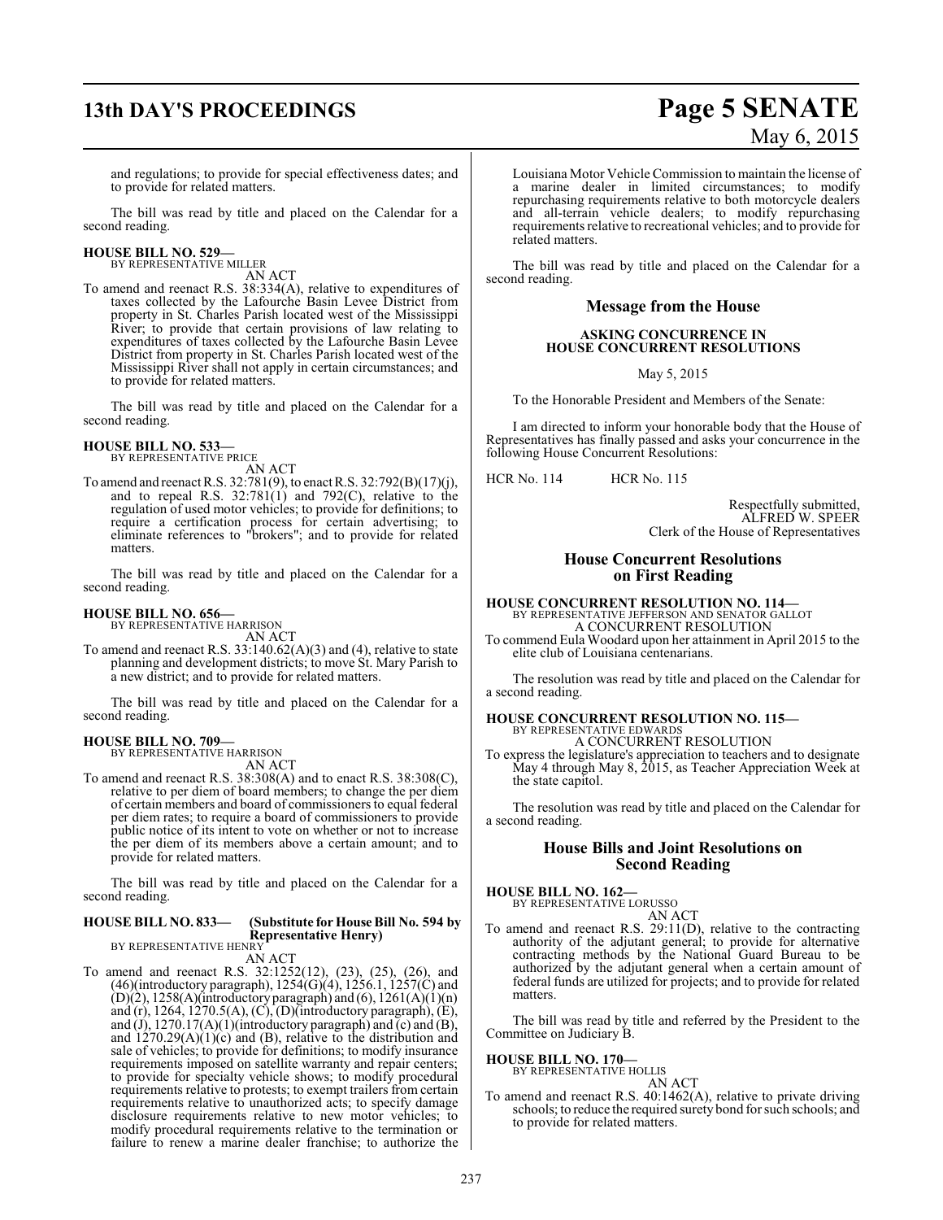and regulations; to provide for special effectiveness dates; and to provide for related matters.

The bill was read by title and placed on the Calendar for a second reading.

**HOUSE BILL NO. 529—**
BY REPRESENTATIVE MILLER
AN ACT

To amend and reenact R.S. 38:334(A), relative to expenditures of taxes collected by the Lafourche Basin Levee District from property in St. Charles Parish located west of the Mississippi River; to provide that certain provisions of law relating to expenditures of taxes collected by the Lafourche Basin Levee District from property in St. Charles Parish located west of the Mississippi River shall not apply in certain circumstances; and to provide for related matters.

The bill was read by title and placed on the Calendar for a second reading.

**HOUSE BILL NO. 533—**
BY REPRESENTATIVE PRICE
AN ACT

To amend and reenact R.S. 32:781(9), to enact R.S. 32:792(B)(17)(j), and to repeal R.S. 32:781(1) and 792(C), relative to the regulation of used motor vehicles; to provide for definitions; to require a certification process for certain advertising; to eliminate references to "brokers"; and to provide for related matters.

The bill was read by title and placed on the Calendar for a second reading.

**HOUSE BILL NO. 656—**
BY REPRESENTATIVE HARRISON
AN ACT

To amend and reenact R.S. 33:140.62(A)(3) and (4), relative to state planning and development districts; to move St. Mary Parish to a new district; and to provide for related matters.

The bill was read by title and placed on the Calendar for a second reading.

**HOUSE BILL NO. 709—**
BY REPRESENTATIVE HARRISON
AN ACT

To amend and reenact R.S. 38:308(A) and to enact R.S. 38:308(C), relative to per diem of board members; to change the per diem of certain members and board of commissioners to equal federal per diem rates; to require a board of commissioners to provide public notice of its intent to vote on whether or not to increase the per diem of its members above a certain amount; and to provide for related matters.

The bill was read by title and placed on the Calendar for a second reading.

**HOUSE BILL NO. 833— (Substitute for House Bill No. 594 by Representative Henry)**
BY REPRESENTATIVE HENRY
AN ACT

To amend and reenact R.S. 32:1252(12), (23), (25), (26), and (46)(introductory paragraph), 1254(G)(4), 1256.1, 1257(C) and (D)(2), 1258(A)(introductory paragraph) and (6), 1261(A)(1)(n) and (r), 1264, 1270.5(A), (C), (D)(introductory paragraph), (E), and (J), 1270.17(A)(1)(introductory paragraph) and (c) and (B), and 1270.29(A)(1)(c) and (B), relative to the distribution and sale of vehicles; to provide for definitions; to modify insurance requirements imposed on satellite warranty and repair centers; to provide for specialty vehicle shows; to modify procedural requirements relative to protests; to exempt trailers from certain requirements relative to unauthorized acts; to specify damage disclosure requirements relative to new motor vehicles; to modify procedural requirements relative to the termination or failure to renew a marine dealer franchise; to authorize the Louisiana Motor Vehicle Commission to maintain the license of a marine dealer in limited circumstances; to modify repurchasing requirements relative to both motorcycle dealers and all-terrain vehicle dealers; to modify repurchasing requirements relative to recreational vehicles; and to provide for related matters.

The bill was read by title and placed on the Calendar for a second reading.

## Message from the House

### ASKING CONCURRENCE IN HOUSE CONCURRENT RESOLUTIONS

May 5, 2015

To the Honorable President and Members of the Senate:

I am directed to inform your honorable body that the House of Representatives has finally passed and asks your concurrence in the following House Concurrent Resolutions:

HCR No. 114    HCR No. 115

Respectfully submitted,
ALFRED W. SPEER
Clerk of the House of Representatives

## House Concurrent Resolutions on First Reading

**HOUSE CONCURRENT RESOLUTION NO. 114—**
BY REPRESENTATIVE JEFFERSON AND SENATOR GALLOT
A CONCURRENT RESOLUTION

To commend Eula Woodard upon her attainment in April 2015 to the elite club of Louisiana centenarians.

The resolution was read by title and placed on the Calendar for a second reading.

**HOUSE CONCURRENT RESOLUTION NO. 115—**
BY REPRESENTATIVE EDWARDS
A CONCURRENT RESOLUTION

To express the legislature's appreciation to teachers and to designate May 4 through May 8, 2015, as Teacher Appreciation Week at the state capitol.

The resolution was read by title and placed on the Calendar for a second reading.

## House Bills and Joint Resolutions on Second Reading

**HOUSE BILL NO. 162—**
BY REPRESENTATIVE LORUSSO
AN ACT

To amend and reenact R.S. 29:11(D), relative to the contracting authority of the adjutant general; to provide for alternative contracting methods by the National Guard Bureau to be authorized by the adjutant general when a certain amount of federal funds are utilized for projects; and to provide for related matters.

The bill was read by title and referred by the President to the Committee on Judiciary B.

**HOUSE BILL NO. 170—**
BY REPRESENTATIVE HOLLIS
AN ACT

To amend and reenact R.S. 40:1462(A), relative to private driving schools; to reduce the required surety bond for such schools; and to provide for related matters.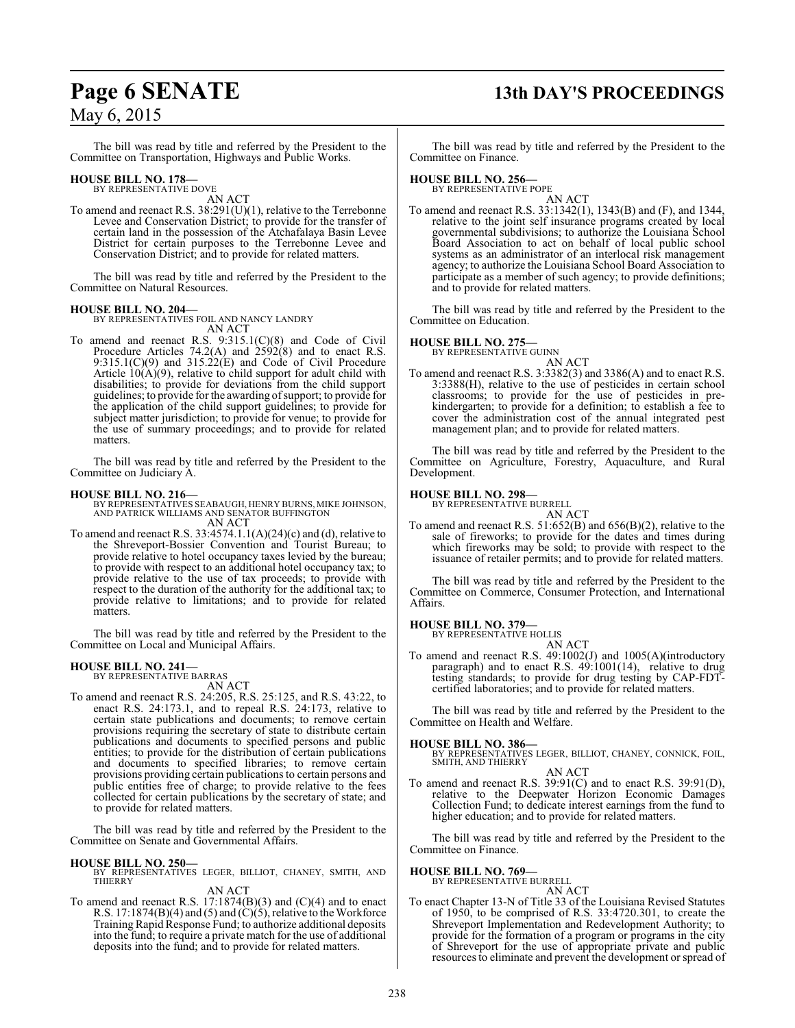The bill was read by title and referred by the President to the Committee on Transportation, Highways and Public Works.

**HOUSE BILL NO. 178—**
BY REPRESENTATIVE DOVE
AN ACT

To amend and reenact R.S. 38:291(U)(1), relative to the Terrebonne Levee and Conservation District; to provide for the transfer of certain land in the possession of the Atchafalaya Basin Levee District for certain purposes to the Terrebonne Levee and Conservation District; and to provide for related matters.

The bill was read by title and referred by the President to the Committee on Natural Resources.

**HOUSE BILL NO. 204—**
BY REPRESENTATIVES FOIL AND NANCY LANDRY
AN ACT

To amend and reenact R.S. 9:315.1(C)(8) and Code of Civil Procedure Articles 74.2(A) and 2592(8) and to enact R.S. 9:315.1(C)(9) and 315.22(E) and Code of Civil Procedure Article 10(A)(9), relative to child support for adult child with disabilities; to provide for deviations from the child support guidelines; to provide for the awarding of support; to provide for the application of the child support guidelines; to provide for subject matter jurisdiction; to provide for venue; to provide for the use of summary proceedings; and to provide for related matters.

The bill was read by title and referred by the President to the Committee on Judiciary A.

**HOUSE BILL NO. 216—**
BY REPRESENTATIVES SEABAUGH, HENRY BURNS, MIKE JOHNSON, AND PATRICK WILLIAMS AND SENATOR BUFFINGTON
AN ACT

To amend and reenact R.S. 33:4574.1.1(A)(24)(c) and (d), relative to the Shreveport-Bossier Convention and Tourist Bureau; to provide relative to hotel occupancy taxes levied by the bureau; to provide with respect to an additional hotel occupancy tax; to provide relative to the use of tax proceeds; to provide with respect to the duration of the authority for the additional tax; to provide relative to limitations; and to provide for related matters.

The bill was read by title and referred by the President to the Committee on Local and Municipal Affairs.

**HOUSE BILL NO. 241—**
BY REPRESENTATIVE BARRAS
AN ACT

To amend and reenact R.S. 24:205, R.S. 25:125, and R.S. 43:22, to enact R.S. 24:173.1, and to repeal R.S. 24:173, relative to certain state publications and documents; to remove certain provisions requiring the secretary of state to distribute certain publications and documents to specified persons and public entities; to provide for the distribution of certain publications and documents to specified libraries; to remove certain provisions providing certain publications to certain persons and public entities free of charge; to provide relative to the fees collected for certain publications by the secretary of state; and to provide for related matters.

The bill was read by title and referred by the President to the Committee on Senate and Governmental Affairs.

**HOUSE BILL NO. 250—**
BY REPRESENTATIVES LEGER, BILLIOT, CHANEY, SMITH, AND THIERRY
AN ACT

To amend and reenact R.S. 17:1874(B)(3) and (C)(4) and to enact R.S. 17:1874(B)(4) and (5) and (C)(5), relative to the Workforce Training Rapid Response Fund; to authorize additional deposits into the fund; to require a private match for the use of additional deposits into the fund; and to provide for related matters.

The bill was read by title and referred by the President to the Committee on Finance.

**HOUSE BILL NO. 256—**
BY REPRESENTATIVE POPE
AN ACT

To amend and reenact R.S. 33:1342(1), 1343(B) and (F), and 1344, relative to the joint self insurance programs created by local governmental subdivisions; to authorize the Louisiana School Board Association to act on behalf of local public school systems as an administrator of an interlocal risk management agency; to authorize the Louisiana School Board Association to participate as a member of such agency; to provide definitions; and to provide for related matters.

The bill was read by title and referred by the President to the Committee on Education.

**HOUSE BILL NO. 275—**
BY REPRESENTATIVE GUINN
AN ACT

To amend and reenact R.S. 3:3382(3) and 3386(A) and to enact R.S. 3:3388(H), relative to the use of pesticides in certain school classrooms; to provide for the use of pesticides in pre-kindergarten; to provide for a definition; to establish a fee to cover the administration cost of the annual integrated pest management plan; and to provide for related matters.

The bill was read by title and referred by the President to the Committee on Agriculture, Forestry, Aquaculture, and Rural Development.

**HOUSE BILL NO. 298—**
BY REPRESENTATIVE BURRELL
AN ACT

To amend and reenact R.S. 51:652(B) and 656(B)(2), relative to the sale of fireworks; to provide for the dates and times during which fireworks may be sold; to provide with respect to the issuance of retailer permits; and to provide for related matters.

The bill was read by title and referred by the President to the Committee on Commerce, Consumer Protection, and International Affairs.

**HOUSE BILL NO. 379—**
BY REPRESENTATIVE HOLLIS
AN ACT

To amend and reenact R.S. 49:1002(J) and 1005(A)(introductory paragraph) and to enact R.S. 49:1001(14), relative to drug testing standards; to provide for drug testing by CAP-FDT-certified laboratories; and to provide for related matters.

The bill was read by title and referred by the President to the Committee on Health and Welfare.

**HOUSE BILL NO. 386—**
BY REPRESENTATIVES LEGER, BILLIOT, CHANEY, CONNICK, FOIL, SMITH, AND THIERRY
AN ACT

To amend and reenact R.S. 39:91(C) and to enact R.S. 39:91(D), relative to the Deepwater Horizon Economic Damages Collection Fund; to dedicate interest earnings from the fund to higher education; and to provide for related matters.

The bill was read by title and referred by the President to the Committee on Finance.

**HOUSE BILL NO. 769—**
BY REPRESENTATIVE BURRELL
AN ACT

To enact Chapter 13-N of Title 33 of the Louisiana Revised Statutes of 1950, to be comprised of R.S. 33:4720.301, to create the Shreveport Implementation and Redevelopment Authority; to provide for the formation of a program or programs in the city of Shreveport for the use of appropriate private and public resources to eliminate and prevent the development or spread of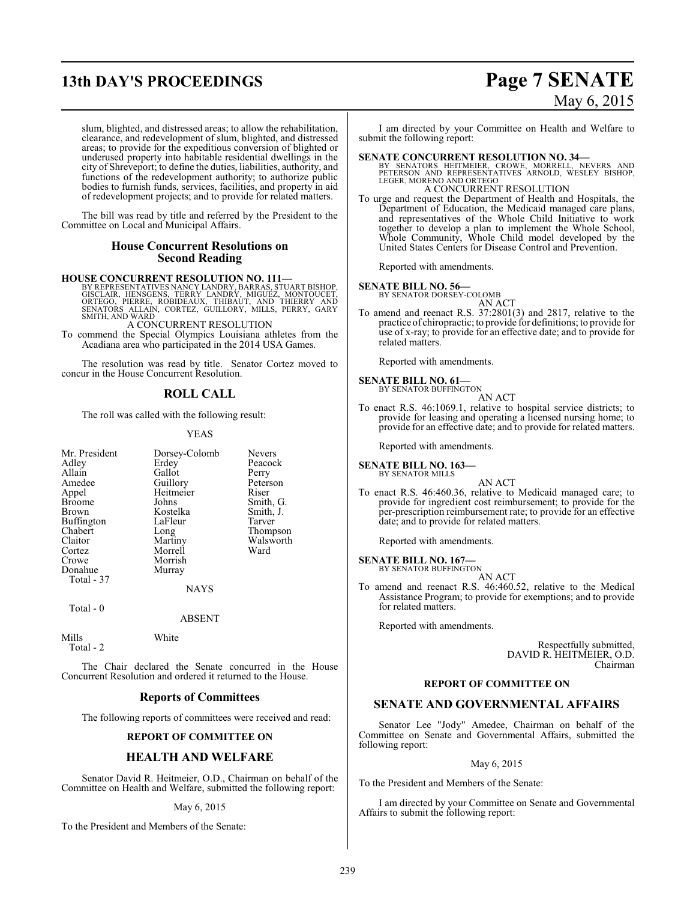slum, blighted, and distressed areas; to allow the rehabilitation, clearance, and redevelopment of slum, blighted, and distressed areas; to provide for the expeditious conversion of blighted or underused property into habitable residential dwellings in the city of Shreveport; to define the duties, liabilities, authority, and functions of the redevelopment authority; to authorize public bodies to furnish funds, services, facilities, and property in aid of redevelopment projects; and to provide for related matters.

The bill was read by title and referred by the President to the Committee on Local and Municipal Affairs.

## House Concurrent Resolutions on Second Reading

**HOUSE CONCURRENT RESOLUTION NO. 111—**
BY REPRESENTATIVES NANCY LANDRY, BARRAS, STUART BISHOP, GISCLAIR, HENSGENS, TERRY LANDRY, MIGUEZ, MONTOUCET, ORTEGO, PIERRE, ROBIDEAUX, THIBAUT, AND THIERRY AND SENATORS ALLAIN, CORTEZ, GUILLORY, MILLS, PERRY, GARY SMITH, AND WARD
A CONCURRENT RESOLUTION
To commend the Special Olympics Louisiana athletes from the Acadiana area who participated in the 2014 USA Games.

The resolution was read by title. Senator Cortez moved to concur in the House Concurrent Resolution.

## ROLL CALL

The roll was called with the following result:

YEAS

| | | |
|---|---|---|
| Mr. President | Dorsey-Colomb | Nevers |
| Adley | Erdey | Peacock |
| Allain | Gallot | Perry |
| Amedee | Guillory | Peterson |
| Appel | Heitmeier | Riser |
| Broome | Johns | Smith, G. |
| Brown | Kostelka | Smith, J. |
| Buffington | LaFleur | Tarver |
| Chabert | Long | Thompson |
| Claitor | Martiny | Walsworth |
| Cortez | Morrell | Ward |
| Crowe | Morrish | |
| Donahue | Murray | |

Total - 37

NAYS

Total - 0

ABSENT

Mills White

Total - 2

The Chair declared the Senate concurred in the House Concurrent Resolution and ordered it returned to the House.

## Reports of Committees

The following reports of committees were received and read:

### REPORT OF COMMITTEE ON

## HEALTH AND WELFARE

Senator David R. Heitmeier, O.D., Chairman on behalf of the Committee on Health and Welfare, submitted the following report:

May 6, 2015

To the President and Members of the Senate:

I am directed by your Committee on Health and Welfare to submit the following report:

**SENATE CONCURRENT RESOLUTION NO. 34—**
BY SENATORS HEITMEIER, CROWE, MORRELL, NEVERS AND PETERSON AND REPRESENTATIVES ARNOLD, WESLEY BISHOP, LEGER, MORENO AND ORTEGO
A CONCURRENT RESOLUTION
To urge and request the Department of Health and Hospitals, the Department of Education, the Medicaid managed care plans, and representatives of the Whole Child Initiative to work together to develop a plan to implement the Whole School, Whole Community, Whole Child model developed by the United States Centers for Disease Control and Prevention.

Reported with amendments.

**SENATE BILL NO. 56—**
BY SENATOR DORSEY-COLOMB
AN ACT
To amend and reenact R.S. 37:2801(3) and 2817, relative to the practice of chiropractic; to provide for definitions; to provide for use of x-ray; to provide for an effective date; and to provide for related matters.

Reported with amendments.

**SENATE BILL NO. 61—**
BY SENATOR BUFFINGTON
AN ACT
To enact R.S. 46:1069.1, relative to hospital service districts; to provide for leasing and operating a licensed nursing home; to provide for an effective date; and to provide for related matters.

Reported with amendments.

**SENATE BILL NO. 163—**
BY SENATOR MILLS
AN ACT
To enact R.S. 46:460.36, relative to Medicaid managed care; to provide for ingredient cost reimbursement; to provide for the per-prescription reimbursement rate; to provide for an effective date; and to provide for related matters.

Reported with amendments.

**SENATE BILL NO. 167—**
BY SENATOR BUFFINGTON
AN ACT
To amend and reenact R.S. 46:460.52, relative to the Medical Assistance Program; to provide for exemptions; and to provide for related matters.

Reported with amendments.

Respectfully submitted,
DAVID R. HEITMEIER, O.D.
Chairman

### REPORT OF COMMITTEE ON

## SENATE AND GOVERNMENTAL AFFAIRS

Senator Lee "Jody" Amedee, Chairman on behalf of the Committee on Senate and Governmental Affairs, submitted the following report:

May 6, 2015

To the President and Members of the Senate:

I am directed by your Committee on Senate and Governmental Affairs to submit the following report: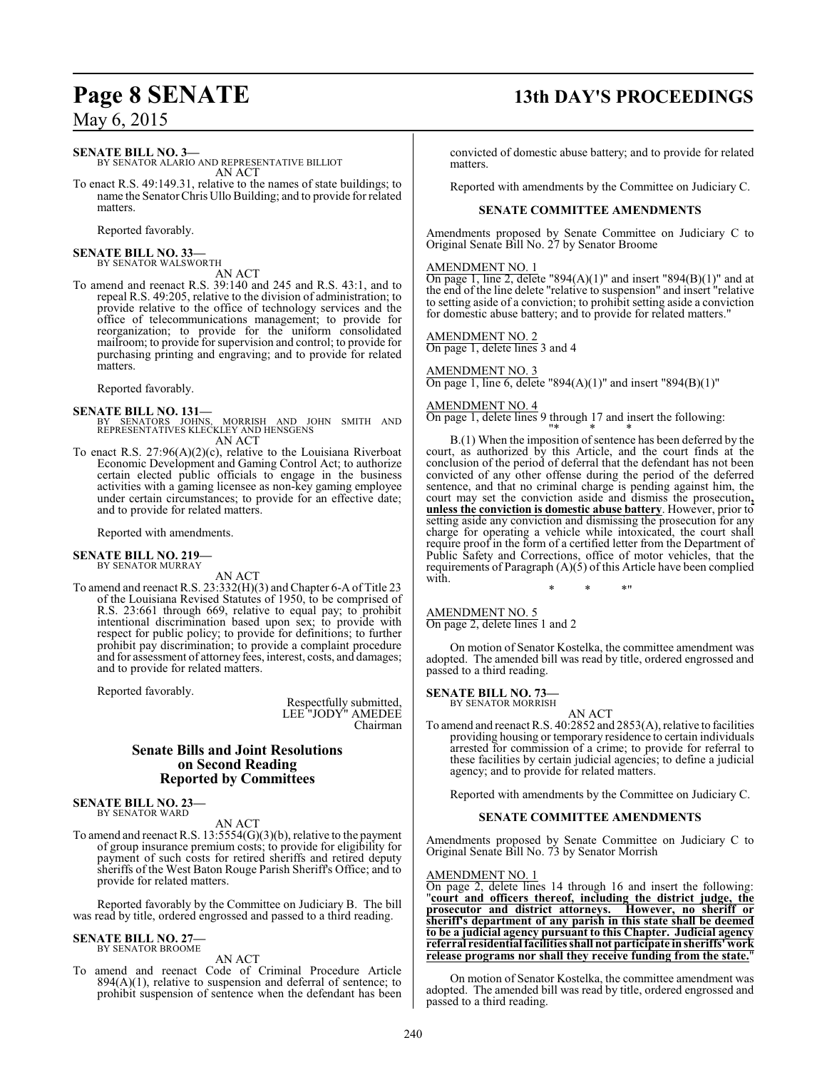**SENATE BILL NO. 3—**
BY SENATOR ALARIO AND REPRESENTATIVE BILLIOT
AN ACT

To enact R.S. 49:149.31, relative to the names of state buildings; to name the Senator Chris Ullo Building; and to provide for related matters.

Reported favorably.

**SENATE BILL NO. 33—**
BY SENATOR WALSWORTH
AN ACT

To amend and reenact R.S. 39:140 and 245 and R.S. 43:1, and to repeal R.S. 49:205, relative to the division of administration; to provide relative to the office of technology services and the office of telecommunications management; to provide for reorganization; to provide for the uniform consolidated mailroom; to provide for supervision and control; to provide for purchasing printing and engraving; and to provide for related matters.

Reported favorably.

**SENATE BILL NO. 131—**
BY SENATORS JOHNS, MORRISH AND JOHN SMITH AND REPRESENTATIVES KLECKLEY AND HENSGENS
AN ACT

To enact R.S. 27:96(A)(2)(c), relative to the Louisiana Riverboat Economic Development and Gaming Control Act; to authorize certain elected public officials to engage in the business activities with a gaming licensee as non-key gaming employee under certain circumstances; to provide for an effective date; and to provide for related matters.

Reported with amendments.

**SENATE BILL NO. 219—**
BY SENATOR MURRAY
AN ACT

To amend and reenact R.S. 23:332(H)(3) and Chapter 6-A of Title 23 of the Louisiana Revised Statutes of 1950, to be comprised of R.S. 23:661 through 669, relative to equal pay; to prohibit intentional discrimination based upon sex; to provide with respect for public policy; to provide for definitions; to further prohibit pay discrimination; to provide a complaint procedure and for assessment of attorney fees, interest, costs, and damages; and to provide for related matters.

Reported favorably.

Respectfully submitted,
LEE "JODY" AMEDEE
Chairman

## Senate Bills and Joint Resolutions on Second Reading Reported by Committees

**SENATE BILL NO. 23—**
BY SENATOR WARD
AN ACT

To amend and reenact R.S. 13:5554(G)(3)(b), relative to the payment of group insurance premium costs; to provide for eligibility for payment of such costs for retired sheriffs and retired deputy sheriffs of the West Baton Rouge Parish Sheriff's Office; and to provide for related matters.

Reported favorably by the Committee on Judiciary B. The bill was read by title, ordered engrossed and passed to a third reading.

**SENATE BILL NO. 27—**
BY SENATOR BROOME
AN ACT

To amend and reenact Code of Criminal Procedure Article 894(A)(1), relative to suspension and deferral of sentence; to prohibit suspension of sentence when the defendant has been convicted of domestic abuse battery; and to provide for related matters.

Reported with amendments by the Committee on Judiciary C.

### SENATE COMMITTEE AMENDMENTS

Amendments proposed by Senate Committee on Judiciary C to Original Senate Bill No. 27 by Senator Broome

AMENDMENT NO. 1
On page 1, line 2, delete "894(A)(1)" and insert "894(B)(1)" and at the end of the line delete "relative to suspension" and insert "relative to setting aside of a conviction; to prohibit setting aside a conviction for domestic abuse battery; and to provide for related matters."

AMENDMENT NO. 2
On page 1, delete lines 3 and 4

AMENDMENT NO. 3
On page 1, line 6, delete "894(A)(1)" and insert "894(B)(1)"

AMENDMENT NO. 4
On page 1, delete lines 9 through 17 and insert the following:
"* * *

B.(1) When the imposition of sentence has been deferred by the court, as authorized by this Article, and the court finds at the conclusion of the period of deferral that the defendant has not been convicted of any other offense during the period of the deferred sentence, and that no criminal charge is pending against him, the court may set the conviction aside and dismiss the prosecution**, unless the conviction is domestic abuse battery**. However, prior to setting aside any conviction and dismissing the prosecution for any charge for operating a vehicle while intoxicated, the court shall require proof in the form of a certified letter from the Department of Public Safety and Corrections, office of motor vehicles, that the requirements of Paragraph (A)(5) of this Article have been complied with.

\* * *"

AMENDMENT NO. 5
On page 2, delete lines 1 and 2

On motion of Senator Kostelka, the committee amendment was adopted. The amended bill was read by title, ordered engrossed and passed to a third reading.

**SENATE BILL NO. 73—**
BY SENATOR MORRISH
AN ACT

To amend and reenact R.S. 40:2852 and 2853(A), relative to facilities providing housing or temporary residence to certain individuals arrested for commission of a crime; to provide for referral to these facilities by certain judicial agencies; to define a judicial agency; and to provide for related matters.

Reported with amendments by the Committee on Judiciary C.

### SENATE COMMITTEE AMENDMENTS

Amendments proposed by Senate Committee on Judiciary C to Original Senate Bill No. 73 by Senator Morrish

AMENDMENT NO. 1
On page 2, delete lines 14 through 16 and insert the following:
"**court and officers thereof, including the district judge, the prosecutor and district attorneys. However, no sheriff or sheriff's department of any parish in this state shall be deemed to be a judicial agency pursuant to this Chapter. Judicial agency referral residential facilities shall not participate in sheriffs' work release programs nor shall they receive funding from the state.**"

On motion of Senator Kostelka, the committee amendment was adopted. The amended bill was read by title, ordered engrossed and passed to a third reading.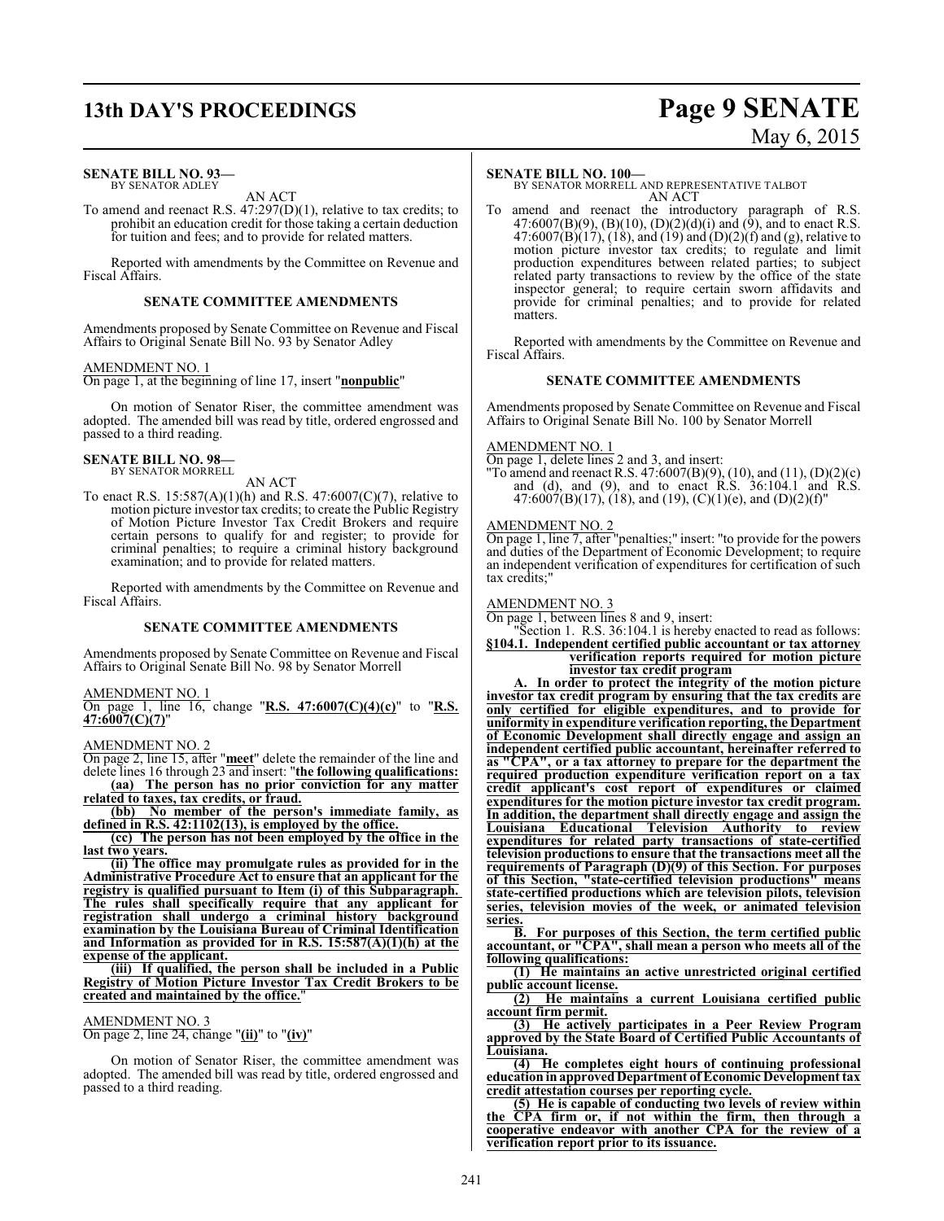**SENATE BILL NO. 93—**
BY SENATOR ADLEY

AN ACT

To amend and reenact R.S. 47:297(D)(1), relative to tax credits; to prohibit an education credit for those taking a certain deduction for tuition and fees; and to provide for related matters.

Reported with amendments by the Committee on Revenue and Fiscal Affairs.

**SENATE COMMITTEE AMENDMENTS**

Amendments proposed by Senate Committee on Revenue and Fiscal Affairs to Original Senate Bill No. 93 by Senator Adley

AMENDMENT NO. 1
On page 1, at the beginning of line 17, insert "**nonpublic**"

On motion of Senator Riser, the committee amendment was adopted. The amended bill was read by title, ordered engrossed and passed to a third reading.

**SENATE BILL NO. 98—**
BY SENATOR MORRELL

AN ACT

To enact R.S. 15:587(A)(1)(h) and R.S. 47:6007(C)(7), relative to motion picture investor tax credits; to create the Public Registry of Motion Picture Investor Tax Credit Brokers and require certain persons to qualify for and register; to provide for criminal penalties; to require a criminal history background examination; and to provide for related matters.

Reported with amendments by the Committee on Revenue and Fiscal Affairs.

**SENATE COMMITTEE AMENDMENTS**

Amendments proposed by Senate Committee on Revenue and Fiscal Affairs to Original Senate Bill No. 98 by Senator Morrell

AMENDMENT NO. 1
On page 1, line 16, change "**R.S. 47:6007(C)(4)(c)**" to "**R.S. 47:6007(C)(7)**"

AMENDMENT NO. 2
On page 2, line 15, after "**meet**" delete the remainder of the line and delete lines 16 through 23 and insert: "**the following qualifications:**

**(aa) The person has no prior conviction for any matter related to taxes, tax credits, or fraud.**

**(bb) No member of the person's immediate family, as defined in R.S. 42:1102(13), is employed by the office.**

**(cc) The person has not been employed by the office in the last two years.**

**(ii) The office may promulgate rules as provided for in the Administrative Procedure Act to ensure that an applicant for the registry is qualified pursuant to Item (i) of this Subparagraph. The rules shall specifically require that any applicant for registration shall undergo a criminal history background examination by the Louisiana Bureau of Criminal Identification and Information as provided for in R.S. 15:587(A)(1)(h) at the expense of the applicant.**

**(iii) If qualified, the person shall be included in a Public Registry of Motion Picture Investor Tax Credit Brokers to be created and maintained by the office.**"

AMENDMENT NO. 3
On page 2, line 24, change "**(ii)**" to "**(iv)**"

On motion of Senator Riser, the committee amendment was adopted. The amended bill was read by title, ordered engrossed and passed to a third reading.

**SENATE BILL NO. 100—**
BY SENATOR MORRELL AND REPRESENTATIVE TALBOT

AN ACT

To amend and reenact the introductory paragraph of R.S. 47:6007(B)(9), (B)(10), (D)(2)(d)(i) and (9), and to enact R.S. 47:6007(B)(17), (18), and (19) and (D)(2)(f) and (g), relative to motion picture investor tax credits; to regulate and limit production expenditures between related parties; to subject related party transactions to review by the office of the state inspector general; to require certain sworn affidavits and provide for criminal penalties; and to provide for related matters.

Reported with amendments by the Committee on Revenue and Fiscal Affairs.

**SENATE COMMITTEE AMENDMENTS**

Amendments proposed by Senate Committee on Revenue and Fiscal Affairs to Original Senate Bill No. 100 by Senator Morrell

AMENDMENT NO. 1
On page 1, delete lines 2 and 3, and insert:
"To amend and reenact R.S. 47:6007(B)(9), (10), and (11), (D)(2)(c) and (d), and (9), and to enact R.S. 36:104.1 and R.S. 47:6007(B)(17), (18), and (19), (C)(1)(e), and (D)(2)(f)"

AMENDMENT NO. 2
On page 1, line 7, after "penalties;" insert: "to provide for the powers and duties of the Department of Economic Development; to require an independent verification of expenditures for certification of such tax credits;"

AMENDMENT NO. 3
On page 1, between lines 8 and 9, insert:

"Section 1. R.S. 36:104.1 is hereby enacted to read as follows:

**§104.1. Independent certified public accountant or tax attorney verification reports required for motion picture investor tax credit program**

**A. In order to protect the integrity of the motion picture investor tax credit program by ensuring that the tax credits are only certified for eligible expenditures, and to provide for uniformity in expenditure verification reporting, the Department of Economic Development shall directly engage and assign an independent certified public accountant, hereinafter referred to as "CPA", or a tax attorney to prepare for the department the required production expenditure verification report on a tax credit applicant's cost report of expenditures or claimed expenditures for the motion picture investor tax credit program. In addition, the department shall directly engage and assign the Louisiana Educational Television Authority to review expenditures for related party transactions of state-certified television productions to ensure that the transactions meet all the requirements of Paragraph (D)(9) of this Section. For purposes of this Section, "state-certified television productions" means state-certified productions which are television pilots, television series, television movies of the week, or animated television series.**

**B. For purposes of this Section, the term certified public accountant, or "CPA", shall mean a person who meets all of the following qualifications:**

**(1) He maintains an active unrestricted original certified public account license.**

**(2) He maintains a current Louisiana certified public account firm permit.**

**(3) He actively participates in a Peer Review Program approved by the State Board of Certified Public Accountants of Louisiana.**

**(4) He completes eight hours of continuing professional education in approved Department of Economic Development tax credit attestation courses per reporting cycle.**

**(5) He is capable of conducting two levels of review within the CPA firm or, if not within the firm, then through a cooperative endeavor with another CPA for the review of a verification report prior to its issuance.**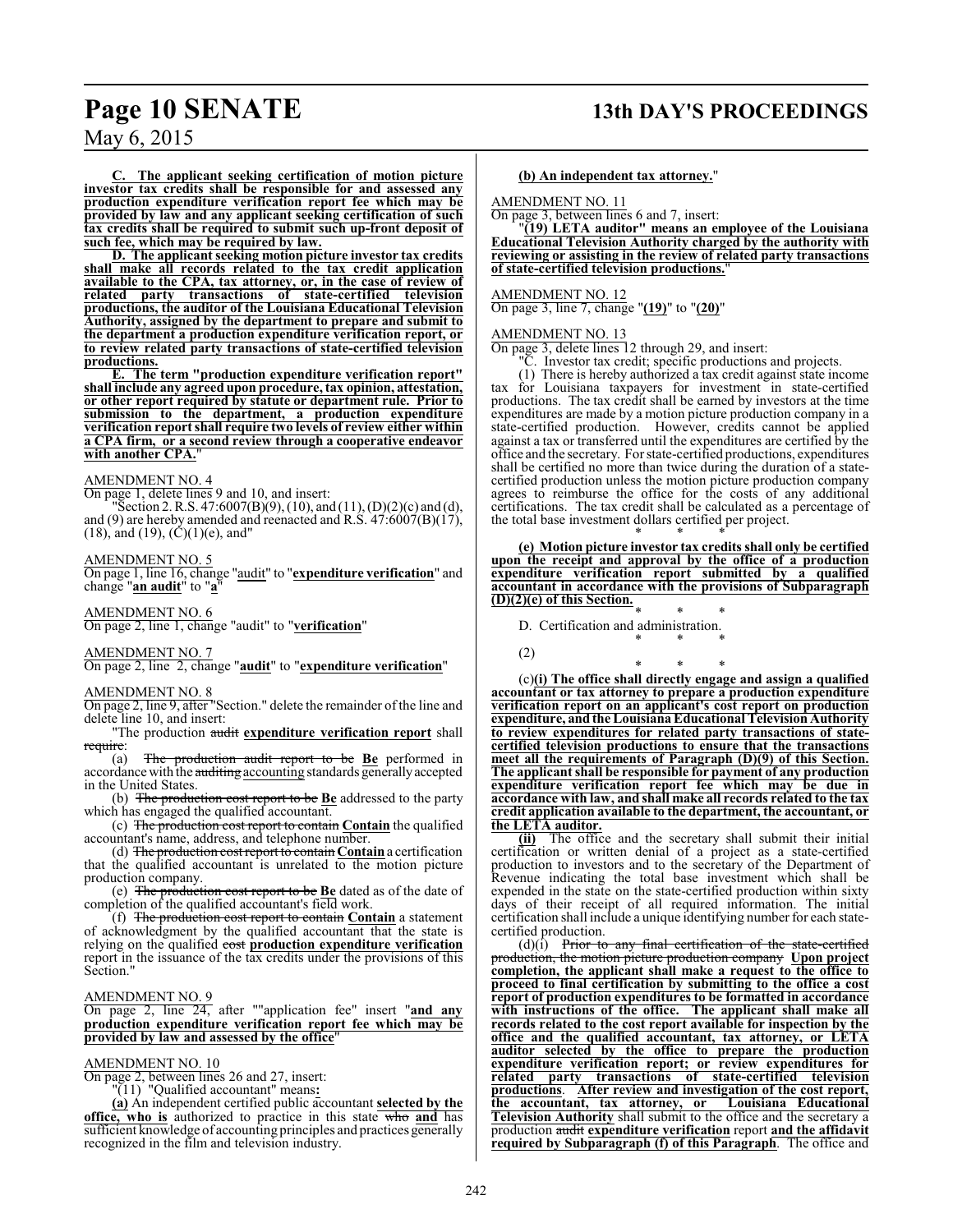**C. The applicant seeking certification of motion picture investor tax credits shall be responsible for and assessed any production expenditure verification report fee which may be provided by law and any applicant seeking certification of such tax credits shall be required to submit such up-front deposit of such fee, which may be required by law.**

**D. The applicant seeking motion picture investor tax credits shall make all records related to the tax credit application available to the CPA, tax attorney, or, in the case of review of related party transactions of state-certified television productions, the auditor of the Louisiana Educational Television Authority, assigned by the department to prepare and submit to the department a production expenditure verification report, or to review related party transactions of state-certified television productions.**

**E. The term "production expenditure verification report" shall include any agreed upon procedure, tax opinion, attestation, or other report required by statute or department rule. Prior to submission to the department, a production expenditure verification report shall require two levels of review either within a CPA firm, or a second review through a cooperative endeavor with another CPA.**"

AMENDMENT NO. 4

On page 1, delete lines 9 and 10, and insert:

"Section 2. R.S. 47:6007(B)(9), (10), and (11), (D)(2)(c) and (d), and (9) are hereby amended and reenacted and R.S. 47:6007(B)(17), (18), and (19), (C)(1)(e), and"

AMENDMENT NO. 5

On page 1, line 16, change "audit" to "**expenditure verification**" and change "**an audit**" to "**a**"

AMENDMENT NO. 6

On page 2, line 1, change "audit" to "**verification**"

AMENDMENT NO. 7

On page 2, line 2, change "**audit**" to "**expenditure verification**"

AMENDMENT NO. 8

On page 2, line 9, after "Section." delete the remainder of the line and delete line 10, and insert:

"The production ~~audit~~ **expenditure verification report** shall ~~require~~:

(a) ~~The production audit report to be~~ **Be** performed in accordance with the ~~auditing~~ accounting standards generally accepted in the United States.

(b) ~~The production cost report to be~~ **Be** addressed to the party which has engaged the qualified accountant.

(c) ~~The production cost report to contain~~ **Contain** the qualified accountant's name, address, and telephone number.

(d) ~~The production cost report to contain~~ **Contain** a certification that the qualified accountant is unrelated to the motion picture production company.

(e) ~~The production cost report to be~~ **Be** dated as of the date of completion of the qualified accountant's field work.

(f) ~~The production cost report to contain~~ **Contain** a statement of acknowledgment by the qualified accountant that the state is relying on the qualified ~~cost~~ **production expenditure verification** report in the issuance of the tax credits under the provisions of this Section."

AMENDMENT NO. 9

On page 2, line 24, after ""application fee" insert "**and any production expenditure verification report fee which may be provided by law and assessed by the office**"

AMENDMENT NO. 10

On page 2, between lines 26 and 27, insert:

"(11) "Qualified accountant" means**:**

**(a)** An independent certified public accountant **selected by the office, who is** authorized to practice in this state ~~who~~ **and** has sufficient knowledge of accounting principles and practices generally recognized in the film and television industry.

**(b) An independent tax attorney.**"

AMENDMENT NO. 11

On page 3, between lines 6 and 7, insert:

"**(19) LETA auditor" means an employee of the Louisiana Educational Television Authority charged by the authority with reviewing or assisting in the review of related party transactions of state-certified television productions.**"

AMENDMENT NO. 12

On page 3, line 7, change "**(19)**" to "**(20)**"

AMENDMENT NO. 13

On page 3, delete lines 12 through 29, and insert:

"C. Investor tax credit; specific productions and projects.

(1) There is hereby authorized a tax credit against state income tax for Louisiana taxpayers for investment in state-certified productions. The tax credit shall be earned by investors at the time expenditures are made by a motion picture production company in a state-certified production. However, credits cannot be applied against a tax or transferred until the expenditures are certified by the office and the secretary. For state-certified productions, expenditures shall be certified no more than twice during the duration of a state-certified production unless the motion picture production company agrees to reimburse the office for the costs of any additional certifications. The tax credit shall be calculated as a percentage of the total base investment dollars certified per project.

\* \* \*

**(e) Motion picture investor tax credits shall only be certified upon the receipt and approval by the office of a production expenditure verification report submitted by a qualified accountant in accordance with the provisions of Subparagraph (D)(2)(e) of this Section.**

\* \* \*

D. Certification and administration.

\* \* \*

(2)

\* \* \*

(c)**(i) The office shall directly engage and assign a qualified accountant or tax attorney to prepare a production expenditure verification report on an applicant's cost report on production expenditure, and the Louisiana Educational Television Authority to review expenditures for related party transactions of state-certified television productions to ensure that the transactions meet all the requirements of Paragraph (D)(9) of this Section. The applicant shall be responsible for payment of any production expenditure verification report fee which may be due in accordance with law, and shall make all records related to the tax credit application available to the department, the accountant, or the LETA auditor.**

**(ii)** The office and the secretary shall submit their initial certification or written denial of a project as a state-certified production to investors and to the secretary of the Department of Revenue indicating the total base investment which shall be expended in the state on the state-certified production within sixty days of their receipt of all required information. The initial certification shall include a unique identifying number for each state-certified production.

(d)(i) ~~Prior to any final certification of the state-certified production, the motion picture production company~~ **Upon project completion, the applicant shall make a request to the office to proceed to final certification by submitting to the office a cost report of production expenditures to be formatted in accordance with instructions of the office. The applicant shall make all records related to the cost report available for inspection by the office and the qualified accountant, tax attorney, or LETA auditor selected by the office to prepare the production expenditure verification report; or review expenditures for related party transactions of state-certified television productions**. **After review and investigation of the cost report, the accountant, tax attorney, or Louisiana Educational Television Authority** shall submit to the office and the secretary a production ~~audit~~ **expenditure verification** report **and the affidavit required by Subparagraph (f) of this Paragraph**. The office and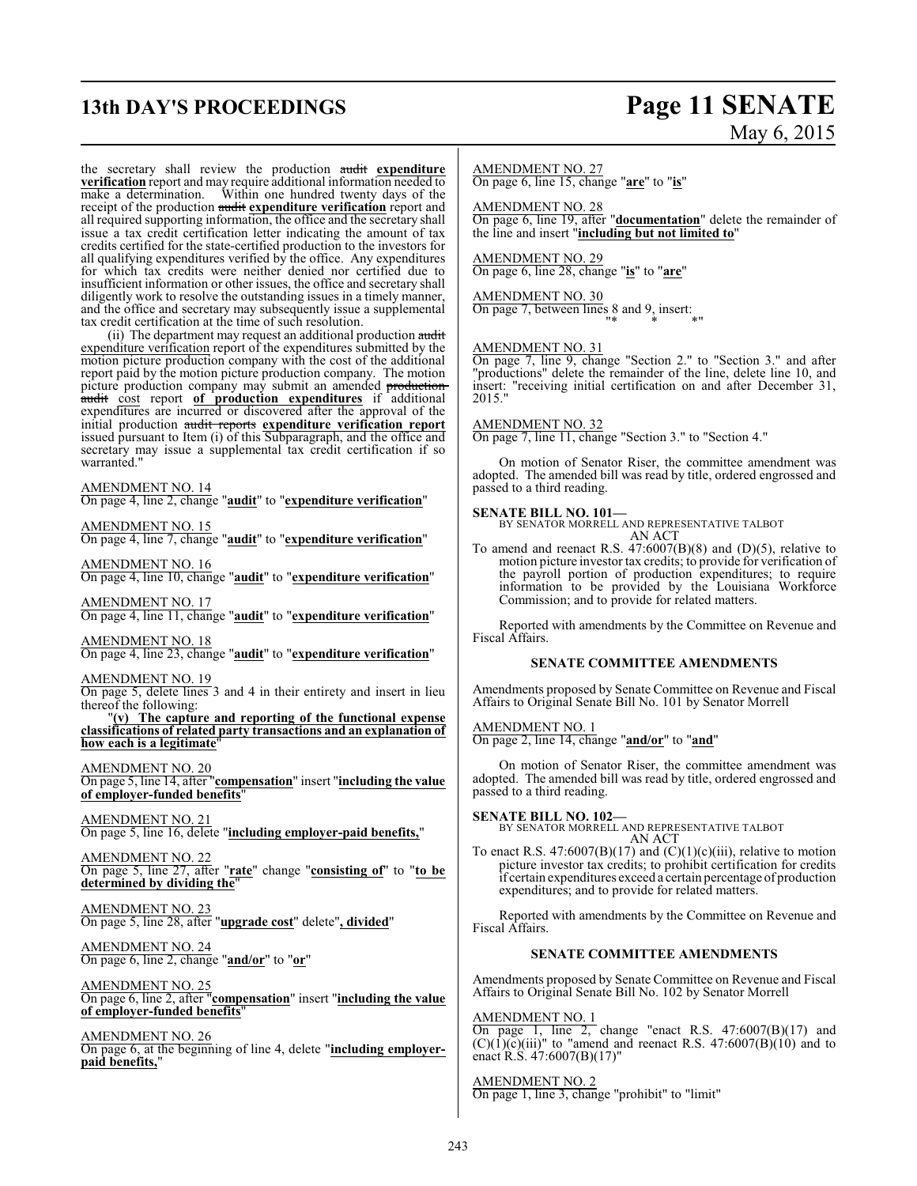the secretary shall review the production ~~audit~~ **expenditure verification** report and may require additional information needed to make a determination. Within one hundred twenty days of the receipt of the production ~~audit~~ **expenditure verification** report and all required supporting information, the office and the secretary shall issue a tax credit certification letter indicating the amount of tax credits certified for the state-certified production to the investors for all qualifying expenditures verified by the office. Any expenditures for which tax credits were neither denied nor certified due to insufficient information or other issues, the office and secretary shall diligently work to resolve the outstanding issues in a timely manner, and the office and secretary may subsequently issue a supplemental tax credit certification at the time of such resolution.

(ii) The department may request an additional production ~~audit~~ expenditure verification report of the expenditures submitted by the motion picture production company with the cost of the additional report paid by the motion picture production company. The motion picture production company may submit an amended ~~production audit~~ cost report **of production expenditures** if additional expenditures are incurred or discovered after the approval of the initial production ~~audit reports~~ **expenditure verification report** issued pursuant to Item (i) of this Subparagraph, and the office and secretary may issue a supplemental tax credit certification if so warranted."

AMENDMENT NO. 14
On page 4, line 2, change "**audit**" to "**expenditure verification**"

AMENDMENT NO. 15
On page 4, line 7, change "**audit**" to "**expenditure verification**"

AMENDMENT NO. 16
On page 4, line 10, change "**audit**" to "**expenditure verification**"

AMENDMENT NO. 17
On page 4, line 11, change "**audit**" to "**expenditure verification**"

AMENDMENT NO. 18
On page 4, line 23, change "**audit**" to "**expenditure verification**"

AMENDMENT NO. 19
On page 5, delete lines 3 and 4 in their entirety and insert in lieu thereof the following:

"**(v) The capture and reporting of the functional expense classifications of related party transactions and an explanation of how each is a legitimate**"

AMENDMENT NO. 20
On page 5, line 14, after "**compensation**" insert "**including the value of employer-funded benefits**"

AMENDMENT NO. 21
On page 5, line 16, delete "**including employer-paid benefits,**"

AMENDMENT NO. 22
On page 5, line 27, after "**rate**" change "**consisting of**" to "**to be determined by dividing the**"

AMENDMENT NO. 23
On page 5, line 28, after "**upgrade cost**" delete"**, divided**"

AMENDMENT NO. 24
On page 6, line 2, change "**and/or**" to "**or**"

AMENDMENT NO. 25
On page 6, line 2, after "**compensation**" insert "**including the value of employer-funded benefits**"

AMENDMENT NO. 26
On page 6, at the beginning of line 4, delete "**including employer-paid benefits,**"

AMENDMENT NO. 27
On page 6, line 15, change "**are**" to "**is**"

AMENDMENT NO. 28
On page 6, line 19, after "**documentation**" delete the remainder of the line and insert "**including but not limited to**"

AMENDMENT NO. 29
On page 6, line 28, change "**is**" to "**are**"

AMENDMENT NO. 30
On page 7, between lines 8 and 9, insert:
"* * *"

AMENDMENT NO. 31
On page 7, line 9, change "Section 2." to "Section 3." and after "productions" delete the remainder of the line, delete line 10, and insert: "receiving initial certification on and after December 31, 2015."

AMENDMENT NO. 32
On page 7, line 11, change "Section 3." to "Section 4."

On motion of Senator Riser, the committee amendment was adopted. The amended bill was read by title, ordered engrossed and passed to a third reading.

**SENATE BILL NO. 101—**
BY SENATOR MORRELL AND REPRESENTATIVE TALBOT
AN ACT

To amend and reenact R.S. 47:6007(B)(8) and (D)(5), relative to motion picture investor tax credits; to provide for verification of the payroll portion of production expenditures; to require information to be provided by the Louisiana Workforce Commission; and to provide for related matters.

Reported with amendments by the Committee on Revenue and Fiscal Affairs.

**SENATE COMMITTEE AMENDMENTS**

Amendments proposed by Senate Committee on Revenue and Fiscal Affairs to Original Senate Bill No. 101 by Senator Morrell

AMENDMENT NO. 1
On page 2, line 14, change "**and/or**" to "**and**"

On motion of Senator Riser, the committee amendment was adopted. The amended bill was read by title, ordered engrossed and passed to a third reading.

**SENATE BILL NO. 102—**
BY SENATOR MORRELL AND REPRESENTATIVE TALBOT
AN ACT

To enact R.S. 47:6007(B)(17) and (C)(1)(c)(iii), relative to motion picture investor tax credits; to prohibit certification for credits if certain expenditures exceed a certain percentage of production expenditures; and to provide for related matters.

Reported with amendments by the Committee on Revenue and Fiscal Affairs.

**SENATE COMMITTEE AMENDMENTS**

Amendments proposed by Senate Committee on Revenue and Fiscal Affairs to Original Senate Bill No. 102 by Senator Morrell

AMENDMENT NO. 1
On page 1, line 2, change "enact R.S. 47:6007(B)(17) and (C)(1)(c)(iii)" to "amend and reenact R.S. 47:6007(B)(10) and to enact R.S. 47:6007(B)(17)"

AMENDMENT NO. 2
On page 1, line 3, change "prohibit" to "limit"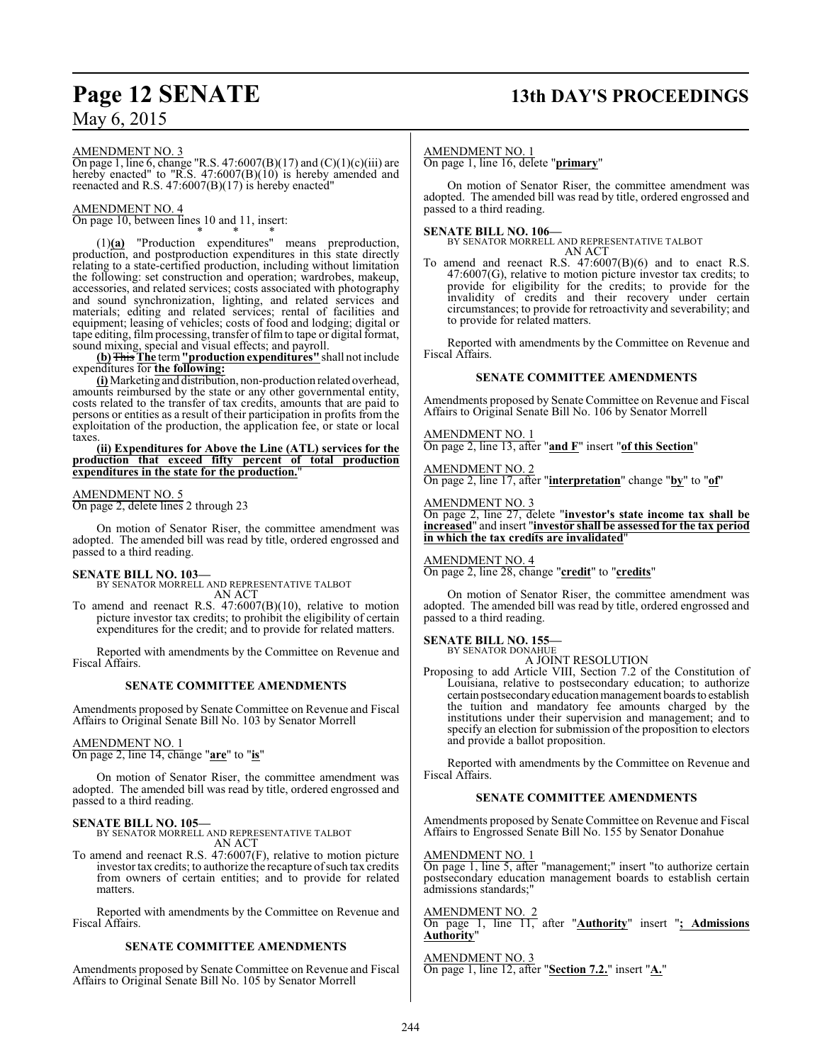AMENDMENT NO. 3

On page 1, line 6, change "R.S. 47:6007(B)(17) and (C)(1)(c)(iii) are hereby enacted" to "R.S. 47:6007(B)(10) is hereby amended and reenacted and R.S. 47:6007(B)(17) is hereby enacted"

AMENDMENT NO. 4

On page 10, between lines 10 and 11, insert:

\* \* \*

(1)**(a)** "Production expenditures" means preproduction, production, and postproduction expenditures in this state directly relating to a state-certified production, including without limitation the following: set construction and operation; wardrobes, makeup, accessories, and related services; costs associated with photography and sound synchronization, lighting, and related services and materials; editing and related services; rental of facilities and equipment; leasing of vehicles; costs of food and lodging; digital or tape editing, film processing, transfer of film to tape or digital format, sound mixing, special and visual effects; and payroll.

**(b)** ~~This~~ **The** term **"production expenditures"** shall not include expenditures for **the following:**

**(i)** Marketing and distribution, non-production related overhead, amounts reimbursed by the state or any other governmental entity, costs related to the transfer of tax credits, amounts that are paid to persons or entities as a result of their participation in profits from the exploitation of the production, the application fee, or state or local taxes.

**(ii) Expenditures for Above the Line (ATL) services for the production that exceed fifty percent of total production expenditures in the state for the production.**"

AMENDMENT NO. 5

On page 2, delete lines 2 through 23

On motion of Senator Riser, the committee amendment was adopted. The amended bill was read by title, ordered engrossed and passed to a third reading.

**SENATE BILL NO. 103—**
BY SENATOR MORRELL AND REPRESENTATIVE TALBOT
AN ACT

To amend and reenact R.S. 47:6007(B)(10), relative to motion picture investor tax credits; to prohibit the eligibility of certain expenditures for the credit; and to provide for related matters.

Reported with amendments by the Committee on Revenue and Fiscal Affairs.

**SENATE COMMITTEE AMENDMENTS**

Amendments proposed by Senate Committee on Revenue and Fiscal Affairs to Original Senate Bill No. 103 by Senator Morrell

AMENDMENT NO. 1

On page 2, line 14, change "**are**" to "**is**"

On motion of Senator Riser, the committee amendment was adopted. The amended bill was read by title, ordered engrossed and passed to a third reading.

**SENATE BILL NO. 105—**
BY SENATOR MORRELL AND REPRESENTATIVE TALBOT
AN ACT

To amend and reenact R.S. 47:6007(F), relative to motion picture investor tax credits; to authorize the recapture of such tax credits from owners of certain entities; and to provide for related matters.

Reported with amendments by the Committee on Revenue and Fiscal Affairs.

**SENATE COMMITTEE AMENDMENTS**

Amendments proposed by Senate Committee on Revenue and Fiscal Affairs to Original Senate Bill No. 105 by Senator Morrell

AMENDMENT NO. 1

On page 1, line 16, delete "**primary**"

On motion of Senator Riser, the committee amendment was adopted. The amended bill was read by title, ordered engrossed and passed to a third reading.

**SENATE BILL NO. 106—**
BY SENATOR MORRELL AND REPRESENTATIVE TALBOT
AN ACT

To amend and reenact R.S. 47:6007(B)(6) and to enact R.S. 47:6007(G), relative to motion picture investor tax credits; to provide for eligibility for the credits; to provide for the invalidity of credits and their recovery under certain circumstances; to provide for retroactivity and severability; and to provide for related matters.

Reported with amendments by the Committee on Revenue and Fiscal Affairs.

**SENATE COMMITTEE AMENDMENTS**

Amendments proposed by Senate Committee on Revenue and Fiscal Affairs to Original Senate Bill No. 106 by Senator Morrell

AMENDMENT NO. 1

On page 2, line 13, after "**and F**" insert "**of this Section**"

AMENDMENT NO. 2

On page 2, line 17, after "**interpretation**" change "**by**" to "**of**"

AMENDMENT NO. 3

On page 2, line 27, delete "**investor's state income tax shall be increased**" and insert "**investor shall be assessed for the tax period in which the tax credits are invalidated**"

AMENDMENT NO. 4

On page 2, line 28, change "**credit**" to "**credits**"

On motion of Senator Riser, the committee amendment was adopted. The amended bill was read by title, ordered engrossed and passed to a third reading.

**SENATE BILL NO. 155—**
BY SENATOR DONAHUE
A JOINT RESOLUTION

Proposing to add Article VIII, Section 7.2 of the Constitution of Louisiana, relative to postsecondary education; to authorize certain postsecondary education management boards to establish the tuition and mandatory fee amounts charged by the institutions under their supervision and management; and to specify an election for submission of the proposition to electors and provide a ballot proposition.

Reported with amendments by the Committee on Revenue and Fiscal Affairs.

**SENATE COMMITTEE AMENDMENTS**

Amendments proposed by Senate Committee on Revenue and Fiscal Affairs to Engrossed Senate Bill No. 155 by Senator Donahue

AMENDMENT NO. 1

On page 1, line 5, after "management;" insert "to authorize certain postsecondary education management boards to establish certain admissions standards;"

AMENDMENT NO. 2

On page 1, line 11, after "**Authority**" insert "**; Admissions Authority**"

AMENDMENT NO. 3

On page 1, line 12, after "**Section 7.2.**" insert "**A.**"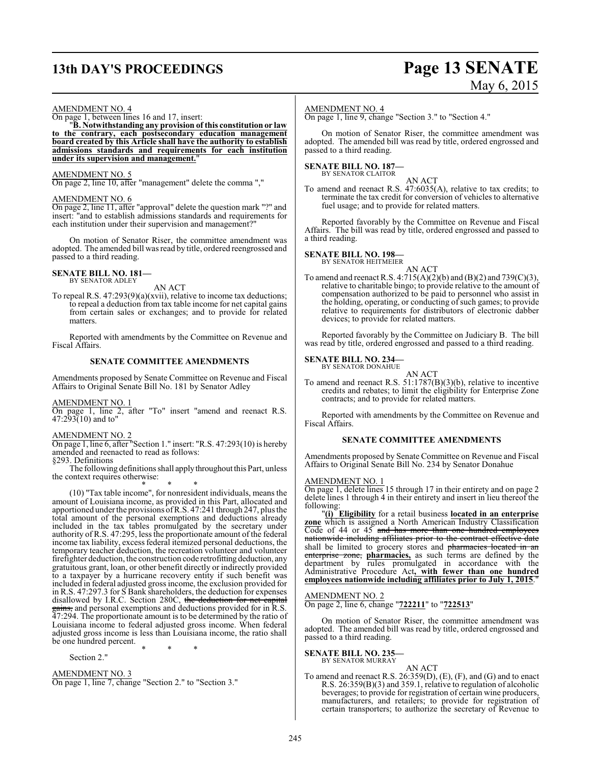AMENDMENT NO. 4

On page 1, between lines 16 and 17, insert:

"**B. Notwithstanding any provision of this constitution or law to the contrary, each postsecondary education management board created by this Article shall have the authority to establish admissions standards and requirements for each institution under its supervision and management.**"

AMENDMENT NO. 5

On page 2, line 10, after "management" delete the comma ","

AMENDMENT NO. 6

On page 2, line 11, after "approval" delete the question mark "?" and insert: "and to establish admissions standards and requirements for each institution under their supervision and management?"

On motion of Senator Riser, the committee amendment was adopted. The amended bill was read by title, ordered reengrossed and passed to a third reading.

**SENATE BILL NO. 181—**
BY SENATOR ADLEY

AN ACT

To repeal R.S. 47:293(9)(a)(xvii), relative to income tax deductions; to repeal a deduction from tax table income for net capital gains from certain sales or exchanges; and to provide for related matters.

Reported with amendments by the Committee on Revenue and Fiscal Affairs.

**SENATE COMMITTEE AMENDMENTS**

Amendments proposed by Senate Committee on Revenue and Fiscal Affairs to Original Senate Bill No. 181 by Senator Adley

AMENDMENT NO. 1

On page 1, line 2, after "To" insert "amend and reenact R.S. 47:293(10) and to"

AMENDMENT NO. 2

On page 1, line 6, after "Section 1." insert: "R.S. 47:293(10) is hereby amended and reenacted to read as follows:

§293. Definitions

The following definitions shall apply throughout this Part, unless the context requires otherwise:

\* \* \*

(10) "Tax table income", for nonresident individuals, means the amount of Louisiana income, as provided in this Part, allocated and apportioned under the provisions of R.S. 47:241 through 247, plus the total amount of the personal exemptions and deductions already included in the tax tables promulgated by the secretary under authority of R.S. 47:295, less the proportionate amount of the federal income tax liability, excess federal itemized personal deductions, the temporary teacher deduction, the recreation volunteer and volunteer firefighter deduction, the construction code retrofitting deduction, any gratuitous grant, loan, or other benefit directly or indirectly provided to a taxpayer by a hurricane recovery entity if such benefit was included in federal adjusted gross income, the exclusion provided for in R.S. 47:297.3 for S Bank shareholders, the deduction for expenses disallowed by I.R.C. Section 280C, ~~the deduction for net capital gains,~~ and personal exemptions and deductions provided for in R.S. 47:294. The proportionate amount is to be determined by the ratio of Louisiana income to federal adjusted gross income. When federal adjusted gross income is less than Louisiana income, the ratio shall be one hundred percent.

\* \* \*

Section 2."

AMENDMENT NO. 3

On page 1, line 7, change "Section 2." to "Section 3."

AMENDMENT NO. 4

On page 1, line 9, change "Section 3." to "Section 4."

On motion of Senator Riser, the committee amendment was adopted. The amended bill was read by title, ordered engrossed and passed to a third reading.

**SENATE BILL NO. 187—**
BY SENATOR CLAITOR

AN ACT

To amend and reenact R.S. 47:6035(A), relative to tax credits; to terminate the tax credit for conversion of vehicles to alternative fuel usage; and to provide for related matters.

Reported favorably by the Committee on Revenue and Fiscal Affairs. The bill was read by title, ordered engrossed and passed to a third reading.

**SENATE BILL NO. 198—**
BY SENATOR HEITMEIER

AN ACT

To amend and reenact R.S. 4:715(A)(2)(b) and (B)(2) and 739(C)(3), relative to charitable bingo; to provide relative to the amount of compensation authorized to be paid to personnel who assist in the holding, operating, or conducting of such games; to provide relative to requirements for distributors of electronic dabber devices; to provide for related matters.

Reported favorably by the Committee on Judiciary B. The bill was read by title, ordered engrossed and passed to a third reading.

**SENATE BILL NO. 234—**
BY SENATOR DONAHUE

AN ACT

To amend and reenact R.S. 51:1787(B)(3)(b), relative to incentive credits and rebates; to limit the eligibility for Enterprise Zone contracts; and to provide for related matters.

Reported with amendments by the Committee on Revenue and Fiscal Affairs.

**SENATE COMMITTEE AMENDMENTS**

Amendments proposed by Senate Committee on Revenue and Fiscal Affairs to Original Senate Bill No. 234 by Senator Donahue

AMENDMENT NO. 1

On page 1, delete lines 15 through 17 in their entirety and on page 2 delete lines 1 through 4 in their entirety and insert in lieu thereof the following:

"**(i) Eligibility** for a retail business **located in an enterprise zone** which is assigned a North American Industry Classification Code of 44 or 45 ~~and has more than one hundred employees nationwide including affiliates prior to the contract effective date~~ shall be limited to grocery stores and ~~pharmacies located in an enterprise zone,~~ **pharmacies,** as such terms are defined by the department by rules promulgated in accordance with the Administrative Procedure Act**, with fewer than one hundred employees nationwide including affiliates prior to July 1, 2015**."

AMENDMENT NO. 2

On page 2, line 6, change "**722211**" to "**722513**"

On motion of Senator Riser, the committee amendment was adopted. The amended bill was read by title, ordered engrossed and passed to a third reading.

**SENATE BILL NO. 235—**
BY SENATOR MURRAY

AN ACT

To amend and reenact R.S. 26:359(D), (E), (F), and (G) and to enact R.S. 26:359(B)(3) and 359.1, relative to regulation of alcoholic beverages; to provide for registration of certain wine producers, manufacturers, and retailers; to provide for registration of certain transporters; to authorize the secretary of Revenue to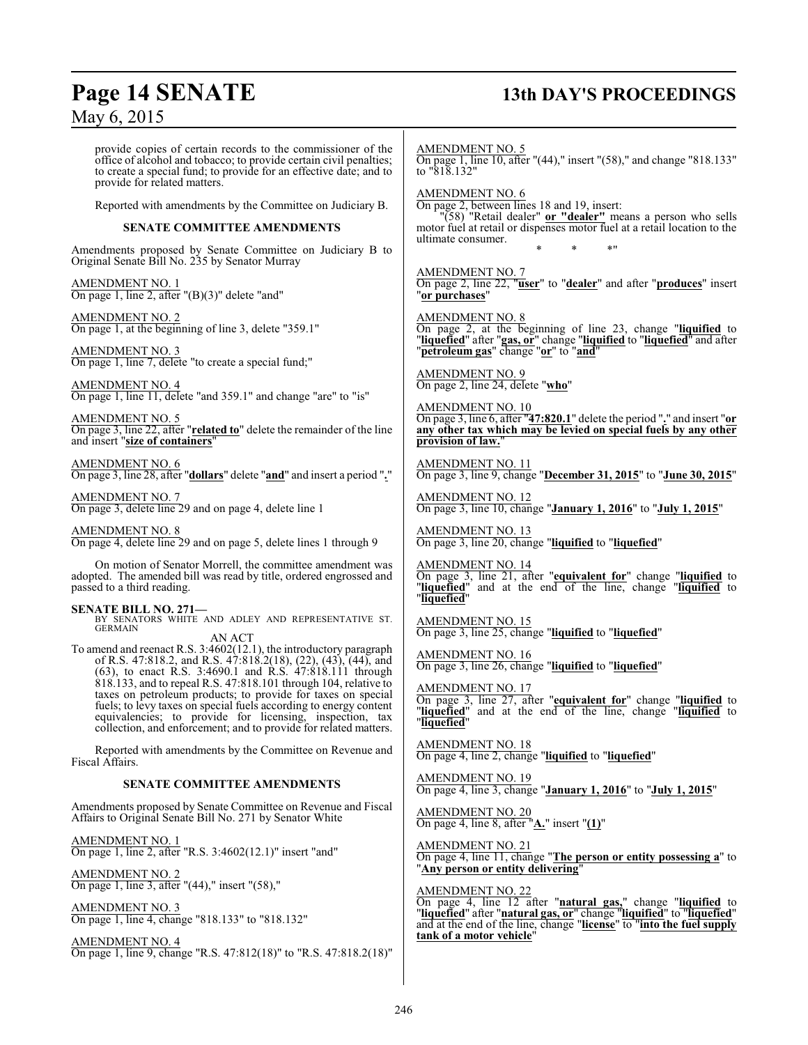provide copies of certain records to the commissioner of the office of alcohol and tobacco; to provide certain civil penalties; to create a special fund; to provide for an effective date; and to provide for related matters.

Reported with amendments by the Committee on Judiciary B.

**SENATE COMMITTEE AMENDMENTS**

Amendments proposed by Senate Committee on Judiciary B to Original Senate Bill No. 235 by Senator Murray

AMENDMENT NO. 1
On page 1, line 2, after "(B)(3)" delete "and"

AMENDMENT NO. 2
On page 1, at the beginning of line 3, delete "359.1"

AMENDMENT NO. 3
On page 1, line 7, delete "to create a special fund;"

AMENDMENT NO. 4
On page 1, line 11, delete "and 359.1" and change "are" to "is"

AMENDMENT NO. 5
On page 3, line 22, after "**related to**" delete the remainder of the line and insert "**size of containers**"

AMENDMENT NO. 6
On page 3, line 28, after "**dollars**" delete "**and**" and insert a period "**.**"

AMENDMENT NO. 7
On page 3, delete line 29 and on page 4, delete line 1

AMENDMENT NO. 8
On page 4, delete line 29 and on page 5, delete lines 1 through 9

On motion of Senator Morrell, the committee amendment was adopted. The amended bill was read by title, ordered engrossed and passed to a third reading.

**SENATE BILL NO. 271—**
BY SENATORS WHITE AND ADLEY AND REPRESENTATIVE ST. GERMAIN

AN ACT

To amend and reenact R.S. 3:4602(12.1), the introductory paragraph of R.S. 47:818.2, and R.S. 47:818.2(18), (22), (43), (44), and (63), to enact R.S. 3:4690.1 and R.S. 47:818.111 through 818.133, and to repeal R.S. 47:818.101 through 104, relative to taxes on petroleum products; to provide for taxes on special fuels; to levy taxes on special fuels according to energy content equivalencies; to provide for licensing, inspection, tax collection, and enforcement; and to provide for related matters.

Reported with amendments by the Committee on Revenue and Fiscal Affairs.

**SENATE COMMITTEE AMENDMENTS**

Amendments proposed by Senate Committee on Revenue and Fiscal Affairs to Original Senate Bill No. 271 by Senator White

AMENDMENT NO. 1
On page 1, line 2, after "R.S. 3:4602(12.1)" insert "and"

AMENDMENT NO. 2
On page 1, line 3, after "(44)," insert "(58),"

AMENDMENT NO. 3
On page 1, line 4, change "818.133" to "818.132"

AMENDMENT NO. 4
On page 1, line 9, change "R.S. 47:812(18)" to "R.S. 47:818.2(18)"

AMENDMENT NO. 5
On page 1, line 10, after "(44)," insert "(58)," and change "818.133" to "818.132"

AMENDMENT NO. 6
On page 2, between lines 18 and 19, insert:

"(58) "Retail dealer" **or "dealer"** means a person who sells motor fuel at retail or dispenses motor fuel at a retail location to the ultimate consumer.

\* \* \*"

AMENDMENT NO. 7
On page 2, line 22, "**user**" to "**dealer**" and after "**produces**" insert "**or purchases**"

AMENDMENT NO. 8
On page 2, at the beginning of line 23, change "**liquified** to "**liquefied**" after "**gas, or**" change "**liquified** to "**liquefied**" and after "**petroleum gas**" change "**or**" to "**and**"

AMENDMENT NO. 9
On page 2, line 24, delete "**who**"

AMENDMENT NO. 10
On page 3, line 6, after "**47:820.1**" delete the period "**.**" and insert "**or any other tax which may be levied on special fuels by any other provision of law.**"

AMENDMENT NO. 11
On page 3, line 9, change "**December 31, 2015**" to "**June 30, 2015**"

AMENDMENT NO. 12
On page 3, line 10, change "**January 1, 2016**" to "**July 1, 2015**"

AMENDMENT NO. 13
On page 3, line 20, change "**liquified** to "**liquefied**"

AMENDMENT NO. 14
On page 3, line 21, after "**equivalent for**" change "**liquified** to "**liquefied**" and at the end of the line, change "**liquified** to "**liquefied**"

AMENDMENT NO. 15
On page 3, line 25, change "**liquified** to "**liquefied**"

AMENDMENT NO. 16
On page 3, line 26, change "**liquified** to "**liquefied**"

AMENDMENT NO. 17
On page 3, line 27, after "**equivalent for**" change "**liquified** to "**liquefied**" and at the end of the line, change "**liquified** to "**liquefied**"

AMENDMENT NO. 18
On page 4, line 2, change "**liquified** to "**liquefied**"

AMENDMENT NO. 19
On page 4, line 3, change "**January 1, 2016**" to "**July 1, 2015**"

AMENDMENT NO. 20
On page 4, line 8, after "**A.**" insert "**(1)**"

AMENDMENT NO. 21
On page 4, line 11, change "**The person or entity possessing a**" to "**Any person or entity delivering**"

AMENDMENT NO. 22
On page 4, line 12 after "**natural gas,**" change "**liquified** to "**liquefied**" after "**natural gas, or**" change "**liquified**" to "**liquefied**" and at the end of the line, change "**license**" to "**into the fuel supply tank of a motor vehicle**"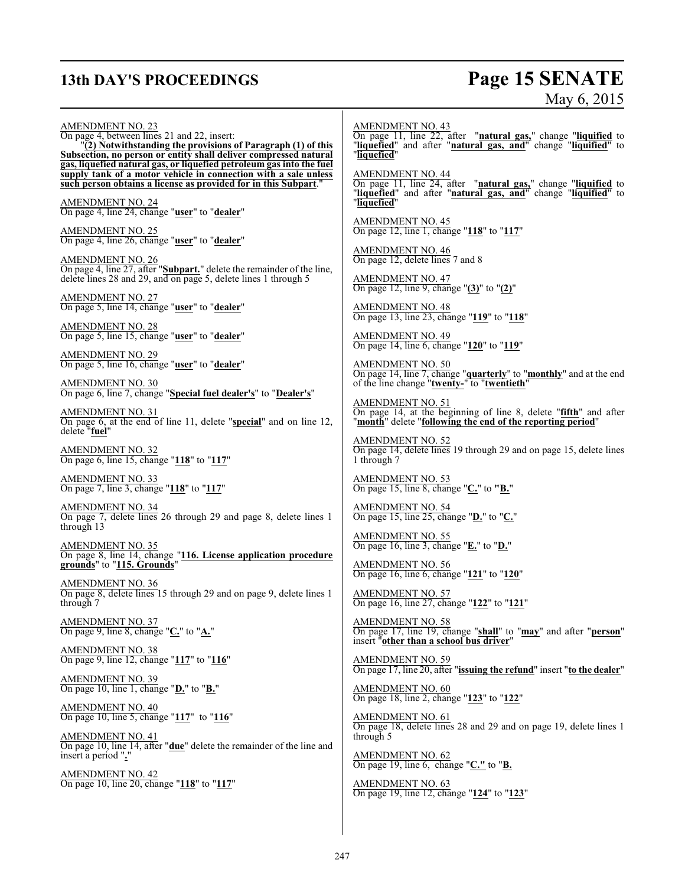AMENDMENT NO. 23

On page 4, between lines 21 and 22, insert:

"**(2) Notwithstanding the provisions of Paragraph (1) of this Subsection, no person or entity shall deliver compressed natural gas, liquefied natural gas, or liquefied petroleum gas into the fuel supply tank of a motor vehicle in connection with a sale unless such person obtains a license as provided for in this Subpart.**"

AMENDMENT NO. 24

On page 4, line 24, change "**user**" to "**dealer**"

AMENDMENT NO. 25

On page 4, line 26, change "**user**" to "**dealer**"

AMENDMENT NO. 26

On page 4, line 27, after "**Subpart.**" delete the remainder of the line, delete lines 28 and 29, and on page 5, delete lines 1 through 5

AMENDMENT NO. 27

On page 5, line 14, change "**user**" to "**dealer**"

AMENDMENT NO. 28

On page 5, line 15, change "**user**" to "**dealer**"

AMENDMENT NO. 29

On page 5, line 16, change "**user**" to "**dealer**"

AMENDMENT NO. 30

On page 6, line 7, change "**Special fuel dealer's**" to "**Dealer's**"

AMENDMENT NO. 31

On page 6, at the end of line 11, delete "**special**" and on line 12, delete "**fuel**"

AMENDMENT NO. 32

On page 6, line 15, change "**118**" to "**117**"

AMENDMENT NO. 33

On page 7, line 3, change "**118**" to "**117**"

AMENDMENT NO. 34

On page 7, delete lines 26 through 29 and page 8, delete lines 1 through 13

AMENDMENT NO. 35

On page 8, line 14, change "**116. License application procedure grounds**" to "**115. Grounds**"

AMENDMENT NO. 36

On page 8, delete lines 15 through 29 and on page 9, delete lines 1 through 7

AMENDMENT NO. 37

On page 9, line 8, change "**C.**" to "**A.**"

AMENDMENT NO. 38

On page 9, line 12, change "**117**" to "**116**"

AMENDMENT NO. 39

On page 10, line 1, change "**D.**" to "**B.**"

AMENDMENT NO. 40

On page 10, line 5, change "**117**" to "**116**"

AMENDMENT NO. 41

On page 10, line 14, after "**due**" delete the remainder of the line and insert a period "**.**"

AMENDMENT NO. 42

On page 10, line 20, change "**118**" to "**117**"

AMENDMENT NO. 43

On page 11, line 22, after "**natural gas,**" change "**liquified** to "**liquefied**" and after "**natural gas, and**" change "**liquified**" to "**liquefied**"

AMENDMENT NO. 44

On page 11, line 24, after "**natural gas,**" change "**liquified** to "**liquefied**" and after "**natural gas, and**" change "**liquified**" to "**liquefied**"

AMENDMENT NO. 45

On page 12, line 1, change "**118**" to "**117**"

AMENDMENT NO. 46

On page 12, delete lines 7 and 8

AMENDMENT NO. 47

On page 12, line 9, change "**(3)**" to "**(2)**"

AMENDMENT NO. 48

On page 13, line 23, change "**119**" to "**118**"

AMENDMENT NO. 49

On page 14, line 6, change "**120**" to "**119**"

AMENDMENT NO. 50

On page 14, line 7, change "**quarterly**" to "**monthly**" and at the end of the line change "**twenty-**" to "**twentieth**"

AMENDMENT NO. 51

On page 14, at the beginning of line 8, delete "**fifth**" and after "**month**" delete "**following the end of the reporting period**"

AMENDMENT NO. 52

On page 14, delete lines 19 through 29 and on page 15, delete lines 1 through 7

AMENDMENT NO. 53

On page 15, line 8, change "**C.**" to "**B.**"

AMENDMENT NO. 54

On page 15, line 25, change "**D.**" to "**C.**"

AMENDMENT NO. 55

On page 16, line 3, change "**E.**" to "**D.**"

AMENDMENT NO. 56

On page 16, line 6, change "**121**" to "**120**"

AMENDMENT NO. 57

On page 16, line 27, change "**122**" to "**121**"

AMENDMENT NO. 58

On page 17, line 19, change "**shall**" to "**may**" and after "**person**" insert "**other than a school bus driver**"

AMENDMENT NO. 59

On page 17, line 20, after "**issuing the refund**" insert "**to the dealer**"

AMENDMENT NO. 60

On page 18, line 2, change "**123**" to "**122**"

AMENDMENT NO. 61

On page 18, delete lines 28 and 29 and on page 19, delete lines 1 through 5

AMENDMENT NO. 62

On page 19, line 6, change "**C.**" to "**B.**

AMENDMENT NO. 63

On page 19, line 12, change "**124**" to "**123**"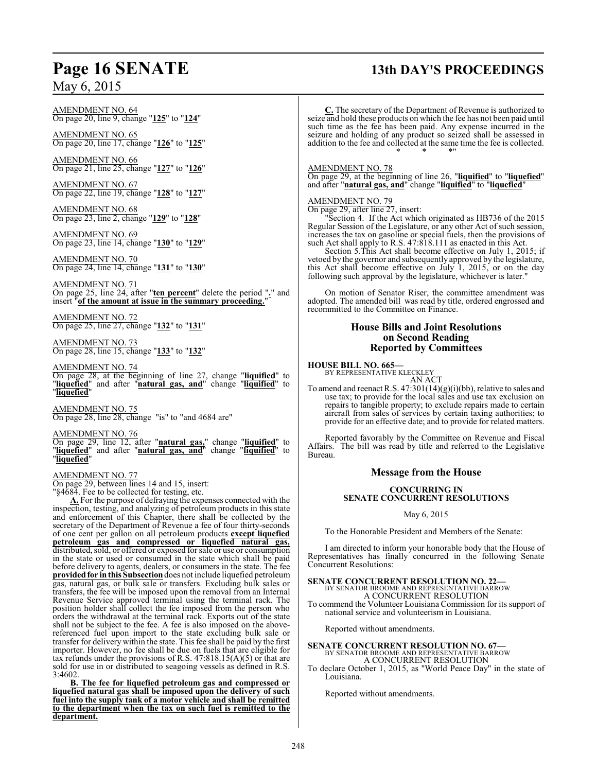AMENDMENT NO. 64
On page 20, line 9, change "**125**" to "**124**"

AMENDMENT NO. 65
On page 20, line 17, change "**126**" to "**125**"

AMENDMENT NO. 66
On page 21, line 25, change "**127**" to "**126**"

AMENDMENT NO. 67
On page 22, line 19, change "**128**" to "**127**"

AMENDMENT NO. 68
On page 23, line 2, change "**129**" to "**128**"

AMENDMENT NO. 69
On page 23, line 14, change "**130**" to "**129**"

AMENDMENT NO. 70
On page 24, line 14, change "**131**" to "**130**"

AMENDMENT NO. 71
On page 25, line 24, after "**ten percent**" delete the period "**.**" and insert "**of the amount at issue in the summary proceeding.**"

AMENDMENT NO. 72
On page 25, line 27, change "**132**" to "**131**"

AMENDMENT NO. 73
On page 28, line 15, change "**133**" to "**132**"

AMENDMENT NO. 74
On page 28, at the beginning of line 27, change "**liquified**" to "**liquefied**" and after "**natural gas, and**" change "**liquified**" to "**liquefied**"

AMENDMENT NO. 75
On page 28, line 28, change "is" to "and 4684 are"

AMENDMENT NO. 76
On page 29, line 12, after "**natural gas,**" change "**liquified**" to "**liquefied**" and after "**natural gas, and**" change "**liquified**" to "**liquefied**"

AMENDMENT NO. 77
On page 29, between lines 14 and 15, insert:

"§4684. Fee to be collected for testing, etc.

**A.** For the purpose of defraying the expenses connected with the inspection, testing, and analyzing of petroleum products in this state and enforcement of this Chapter, there shall be collected by the secretary of the Department of Revenue a fee of four thirty-seconds of one cent per gallon on all petroleum products **except liquefied petroleum gas and compressed or liquefied natural gas,** distributed, sold, or offered or exposed for sale or use or consumption in the state or used or consumed in the state which shall be paid before delivery to agents, dealers, or consumers in the state. The fee **provided for in this Subsection** does not include liquefied petroleum gas, natural gas, or bulk sale or transfers. Excluding bulk sales or transfers, the fee will be imposed upon the removal from an Internal Revenue Service approved terminal using the terminal rack. The position holder shall collect the fee imposed from the person who orders the withdrawal at the terminal rack. Exports out of the state shall not be subject to the fee. A fee is also imposed on the above-referenced fuel upon import to the state excluding bulk sale or transfer for delivery within the state. This fee shall be paid by the first importer. However, no fee shall be due on fuels that are eligible for tax refunds under the provisions of R.S. 47:818.15(A)(5) or that are sold for use in or distributed to seagoing vessels as defined in R.S. 3:4602.

**B. The fee for liquefied petroleum gas and compressed or liquefied natural gas shall be imposed upon the delivery of such fuel into the supply tank of a motor vehicle and shall be remitted to the department when the tax on such fuel is remitted to the department.**

**C.** The secretary of the Department of Revenue is authorized to seize and hold these products on which the fee has not been paid until such time as the fee has been paid. Any expense incurred in the seizure and holding of any product so seized shall be assessed in addition to the fee and collected at the same time the fee is collected.

\* \* \*"

AMENDMENT NO. 78
On page 29, at the beginning of line 26, "**liquified**" to "**liquefied**" and after "**natural gas, and**" change "**liquified**" to "**liquefied**"

AMENDMENT NO. 79
On page 29, after line 27, insert:

"Section 4. If the Act which originated as HB736 of the 2015 Regular Session of the Legislature, or any other Act of such session, increases the tax on gasoline or special fuels, then the provisions of such Act shall apply to R.S. 47:818.111 as enacted in this Act.

Section 5.This Act shall become effective on July 1, 2015; if vetoed by the governor and subsequently approved by the legislature, this Act shall become effective on July 1, 2015, or on the day following such approval by the legislature, whichever is later."

On motion of Senator Riser, the committee amendment was adopted. The amended bill was read by title, ordered engrossed and recommitted to the Committee on Finance.

## House Bills and Joint Resolutions on Second Reading Reported by Committees

**HOUSE BILL NO. 665—**
BY REPRESENTATIVE KLECKLEY
AN ACT

To amend and reenact R.S. 47:301(14)(g)(i)(bb), relative to sales and use tax; to provide for the local sales and use tax exclusion on repairs to tangible property; to exclude repairs made to certain aircraft from sales of services by certain taxing authorities; to provide for an effective date; and to provide for related matters.

Reported favorably by the Committee on Revenue and Fiscal Affairs. The bill was read by title and referred to the Legislative Bureau.

## Message from the House

### CONCURRING IN SENATE CONCURRENT RESOLUTIONS

May 6, 2015

To the Honorable President and Members of the Senate:

I am directed to inform your honorable body that the House of Representatives has finally concurred in the following Senate Concurrent Resolutions:

**SENATE CONCURRENT RESOLUTION NO. 22—**
BY SENATOR BROOME AND REPRESENTATIVE BARROW
A CONCURRENT RESOLUTION

To commend the Volunteer Louisiana Commission for its support of national service and volunteerism in Louisiana.

Reported without amendments.

**SENATE CONCURRENT RESOLUTION NO. 67—**
BY SENATOR BROOME AND REPRESENTATIVE BARROW
A CONCURRENT RESOLUTION

To declare October 1, 2015, as "World Peace Day" in the state of Louisiana.

Reported without amendments.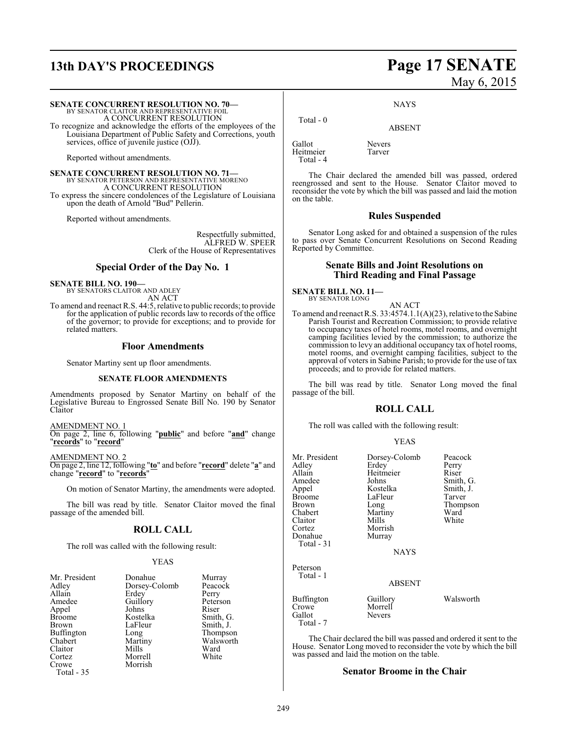**SENATE CONCURRENT RESOLUTION NO. 70—**
BY SENATOR CLAITOR AND REPRESENTATIVE FOIL
A CONCURRENT RESOLUTION

To recognize and acknowledge the efforts of the employees of the Louisiana Department of Public Safety and Corrections, youth services, office of juvenile justice (OJJ).

Reported without amendments.

**SENATE CONCURRENT RESOLUTION NO. 71—**
BY SENATOR PETERSON AND REPRESENTATIVE MORENO
A CONCURRENT RESOLUTION

To express the sincere condolences of the Legislature of Louisiana upon the death of Arnold "Bud" Pellerin.

Reported without amendments.

Respectfully submitted,
ALFRED W. SPEER
Clerk of the House of Representatives

## Special Order of the Day No. 1

**SENATE BILL NO. 190—**
BY SENATORS CLAITOR AND ADLEY
AN ACT

To amend and reenact R.S. 44:5, relative to public records; to provide for the application of public records law to records of the office of the governor; to provide for exceptions; and to provide for related matters.

## Floor Amendments

Senator Martiny sent up floor amendments.

### SENATE FLOOR AMENDMENTS

Amendments proposed by Senator Martiny on behalf of the Legislative Bureau to Engrossed Senate Bill No. 190 by Senator Claitor

AMENDMENT NO. 1
On page 2, line 6, following "**public**" and before "**and**" change "**records**" to "**record**"

AMENDMENT NO. 2
On page 2, line 12, following "**to**" and before "**record**" delete "**a**" and change "**record**" to "**records**"

On motion of Senator Martiny, the amendments were adopted.

The bill was read by title. Senator Claitor moved the final passage of the amended bill.

## ROLL CALL

The roll was called with the following result:

YEAS

| | | |
|---|---|---|
| Mr. President | Donahue | Murray |
| Adley | Dorsey-Colomb | Peacock |
| Allain | Erdey | Perry |
| Amedee | Guillory | Peterson |
| Appel | Johns | Riser |
| Broome | Kostelka | Smith, G. |
| Brown | LaFleur | Smith, J. |
| Buffington | Long | Thompson |
| Chabert | Martiny | Walsworth |
| Claitor | Mills | Ward |
| Cortez | Morrell | White |
| Crowe | Morrish | |
| Total - 35 | | |

NAYS

Total - 0

ABSENT

| | |
|---|---|
| Gallot | Nevers |
| Heitmeier | Tarver |
| Total - 4 | |

The Chair declared the amended bill was passed, ordered reengrossed and sent to the House. Senator Claitor moved to reconsider the vote by which the bill was passed and laid the motion on the table.

## Rules Suspended

Senator Long asked for and obtained a suspension of the rules to pass over Senate Concurrent Resolutions on Second Reading Reported by Committee.

## Senate Bills and Joint Resolutions on Third Reading and Final Passage

**SENATE BILL NO. 11—**
BY SENATOR LONG
AN ACT

To amend and reenact R.S. 33:4574.1.1(A)(23), relative to the Sabine Parish Tourist and Recreation Commission; to provide relative to occupancy taxes of hotel rooms, motel rooms, and overnight camping facilities levied by the commission; to authorize the commission to levy an additional occupancy tax of hotel rooms, motel rooms, and overnight camping facilities, subject to the approval of voters in Sabine Parish; to provide for the use of tax proceeds; and to provide for related matters.

The bill was read by title. Senator Long moved the final passage of the bill.

## ROLL CALL

The roll was called with the following result:

YEAS

| | | |
|---|---|---|
| Mr. President | Dorsey-Colomb | Peacock |
| Adley | Erdey | Perry |
| Allain | Heitmeier | Riser |
| Amedee | Johns | Smith, G. |
| Appel | Kostelka | Smith, J. |
| Broome | LaFleur | Tarver |
| Brown | Long | Thompson |
| Chabert | Martiny | Ward |
| Claitor | Mills | White |
| Cortez | Morrish | |
| Donahue | Murray | |
| Total - 31 | | |

NAYS

Peterson
Total - 1

ABSENT

| | | |
|---|---|---|
| Buffington | Guillory | Walsworth |
| Crowe | Morrell | |
| Gallot | Nevers | |
| Total - 7 | | |

The Chair declared the bill was passed and ordered it sent to the House. Senator Long moved to reconsider the vote by which the bill was passed and laid the motion on the table.

## Senator Broome in the Chair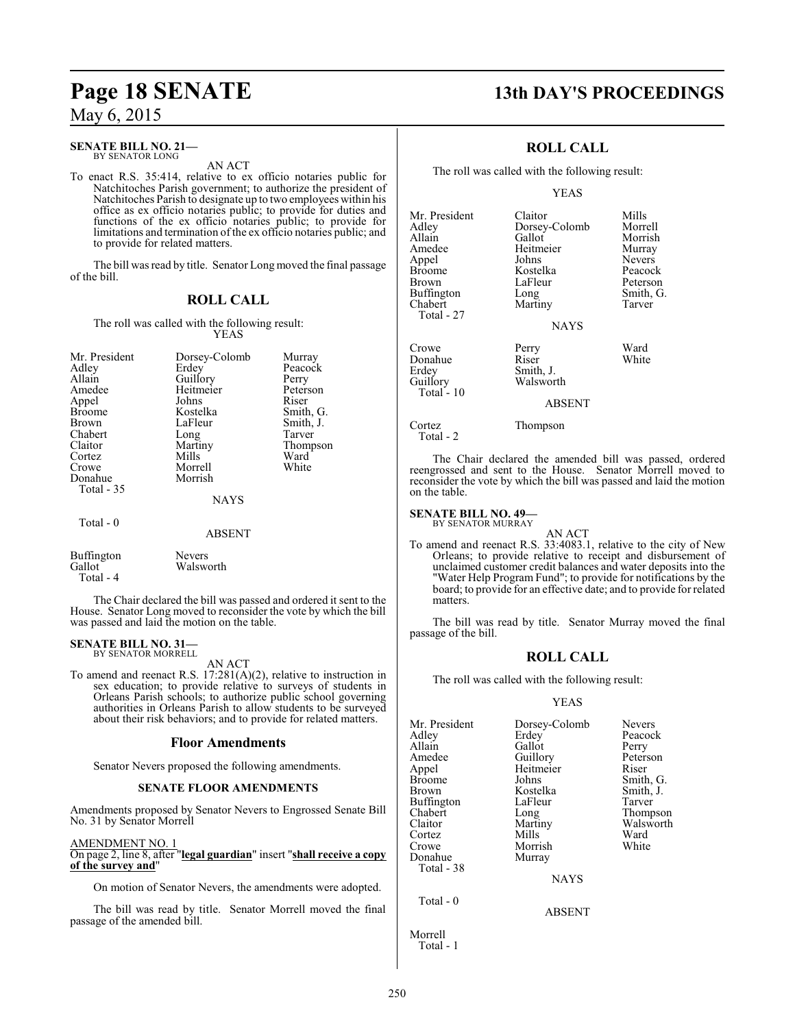**SENATE BILL NO. 21—**
BY SENATOR LONG

AN ACT

To enact R.S. 35:414, relative to ex officio notaries public for Natchitoches Parish government; to authorize the president of Natchitoches Parish to designate up to two employees within his office as ex officio notaries public; to provide for duties and functions of the ex officio notaries public; to provide for limitations and termination of the ex officio notaries public; and to provide for related matters.

The bill was read by title. Senator Long moved the final passage of the bill.

## ROLL CALL

The roll was called with the following result:

YEAS

| | | |
|---|---|---|
| Mr. President | Dorsey-Colomb | Murray |
| Adley | Erdey | Peacock |
| Allain | Guillory | Perry |
| Amedee | Heitmeier | Peterson |
| Appel | Johns | Riser |
| Broome | Kostelka | Smith, G. |
| Brown | LaFleur | Smith, J. |
| Chabert | Long | Tarver |
| Claitor | Martiny | Thompson |
| Cortez | Mills | Ward |
| Crowe | Morrell | White |
| Donahue | Morrish | |

Total - 35

NAYS

Total - 0

ABSENT

| | |
|---|---|
| Buffington | Nevers |
| Gallot | Walsworth |

Total - 4

The Chair declared the bill was passed and ordered it sent to the House. Senator Long moved to reconsider the vote by which the bill was passed and laid the motion on the table.

**SENATE BILL NO. 31—**
BY SENATOR MORRELL

AN ACT

To amend and reenact R.S. 17:281(A)(2), relative to instruction in sex education; to provide relative to surveys of students in Orleans Parish schools; to authorize public school governing authorities in Orleans Parish to allow students to be surveyed about their risk behaviors; and to provide for related matters.

### Floor Amendments

Senator Nevers proposed the following amendments.

**SENATE FLOOR AMENDMENTS**

Amendments proposed by Senator Nevers to Engrossed Senate Bill No. 31 by Senator Morrell

AMENDMENT NO. 1

On page 2, line 8, after "**legal guardian**" insert "**shall receive a copy of the survey and**"

On motion of Senator Nevers, the amendments were adopted.

The bill was read by title. Senator Morrell moved the final passage of the amended bill.

## ROLL CALL

The roll was called with the following result:

YEAS

| | | |
|---|---|---|
| Mr. President | Claitor | Mills |
| Adley | Dorsey-Colomb | Morrell |
| Allain | Gallot | Morrish |
| Amedee | Heitmeier | Murray |
| Appel | Johns | Nevers |
| Broome | Kostelka | Peacock |
| Brown | LaFleur | Peterson |
| Buffington | Long | Smith, G. |
| Chabert | Martiny | Tarver |

Total - 27

NAYS

| | | |
|---|---|---|
| Crowe | Perry | Ward |
| Donahue | Riser | White |
| Erdey | Smith, J. | |
| Guillory | Walsworth | |

Total - 10

ABSENT

| | |
|---|---|
| Cortez | Thompson |

Total - 2

The Chair declared the amended bill was passed, ordered reengrossed and sent to the House. Senator Morrell moved to reconsider the vote by which the bill was passed and laid the motion on the table.

**SENATE BILL NO. 49—**
BY SENATOR MURRAY

AN ACT

To amend and reenact R.S. 33:4083.1, relative to the city of New Orleans; to provide relative to receipt and disbursement of unclaimed customer credit balances and water deposits into the "Water Help Program Fund"; to provide for notifications by the board; to provide for an effective date; and to provide for related matters.

The bill was read by title. Senator Murray moved the final passage of the bill.

## ROLL CALL

The roll was called with the following result:

YEAS

| | | |
|---|---|---|
| Mr. President | Dorsey-Colomb | Nevers |
| Adley | Erdey | Peacock |
| Allain | Gallot | Perry |
| Amedee | Guillory | Peterson |
| Appel | Heitmeier | Riser |
| Broome | Johns | Smith, G. |
| Brown | Kostelka | Smith, J. |
| Buffington | LaFleur | Tarver |
| Chabert | Long | Thompson |
| Claitor | Martiny | Walsworth |
| Cortez | Mills | Ward |
| Crowe | Morrish | White |
| Donahue | Murray | |

Total - 38

NAYS

Total - 0

ABSENT

Morrell

Total - 1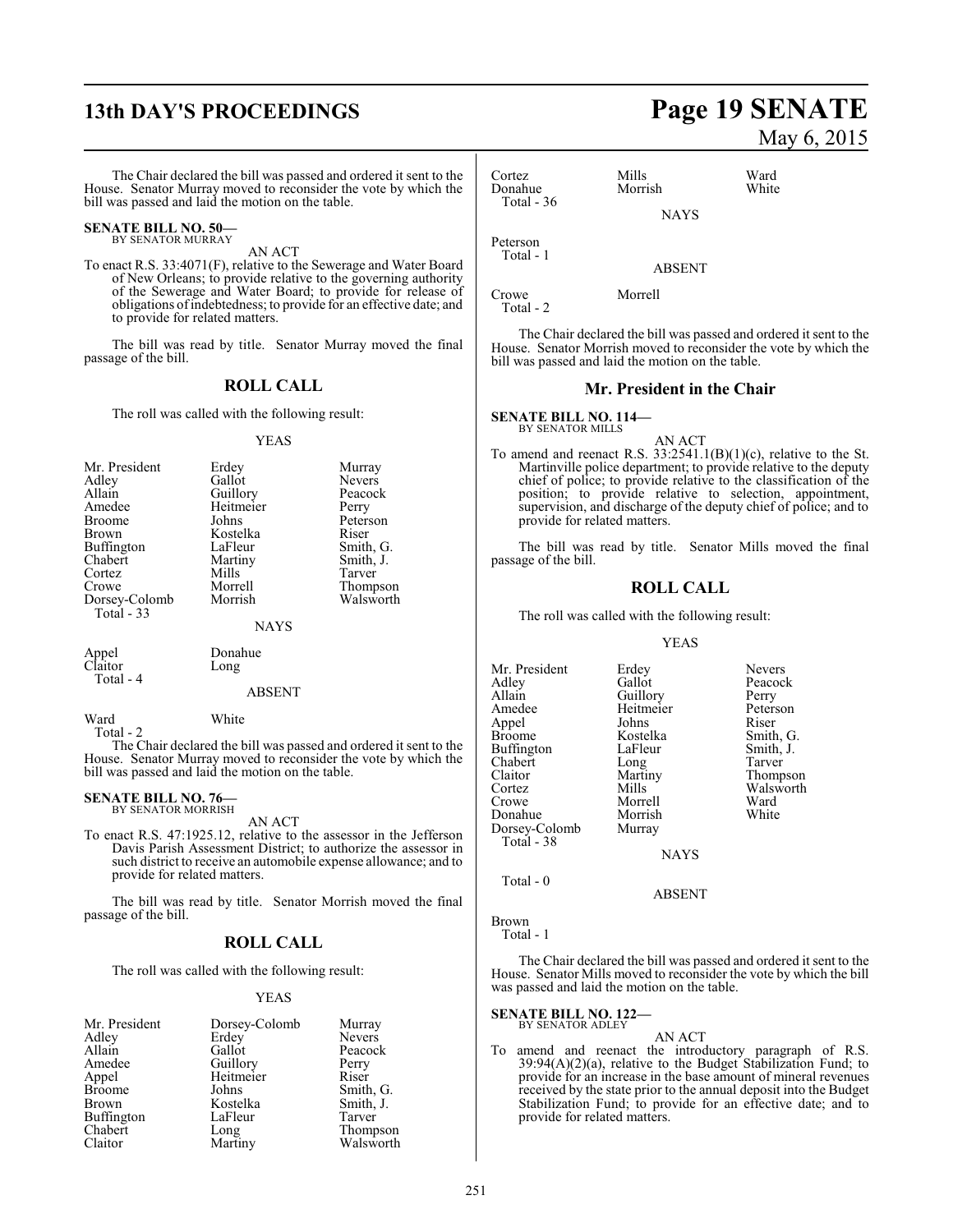The Chair declared the bill was passed and ordered it sent to the House. Senator Murray moved to reconsider the vote by which the bill was passed and laid the motion on the table.

**SENATE BILL NO. 50—**
BY SENATOR MURRAY

AN ACT

To enact R.S. 33:4071(F), relative to the Sewerage and Water Board of New Orleans; to provide relative to the governing authority of the Sewerage and Water Board; to provide for release of obligations of indebtedness; to provide for an effective date; and to provide for related matters.

The bill was read by title. Senator Murray moved the final passage of the bill.

## ROLL CALL

The roll was called with the following result:

YEAS

| | | |
|---|---|---|
| Mr. President | Erdey | Murray |
| Adley | Gallot | Nevers |
| Allain | Guillory | Peacock |
| Amedee | Heitmeier | Perry |
| Broome | Johns | Peterson |
| Brown | Kostelka | Riser |
| Buffington | LaFleur | Smith, G. |
| Chabert | Martiny | Smith, J. |
| Cortez | Mills | Tarver |
| Crowe | Morrell | Thompson |
| Dorsey-Colomb | Morrish | Walsworth |

Total - 33

NAYS

| | |
|---|---|
| Appel | Donahue |
| Claitor | Long |

Total - 4

ABSENT

| | |
|---|---|
| Ward | White |

Total - 2

The Chair declared the bill was passed and ordered it sent to the House. Senator Murray moved to reconsider the vote by which the bill was passed and laid the motion on the table.

**SENATE BILL NO. 76—**
BY SENATOR MORRISH

AN ACT

To enact R.S. 47:1925.12, relative to the assessor in the Jefferson Davis Parish Assessment District; to authorize the assessor in such district to receive an automobile expense allowance; and to provide for related matters.

The bill was read by title. Senator Morrish moved the final passage of the bill.

## ROLL CALL

The roll was called with the following result:

YEAS

| | | |
|---|---|---|
| Mr. President | Dorsey-Colomb | Murray |
| Adley | Erdey | Nevers |
| Allain | Gallot | Peacock |
| Amedee | Guillory | Perry |
| Appel | Heitmeier | Riser |
| Broome | Johns | Smith, G. |
| Brown | Kostelka | Smith, J. |
| Buffington | LaFleur | Tarver |
| Chabert | Long | Thompson |
| Claitor | Martiny | Walsworth |
| Cortez | Mills | Ward |
| Donahue | Morrish | White |

Total - 36

NAYS

Peterson

Total - 1

ABSENT

| | |
|---|---|
| Crowe | Morrell |

Total - 2

The Chair declared the bill was passed and ordered it sent to the House. Senator Morrish moved to reconsider the vote by which the bill was passed and laid the motion on the table.

## Mr. President in the Chair

**SENATE BILL NO. 114—**
BY SENATOR MILLS

AN ACT

To amend and reenact R.S. 33:2541.1(B)(1)(c), relative to the St. Martinville police department; to provide relative to the deputy chief of police; to provide relative to the classification of the position; to provide relative to selection, appointment, supervision, and discharge of the deputy chief of police; and to provide for related matters.

The bill was read by title. Senator Mills moved the final passage of the bill.

## ROLL CALL

The roll was called with the following result:

YEAS

| | | |
|---|---|---|
| Mr. President | Erdey | Nevers |
| Adley | Gallot | Peacock |
| Allain | Guillory | Perry |
| Amedee | Heitmeier | Peterson |
| Appel | Johns | Riser |
| Broome | Kostelka | Smith, G. |
| Buffington | LaFleur | Smith, J. |
| Chabert | Long | Tarver |
| Claitor | Martiny | Thompson |
| Cortez | Mills | Walsworth |
| Crowe | Morrell | Ward |
| Donahue | Morrish | White |
| Dorsey-Colomb | Murray | |

Total - 38

NAYS

Total - 0

ABSENT

Brown

Total - 1

The Chair declared the bill was passed and ordered it sent to the House. Senator Mills moved to reconsider the vote by which the bill was passed and laid the motion on the table.

**SENATE BILL NO. 122—**
BY SENATOR ADLEY

AN ACT

To amend and reenact the introductory paragraph of R.S. 39:94(A)(2)(a), relative to the Budget Stabilization Fund; to provide for an increase in the base amount of mineral revenues received by the state prior to the annual deposit into the Budget Stabilization Fund; to provide for an effective date; and to provide for related matters.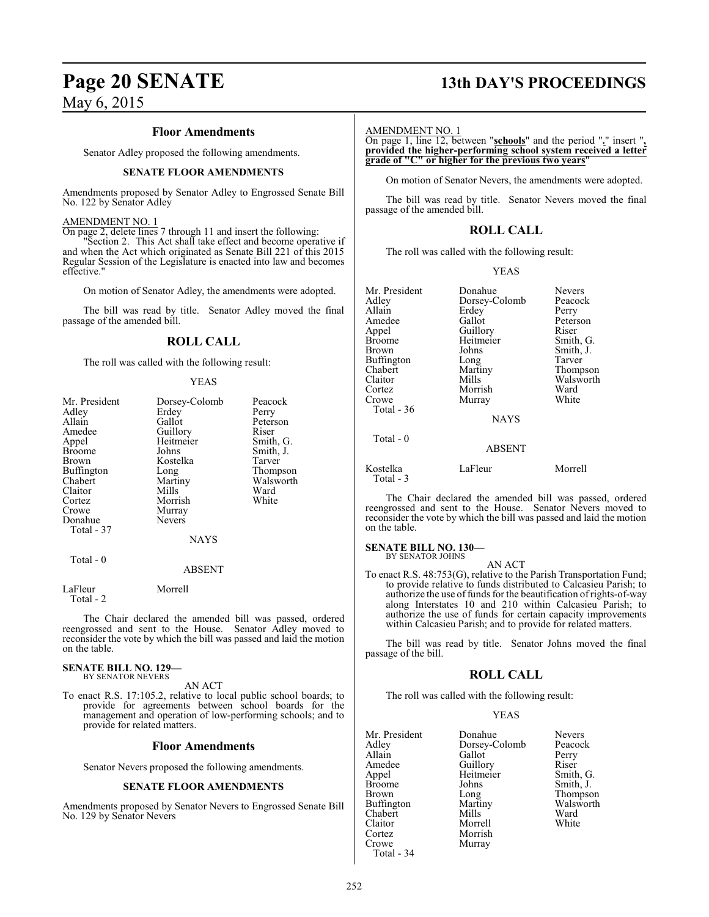## Floor Amendments

Senator Adley proposed the following amendments.

### SENATE FLOOR AMENDMENTS

Amendments proposed by Senator Adley to Engrossed Senate Bill No. 122 by Senator Adley

AMENDMENT NO. 1

On page 2, delete lines 7 through 11 and insert the following:

"Section 2. This Act shall take effect and become operative if and when the Act which originated as Senate Bill 221 of this 2015 Regular Session of the Legislature is enacted into law and becomes effective."

On motion of Senator Adley, the amendments were adopted.

The bill was read by title. Senator Adley moved the final passage of the amended bill.

## ROLL CALL

The roll was called with the following result:

YEAS

| | | |
|---|---|---|
| Mr. President | Dorsey-Colomb | Peacock |
| Adley | Erdey | Perry |
| Allain | Gallot | Peterson |
| Amedee | Guillory | Riser |
| Appel | Heitmeier | Smith, G. |
| Broome | Johns | Smith, J. |
| Brown | Kostelka | Tarver |
| Buffington | Long | Thompson |
| Chabert | Martiny | Walsworth |
| Claitor | Mills | Ward |
| Cortez | Morrish | White |
| Crowe | Murray | |
| Donahue | Nevers | |

Total - 37

NAYS

Total - 0

ABSENT

| | |
|---|---|
| LaFleur | Morrell |

Total - 2

The Chair declared the amended bill was passed, ordered reengrossed and sent to the House. Senator Adley moved to reconsider the vote by which the bill was passed and laid the motion on the table.

**SENATE BILL NO. 129—**
BY SENATOR NEVERS

AN ACT

To enact R.S. 17:105.2, relative to local public school boards; to provide for agreements between school boards for the management and operation of low-performing schools; and to provide for related matters.

## Floor Amendments

Senator Nevers proposed the following amendments.

### SENATE FLOOR AMENDMENTS

Amendments proposed by Senator Nevers to Engrossed Senate Bill No. 129 by Senator Nevers

AMENDMENT NO. 1

On page 1, line 12, between "**schools**" and the period "**.**" insert "**, provided the higher-performing school system received a letter grade of "C" or higher for the previous two years**"

On motion of Senator Nevers, the amendments were adopted.

The bill was read by title. Senator Nevers moved the final passage of the amended bill.

## ROLL CALL

The roll was called with the following result:

YEAS

| | | |
|---|---|---|
| Mr. President | Donahue | Nevers |
| Adley | Dorsey-Colomb | Peacock |
| Allain | Erdey | Perry |
| Amedee | Gallot | Peterson |
| Appel | Guillory | Riser |
| Broome | Heitmeier | Smith, G. |
| Brown | Johns | Smith, J. |
| Buffington | Long | Tarver |
| Chabert | Martiny | Thompson |
| Claitor | Mills | Walsworth |
| Cortez | Morrish | Ward |
| Crowe | Murray | White |

Total - 36

NAYS

Total - 0

ABSENT

| | | |
|---|---|---|
| Kostelka | LaFleur | Morrell |

Total - 3

The Chair declared the amended bill was passed, ordered reengrossed and sent to the House. Senator Nevers moved to reconsider the vote by which the bill was passed and laid the motion on the table.

**SENATE BILL NO. 130—**
BY SENATOR JOHNS

AN ACT

To enact R.S. 48:753(G), relative to the Parish Transportation Fund; to provide relative to funds distributed to Calcasieu Parish; to authorize the use of funds for the beautification of rights-of-way along Interstates 10 and 210 within Calcasieu Parish; to authorize the use of funds for certain capacity improvements within Calcasieu Parish; and to provide for related matters.

The bill was read by title. Senator Johns moved the final passage of the bill.

## ROLL CALL

The roll was called with the following result:

YEAS

| | | |
|---|---|---|
| Mr. President | Donahue | Nevers |
| Adley | Dorsey-Colomb | Peacock |
| Allain | Gallot | Perry |
| Amedee | Guillory | Riser |
| Appel | Heitmeier | Smith, G. |
| Broome | Johns | Smith, J. |
| Brown | Long | Thompson |
| Buffington | Martiny | Walsworth |
| Chabert | Mills | Ward |
| Claitor | Morrell | White |
| Cortez | Morrish | |
| Crowe | Murray | |

Total - 34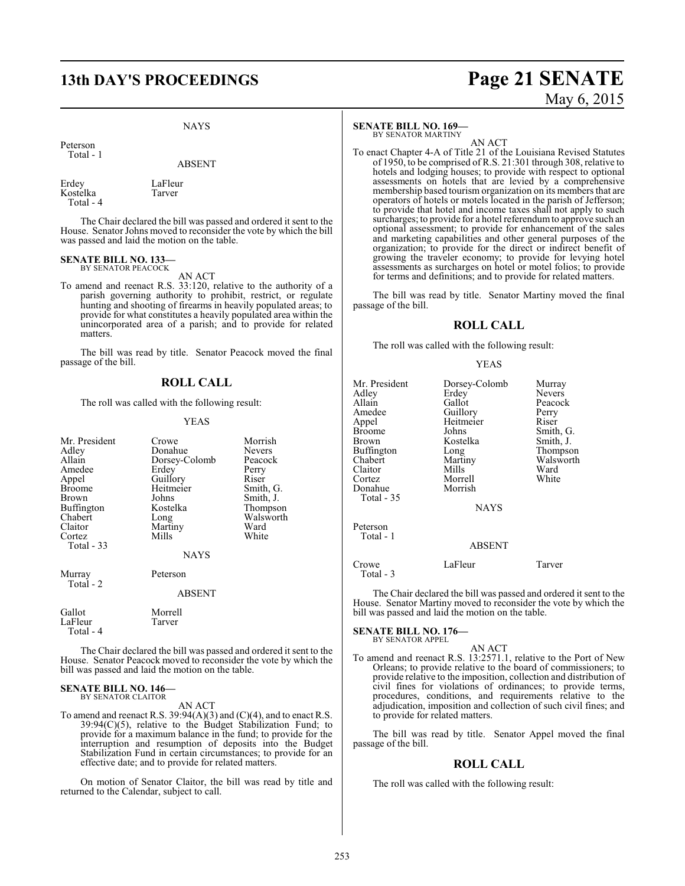NAYS

Peterson
Total - 1

ABSENT

| | |
|---|---|
| Erdey | LaFleur |
| Kostelka | Tarver |

Total - 4

The Chair declared the bill was passed and ordered it sent to the House. Senator Johns moved to reconsider the vote by which the bill was passed and laid the motion on the table.

**SENATE BILL NO. 133—**
BY SENATOR PEACOCK

AN ACT

To amend and reenact R.S. 33:120, relative to the authority of a parish governing authority to prohibit, restrict, or regulate hunting and shooting of firearms in heavily populated areas; to provide for what constitutes a heavily populated area within the unincorporated area of a parish; and to provide for related matters.

The bill was read by title. Senator Peacock moved the final passage of the bill.

## ROLL CALL

The roll was called with the following result:

YEAS

| | | |
|---|---|---|
| Mr. President | Crowe | Morrish |
| Adley | Donahue | Nevers |
| Allain | Dorsey-Colomb | Peacock |
| Amedee | Erdey | Perry |
| Appel | Guillory | Riser |
| Broome | Heitmeier | Smith, G. |
| Brown | Johns | Smith, J. |
| Buffington | Kostelka | Thompson |
| Chabert | Long | Walsworth |
| Claitor | Martiny | Ward |
| Cortez | Mills | White |

Total - 33

NAYS

| | |
|---|---|
| Murray | Peterson |

Total - 2

ABSENT

| | |
|---|---|
| Gallot | Morrell |
| LaFleur | Tarver |

Total - 4

The Chair declared the bill was passed and ordered it sent to the House. Senator Peacock moved to reconsider the vote by which the bill was passed and laid the motion on the table.

**SENATE BILL NO. 146—**
BY SENATOR CLAITOR

AN ACT

To amend and reenact R.S. 39:94(A)(3) and (C)(4), and to enact R.S. 39:94(C)(5), relative to the Budget Stabilization Fund; to provide for a maximum balance in the fund; to provide for the interruption and resumption of deposits into the Budget Stabilization Fund in certain circumstances; to provide for an effective date; and to provide for related matters.

On motion of Senator Claitor, the bill was read by title and returned to the Calendar, subject to call.

**SENATE BILL NO. 169—**
BY SENATOR MARTINY

AN ACT

To enact Chapter 4-A of Title 21 of the Louisiana Revised Statutes of 1950, to be comprised of R.S. 21:301 through 308, relative to hotels and lodging houses; to provide with respect to optional assessments on hotels that are levied by a comprehensive membership based tourism organization on its members that are operators of hotels or motels located in the parish of Jefferson; to provide that hotel and income taxes shall not apply to such surcharges; to provide for a hotel referendum to approve such an optional assessment; to provide for enhancement of the sales and marketing capabilities and other general purposes of the organization; to provide for the direct or indirect benefit of growing the traveler economy; to provide for levying hotel assessments as surcharges on hotel or motel folios; to provide for terms and definitions; and to provide for related matters.

The bill was read by title. Senator Martiny moved the final passage of the bill.

## ROLL CALL

The roll was called with the following result:

YEAS

| | | |
|---|---|---|
| Mr. President | Dorsey-Colomb | Murray |
| Adley | Erdey | Nevers |
| Allain | Gallot | Peacock |
| Amedee | Guillory | Perry |
| Appel | Heitmeier | Riser |
| Broome | Johns | Smith, G. |
| Brown | Kostelka | Smith, J. |
| Buffington | Long | Thompson |
| Chabert | Martiny | Walsworth |
| Claitor | Mills | Ward |
| Cortez | Morrell | White |
| Donahue | Morrish | |

Total - 35

NAYS

Peterson
Total - 1

ABSENT

| | | |
|---|---|---|
| Crowe | LaFleur | Tarver |

Total - 3

The Chair declared the bill was passed and ordered it sent to the House. Senator Martiny moved to reconsider the vote by which the bill was passed and laid the motion on the table.

**SENATE BILL NO. 176—**
BY SENATOR APPEL

AN ACT

To amend and reenact R.S. 13:2571.1, relative to the Port of New Orleans; to provide relative to the board of commissioners; to provide relative to the imposition, collection and distribution of civil fines for violations of ordinances; to provide terms, procedures, conditions, and requirements relative to the adjudication, imposition and collection of such civil fines; and to provide for related matters.

The bill was read by title. Senator Appel moved the final passage of the bill.

## ROLL CALL

The roll was called with the following result: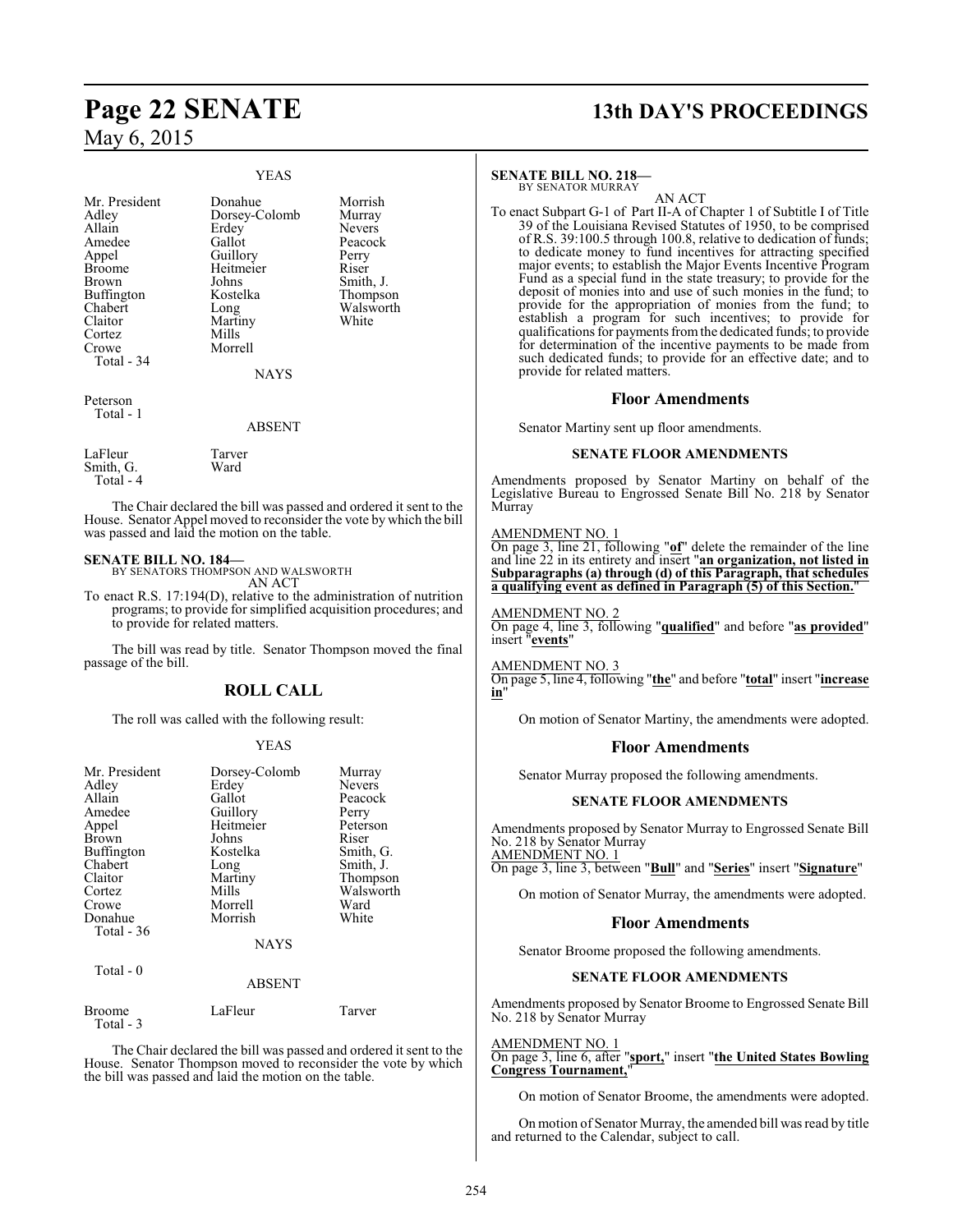YEAS

| | | |
|---|---|---|
| Mr. President | Donahue | Morrish |
| Adley | Dorsey-Colomb | Murray |
| Allain | Erdey | Nevers |
| Amedee | Gallot | Peacock |
| Appel | Guillory | Perry |
| Broome | Heitmeier | Riser |
| Brown | Johns | Smith, J. |
| Buffington | Kostelka | Thompson |
| Chabert | Long | Walsworth |
| Claitor | Martiny | White |
| Cortez | Mills | |
| Crowe | Morrell | |
| Total - 34 | | |

NAYS

Peterson
Total - 1

ABSENT

| | |
|---|---|
| LaFleur | Tarver |
| Smith, G. | Ward |
| Total - 4 | |

The Chair declared the bill was passed and ordered it sent to the House. Senator Appel moved to reconsider the vote by which the bill was passed and laid the motion on the table.

**SENATE BILL NO. 184—**
BY SENATORS THOMPSON AND WALSWORTH
AN ACT

To enact R.S. 17:194(D), relative to the administration of nutrition programs; to provide for simplified acquisition procedures; and to provide for related matters.

The bill was read by title. Senator Thompson moved the final passage of the bill.

## ROLL CALL

The roll was called with the following result:

YEAS

| | | |
|---|---|---|
| Mr. President | Dorsey-Colomb | Murray |
| Adley | Erdey | Nevers |
| Allain | Gallot | Peacock |
| Amedee | Guillory | Perry |
| Appel | Heitmeier | Peterson |
| Brown | Johns | Riser |
| Buffington | Kostelka | Smith, G. |
| Chabert | Long | Smith, J. |
| Claitor | Martiny | Thompson |
| Cortez | Mills | Walsworth |
| Crowe | Morrell | Ward |
| Donahue | Morrish | White |
| Total - 36 | | |

NAYS

Total - 0

ABSENT

| | | |
|---|---|---|
| Broome | LaFleur | Tarver |
| Total - 3 | | |

The Chair declared the bill was passed and ordered it sent to the House. Senator Thompson moved to reconsider the vote by which the bill was passed and laid the motion on the table.

**SENATE BILL NO. 218—**
BY SENATOR MURRAY
AN ACT

To enact Subpart G-1 of Part II-A of Chapter 1 of Subtitle I of Title 39 of the Louisiana Revised Statutes of 1950, to be comprised of R.S. 39:100.5 through 100.8, relative to dedication of funds; to dedicate money to fund incentives for attracting specified major events; to establish the Major Events Incentive Program Fund as a special fund in the state treasury; to provide for the deposit of monies into and use of such monies in the fund; to provide for the appropriation of monies from the fund; to establish a program for such incentives; to provide for qualifications for payments from the dedicated funds; to provide for determination of the incentive payments to be made from such dedicated funds; to provide for an effective date; and to provide for related matters.

### Floor Amendments

Senator Martiny sent up floor amendments.

#### SENATE FLOOR AMENDMENTS

Amendments proposed by Senator Martiny on behalf of the Legislative Bureau to Engrossed Senate Bill No. 218 by Senator Murray

AMENDMENT NO. 1
On page 3, line 21, following "**of**" delete the remainder of the line and line 22 in its entirety and insert "**an organization, not listed in Subparagraphs (a) through (d) of this Paragraph, that schedules a qualifying event as defined in Paragraph (5) of this Section.**"

AMENDMENT NO. 2
On page 4, line 3, following "**qualified**" and before "**as provided**" insert "**events**"

AMENDMENT NO. 3
On page 5, line 4, following "**the**" and before "**total**" insert "**increase in**"

On motion of Senator Martiny, the amendments were adopted.

### Floor Amendments

Senator Murray proposed the following amendments.

#### SENATE FLOOR AMENDMENTS

Amendments proposed by Senator Murray to Engrossed Senate Bill No. 218 by Senator Murray

AMENDMENT NO. 1
On page 3, line 3, between "**Bull**" and "**Series**" insert "**Signature**"

On motion of Senator Murray, the amendments were adopted.

### Floor Amendments

Senator Broome proposed the following amendments.

#### SENATE FLOOR AMENDMENTS

Amendments proposed by Senator Broome to Engrossed Senate Bill No. 218 by Senator Murray

AMENDMENT NO. 1
On page 3, line 6, after "**sport,**" insert "**the United States Bowling Congress Tournament,**"

On motion of Senator Broome, the amendments were adopted.

On motion of Senator Murray, the amended bill was read by title and returned to the Calendar, subject to call.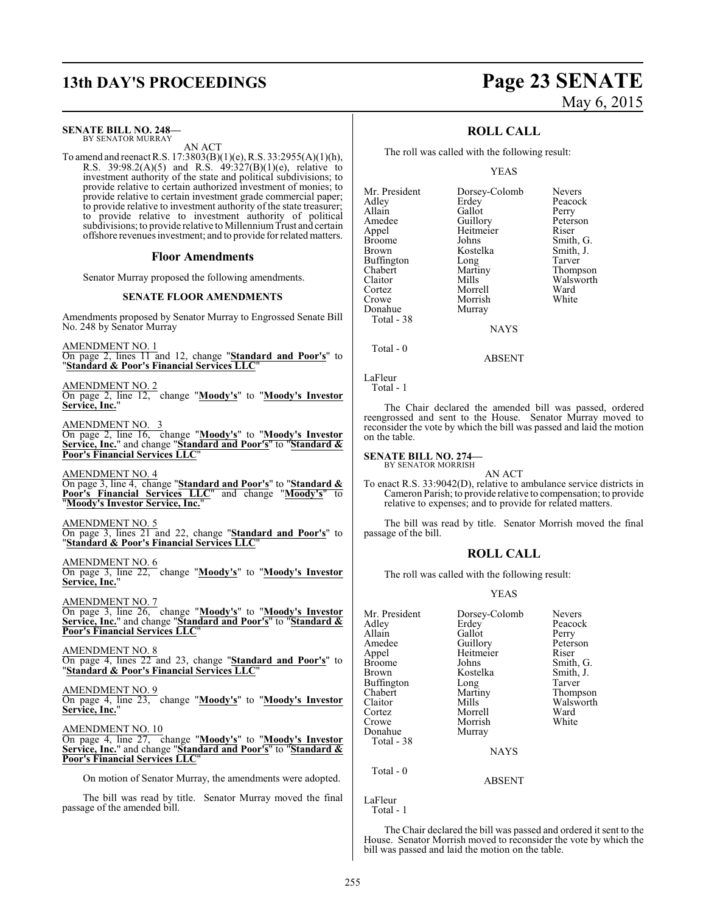**SENATE BILL NO. 248—**
BY SENATOR MURRAY

AN ACT

To amend and reenact R.S. 17:3803(B)(1)(e), R.S. 33:2955(A)(1)(h), R.S. 39:98.2(A)(5) and R.S. 49:327(B)(1)(e), relative to investment authority of the state and political subdivisions; to provide relative to certain authorized investment of monies; to provide relative to certain investment grade commercial paper; to provide relative to investment authority of the state treasurer; to provide relative to investment authority of political subdivisions; to provide relative to Millennium Trust and certain offshore revenues investment; and to provide for related matters.

## Floor Amendments

Senator Murray proposed the following amendments.

### SENATE FLOOR AMENDMENTS

Amendments proposed by Senator Murray to Engrossed Senate Bill No. 248 by Senator Murray

AMENDMENT NO. 1
On page 2, lines 11 and 12, change "**Standard and Poor's**" to "**Standard & Poor's Financial Services LLC**"

AMENDMENT NO. 2
On page 2, line 12, change "**Moody's**" to "**Moody's Investor Service, Inc.**"

AMENDMENT NO. 3
On page 2, line 16, change "**Moody's**" to "**Moody's Investor Service, Inc.**" and change "**Standard and Poor's**" to "**Standard & Poor's Financial Services LLC**"

AMENDMENT NO. 4
On page 3, line 4, change "**Standard and Poor's**" to "**Standard & Poor's Financial Services LLC**" and change "**Moody's**" to "**Moody's Investor Service, Inc.**"

AMENDMENT NO. 5
On page 3, lines 21 and 22, change "**Standard and Poor's**" to "**Standard & Poor's Financial Services LLC**"

AMENDMENT NO. 6
On page 3, line 22, change "**Moody's**" to "**Moody's Investor Service, Inc.**"

AMENDMENT NO. 7
On page 3, line 26, change "**Moody's**" to "**Moody's Investor Service, Inc.**" and change "**Standard and Poor's**" to "**Standard & Poor's Financial Services LLC**"

AMENDMENT NO. 8
On page 4, lines 22 and 23, change "**Standard and Poor's**" to "**Standard & Poor's Financial Services LLC**"

AMENDMENT NO. 9
On page 4, line 23, change "**Moody's**" to "**Moody's Investor Service, Inc.**"

AMENDMENT NO. 10
On page 4, line 27, change "**Moody's**" to "**Moody's Investor Service, Inc.**" and change "**Standard and Poor's**" to "**Standard & Poor's Financial Services LLC**"

On motion of Senator Murray, the amendments were adopted.

The bill was read by title. Senator Murray moved the final passage of the amended bill.

## ROLL CALL

The roll was called with the following result:

YEAS

| | | |
|---|---|---|
| Mr. President | Dorsey-Colomb | Nevers |
| Adley | Erdey | Peacock |
| Allain | Gallot | Perry |
| Amedee | Guillory | Peterson |
| Appel | Heitmeier | Riser |
| Broome | Johns | Smith, G. |
| Brown | Kostelka | Smith, J. |
| Buffington | Long | Tarver |
| Chabert | Martiny | Thompson |
| Claitor | Mills | Walsworth |
| Cortez | Morrell | Ward |
| Crowe | Morrish | White |
| Donahue | Murray | |

Total - 38

NAYS

Total - 0

ABSENT

LaFleur

Total - 1

The Chair declared the amended bill was passed, ordered reengrossed and sent to the House. Senator Murray moved to reconsider the vote by which the bill was passed and laid the motion on the table.

**SENATE BILL NO. 274—**
BY SENATOR MORRISH

AN ACT

To enact R.S. 33:9042(D), relative to ambulance service districts in Cameron Parish; to provide relative to compensation; to provide relative to expenses; and to provide for related matters.

The bill was read by title. Senator Morrish moved the final passage of the bill.

## ROLL CALL

The roll was called with the following result:

YEAS

| | | |
|---|---|---|
| Mr. President | Dorsey-Colomb | Nevers |
| Adley | Erdey | Peacock |
| Allain | Gallot | Perry |
| Amedee | Guillory | Peterson |
| Appel | Heitmeier | Riser |
| Broome | Johns | Smith, G. |
| Brown | Kostelka | Smith, J. |
| Buffington | Long | Tarver |
| Chabert | Martiny | Thompson |
| Claitor | Mills | Walsworth |
| Cortez | Morrell | Ward |
| Crowe | Morrish | White |
| Donahue | Murray | |

Total - 38

NAYS

Total - 0

ABSENT

LaFleur

Total - 1

The Chair declared the bill was passed and ordered it sent to the House. Senator Morrish moved to reconsider the vote by which the bill was passed and laid the motion on the table.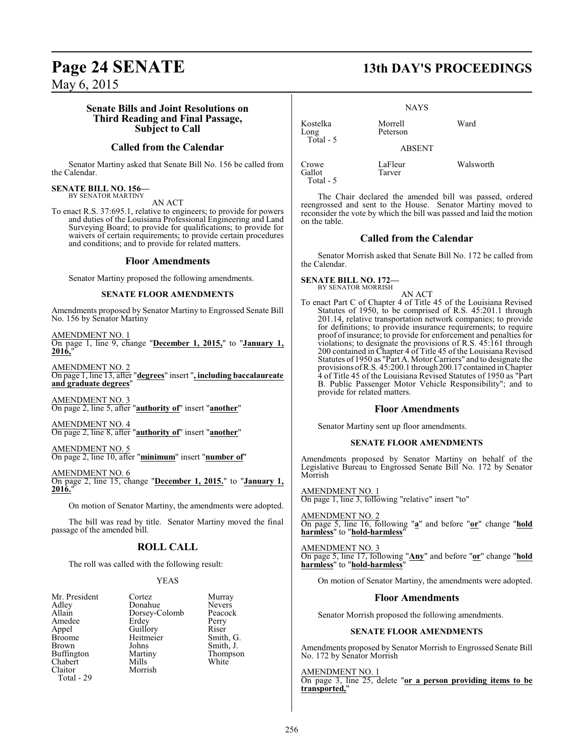### Senate Bills and Joint Resolutions on Third Reading and Final Passage, Subject to Call

## Called from the Calendar

Senator Martiny asked that Senate Bill No. 156 be called from the Calendar.

**SENATE BILL NO. 156—**
BY SENATOR MARTINY

AN ACT

To enact R.S. 37:695.1, relative to engineers; to provide for powers and duties of the Louisiana Professional Engineering and Land Surveying Board; to provide for qualifications; to provide for waivers of certain requirements; to provide certain procedures and conditions; and to provide for related matters.

## Floor Amendments

Senator Martiny proposed the following amendments.

#### SENATE FLOOR AMENDMENTS

Amendments proposed by Senator Martiny to Engrossed Senate Bill No. 156 by Senator Martiny

AMENDMENT NO. 1
On page 1, line 9, change "**December 1, 2015,**" to "**January 1, 2016,**"

AMENDMENT NO. 2
On page 1, line 13, after "**degrees**" insert "**, including baccalaureate and graduate degrees**"

AMENDMENT NO. 3
On page 2, line 5, after "**authority of**" insert "**another**"

AMENDMENT NO. 4
On page 2, line 8, after "**authority of**" insert "**another**"

AMENDMENT NO. 5
On page 2, line 10, after "**minimum**" insert "**number of**"

AMENDMENT NO. 6
On page 2, line 15, change "**December 1, 2015.**" to "**January 1, 2016.**"

On motion of Senator Martiny, the amendments were adopted.

The bill was read by title. Senator Martiny moved the final passage of the amended bill.

## ROLL CALL

The roll was called with the following result:

YEAS

| | | |
|---|---|---|
| Mr. President | Cortez | Murray |
| Adley | Donahue | Nevers |
| Allain | Dorsey-Colomb | Peacock |
| Amedee | Erdey | Perry |
| Appel | Guillory | Riser |
| Broome | Heitmeier | Smith, G. |
| Brown | Johns | Smith, J. |
| Buffington | Martiny | Thompson |
| Chabert | Mills | White |
| Claitor | Morrish | |
| Total - 29 | | |

NAYS

| | | |
|---|---|---|
| Kostelka | Morrell | Ward |
| Long | Peterson | |
| Total - 5 | | |

ABSENT

| | | |
|---|---|---|
| Crowe | LaFleur | Walsworth |
| Gallot | Tarver | |
| Total - 5 | | |

The Chair declared the amended bill was passed, ordered reengrossed and sent to the House. Senator Martiny moved to reconsider the vote by which the bill was passed and laid the motion on the table.

## Called from the Calendar

Senator Morrish asked that Senate Bill No. 172 be called from the Calendar.

**SENATE BILL NO. 172—**
BY SENATOR MORRISH

AN ACT

To enact Part C of Chapter 4 of Title 45 of the Louisiana Revised Statutes of 1950, to be comprised of R.S. 45:201.1 through 201.14, relative transportation network companies; to provide for definitions; to provide insurance requirements; to require proof of insurance; to provide for enforcement and penalties for violations; to designate the provisions of R.S. 45:161 through 200 contained in Chapter 4 of Title 45 of the Louisiana Revised Statutes of 1950 as "Part A. Motor Carriers" and to designate the provisions of R.S. 45:200.1 through 200.17 contained in Chapter 4 of Title 45 of the Louisiana Revised Statutes of 1950 as "Part B. Public Passenger Motor Vehicle Responsibility"; and to provide for related matters.

## Floor Amendments

Senator Martiny sent up floor amendments.

#### SENATE FLOOR AMENDMENTS

Amendments proposed by Senator Martiny on behalf of the Legislative Bureau to Engrossed Senate Bill No. 172 by Senator Morrish

AMENDMENT NO. 1
On page 1, line 3, following "relative" insert "to"

AMENDMENT NO. 2
On page 5, line 16, following "**a**" and before "**or**" change "**hold harmless**" to "**hold-harmless**"

AMENDMENT NO. 3
On page 5, line 17, following "**Any**" and before "**or**" change "**hold harmless**" to "**hold-harmless**"

On motion of Senator Martiny, the amendments were adopted.

## Floor Amendments

Senator Morrish proposed the following amendments.

#### SENATE FLOOR AMENDMENTS

Amendments proposed by Senator Morrish to Engrossed Senate Bill No. 172 by Senator Morrish

AMENDMENT NO. 1
On page 3, line 25, delete "**or a person providing items to be transported,**"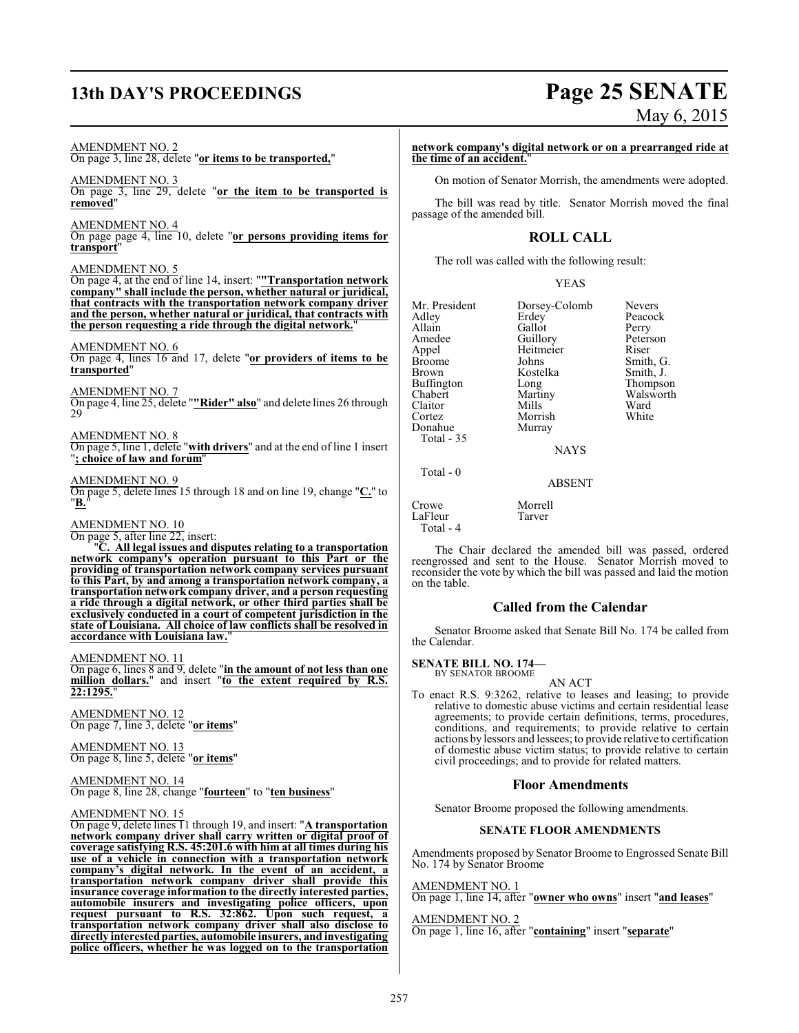AMENDMENT NO. 2
On page 3, line 28, delete "**or items to be transported,**"

AMENDMENT NO. 3
On page 3, line 29, delete "**or the item to be transported is removed**"

AMENDMENT NO. 4
On page page 4, line 10, delete "**or persons providing items for transport**"

AMENDMENT NO. 5
On page 4, at the end of line 14, insert: "**"Transportation network company" shall include the person, whether natural or juridical, that contracts with the transportation network company driver and the person, whether natural or juridical, that contracts with the person requesting a ride through the digital network.**"

AMENDMENT NO. 6
On page 4, lines 16 and 17, delete "**or providers of items to be transported**"

AMENDMENT NO. 7
On page 4, line 25, delete "**"Rider" also**" and delete lines 26 through 29

AMENDMENT NO. 8
On page 5, line 1, delete "**with drivers**" and at the end of line 1 insert "**; choice of law and forum**"

AMENDMENT NO. 9
On page 5, delete lines 15 through 18 and on line 19, change "**C.**" to "**B.**"

AMENDMENT NO. 10
On page 5, after line 22, insert:

"**C. All legal issues and disputes relating to a transportation network company's operation pursuant to this Part or the providing of transportation network company services pursuant to this Part, by and among a transportation network company, a transportation network company driver, and a person requesting a ride through a digital network, or other third parties shall be exclusively conducted in a court of competent jurisdiction in the state of Louisiana. All choice of law conflicts shall be resolved in accordance with Louisiana law.**"

AMENDMENT NO. 11
On page 6, lines 8 and 9, delete "**in the amount of not less than one million dollars.**" and insert "**to the extent required by R.S. 22:1295.**"

AMENDMENT NO. 12
On page 7, line 3, delete "**or items**"

AMENDMENT NO. 13
On page 8, line 5, delete "**or items**"

AMENDMENT NO. 14
On page 8, line 28, change "**fourteen**" to "**ten business**"

AMENDMENT NO. 15
On page 9, delete lines 11 through 19, and insert: "**A transportation network company driver shall carry written or digital proof of coverage satisfying R.S. 45:201.6 with him at all times during his use of a vehicle in connection with a transportation network company's digital network. In the event of an accident, a transportation network company driver shall provide this insurance coverage information to the directly interested parties, automobile insurers and investigating police officers, upon request pursuant to R.S. 32:862. Upon such request, a transportation network company driver shall also disclose to directly interested parties, automobile insurers, and investigating police officers, whether he was logged on to the transportation network company's digital network or on a prearranged ride at the time of an accident.**"

On motion of Senator Morrish, the amendments were adopted.

The bill was read by title. Senator Morrish moved the final passage of the amended bill.

## ROLL CALL

The roll was called with the following result:

YEAS

| | | |
|---|---|---|
| Mr. President | Dorsey-Colomb | Nevers |
| Adley | Erdey | Peacock |
| Allain | Gallot | Perry |
| Amedee | Guillory | Peterson |
| Appel | Heitmeier | Riser |
| Broome | Johns | Smith, G. |
| Brown | Kostelka | Smith, J. |
| Buffington | Long | Thompson |
| Chabert | Martiny | Walsworth |
| Claitor | Mills | Ward |
| Cortez | Morrish | White |
| Donahue | Murray | |

Total - 35

NAYS

Total - 0

ABSENT

| | |
|---|---|
| Crowe | Morrell |
| LaFleur | Tarver |

Total - 4

The Chair declared the amended bill was passed, ordered reengrossed and sent to the House. Senator Morrish moved to reconsider the vote by which the bill was passed and laid the motion on the table.

## Called from the Calendar

Senator Broome asked that Senate Bill No. 174 be called from the Calendar.

**SENATE BILL NO. 174—**
BY SENATOR BROOME

AN ACT

To enact R.S. 9:3262, relative to leases and leasing; to provide relative to domestic abuse victims and certain residential lease agreements; to provide certain definitions, terms, procedures, conditions, and requirements; to provide relative to certain actions by lessors and lessees; to provide relative to certification of domestic abuse victim status; to provide relative to certain civil proceedings; and to provide for related matters.

## Floor Amendments

Senator Broome proposed the following amendments.

### SENATE FLOOR AMENDMENTS

Amendments proposed by Senator Broome to Engrossed Senate Bill No. 174 by Senator Broome

AMENDMENT NO. 1
On page 1, line 14, after "**owner who owns**" insert "**and leases**"

AMENDMENT NO. 2
On page 1, line 16, after "**containing**" insert "**separate**"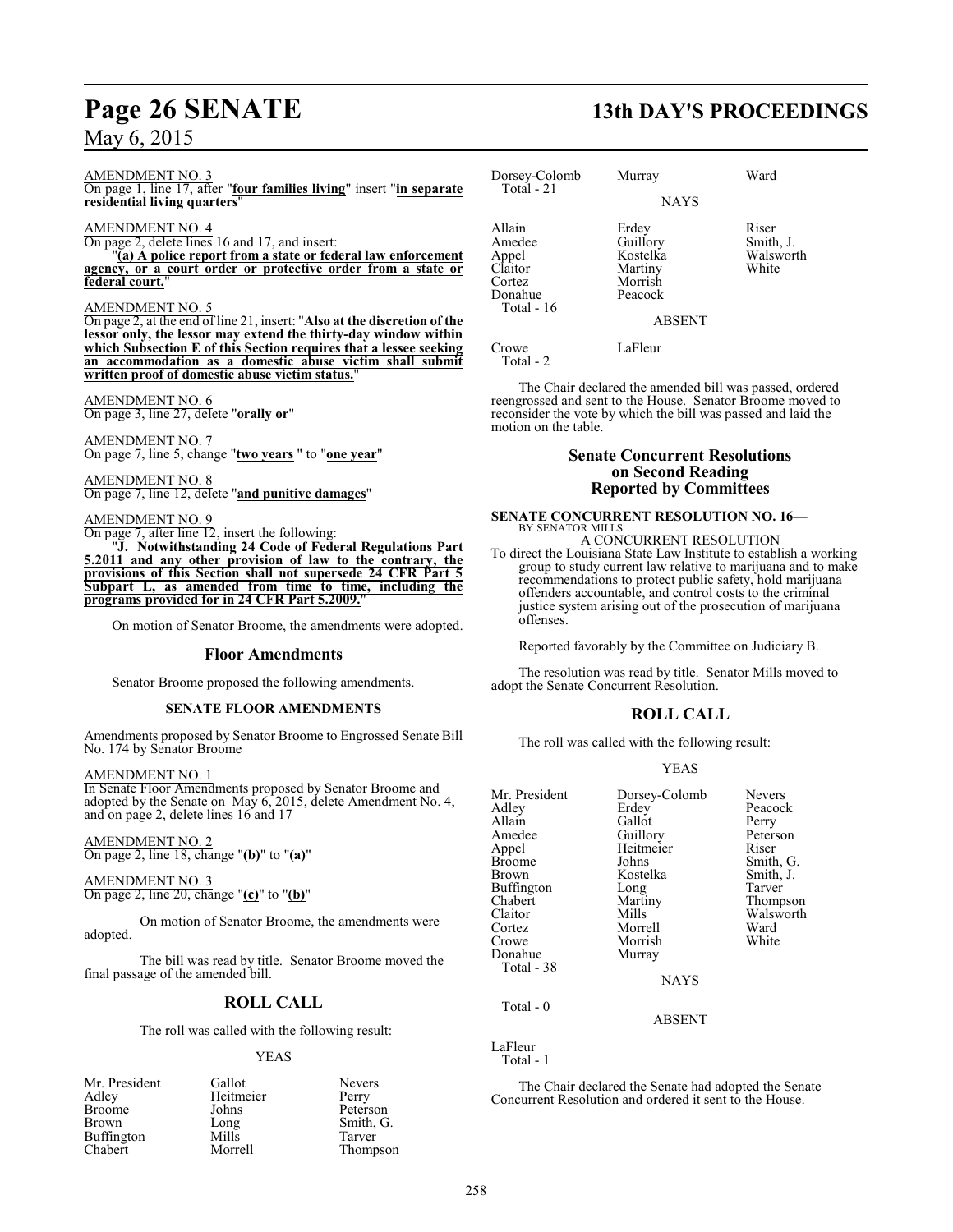AMENDMENT NO. 3

On page 1, line 17, after "**four families living**" insert "**in separate residential living quarters**"

AMENDMENT NO. 4

On page 2, delete lines 16 and 17, and insert:

"**(a) A police report from a state or federal law enforcement agency, or a court order or protective order from a state or federal court.**"

AMENDMENT NO. 5

On page 2, at the end of line 21, insert: "**Also at the discretion of the lessor only, the lessor may extend the thirty-day window within which Subsection E of this Section requires that a lessee seeking an accommodation as a domestic abuse victim shall submit written proof of domestic abuse victim status.**"

AMENDMENT NO. 6

On page 3, line 27, delete "**orally or**"

AMENDMENT NO. 7

On page 7, line 5, change "**two years** " to "**one year**"

AMENDMENT NO. 8

On page 7, line 12, delete "**and punitive damages**"

AMENDMENT NO. 9

On page 7, after line 12, insert the following:

"**J. Notwithstanding 24 Code of Federal Regulations Part 5.2011 and any other provision of law to the contrary, the provisions of this Section shall not supersede 24 CFR Part 5 Subpart L, as amended from time to time, including the programs provided for in 24 CFR Part 5.2009.**"

On motion of Senator Broome, the amendments were adopted.

## Floor Amendments

Senator Broome proposed the following amendments.

### SENATE FLOOR AMENDMENTS

Amendments proposed by Senator Broome to Engrossed Senate Bill No. 174 by Senator Broome

AMENDMENT NO. 1

In Senate Floor Amendments proposed by Senator Broome and adopted by the Senate on May 6, 2015, delete Amendment No. 4, and on page 2, delete lines 16 and 17

AMENDMENT NO. 2

On page 2, line 18, change "**(b)**" to "**(a)**"

AMENDMENT NO. 3

On page 2, line 20, change "**(c)**" to "**(b)**"

On motion of Senator Broome, the amendments were adopted.

The bill was read by title. Senator Broome moved the final passage of the amended bill.

## ROLL CALL

The roll was called with the following result:

YEAS

| | | |
|---|---|---|
| Mr. President | Gallot | Nevers |
| Adley | Heitmeier | Perry |
| Broome | Johns | Peterson |
| Brown | Long | Smith, G. |
| Buffington | Mills | Tarver |
| Chabert | Morrell | Thompson |
| Dorsey-Colomb | Murray | Ward |

Total - 21

NAYS

| | | |
|---|---|---|
| Allain | Erdey | Riser |
| Amedee | Guillory | Smith, J. |
| Appel | Kostelka | Walsworth |
| Claitor | Martiny | White |
| Cortez | Morrish | |
| Donahue | Peacock | |

Total - 16

ABSENT

| | |
|---|---|
| Crowe | LaFleur |

Total - 2

The Chair declared the amended bill was passed, ordered reengrossed and sent to the House. Senator Broome moved to reconsider the vote by which the bill was passed and laid the motion on the table.

## Senate Concurrent Resolutions on Second Reading Reported by Committees

**SENATE CONCURRENT RESOLUTION NO. 16—**
BY SENATOR MILLS

A CONCURRENT RESOLUTION

To direct the Louisiana State Law Institute to establish a working group to study current law relative to marijuana and to make recommendations to protect public safety, hold marijuana offenders accountable, and control costs to the criminal justice system arising out of the prosecution of marijuana offenses.

Reported favorably by the Committee on Judiciary B.

The resolution was read by title. Senator Mills moved to adopt the Senate Concurrent Resolution.

## ROLL CALL

The roll was called with the following result:

YEAS

| | | |
|---|---|---|
| Mr. President | Dorsey-Colomb | Nevers |
| Adley | Erdey | Peacock |
| Allain | Gallot | Perry |
| Amedee | Guillory | Peterson |
| Appel | Heitmeier | Riser |
| Broome | Johns | Smith, G. |
| Brown | Kostelka | Smith, J. |
| Buffington | Long | Tarver |
| Chabert | Martiny | Thompson |
| Claitor | Mills | Walsworth |
| Cortez | Morrell | Ward |
| Crowe | Morrish | White |
| Donahue | Murray | |

Total - 38

NAYS

Total - 0

ABSENT

LaFleur

Total - 1

The Chair declared the Senate had adopted the Senate Concurrent Resolution and ordered it sent to the House.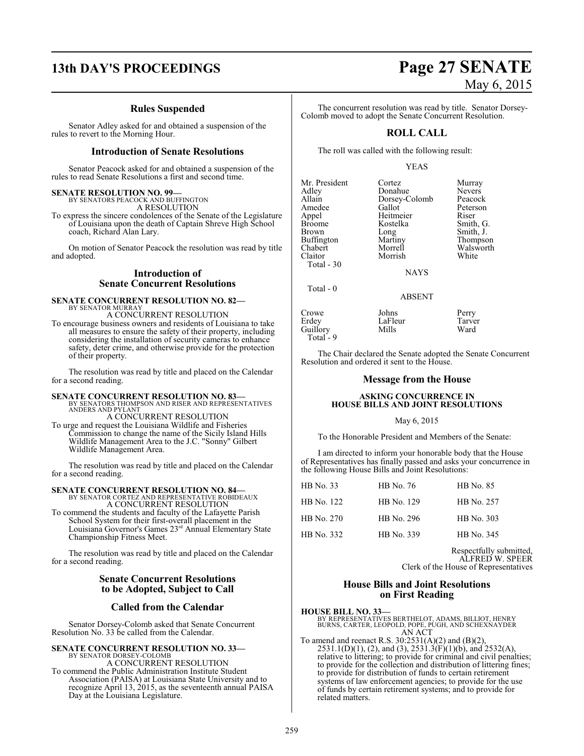## Rules Suspended

Senator Adley asked for and obtained a suspension of the rules to revert to the Morning Hour.

## Introduction of Senate Resolutions

Senator Peacock asked for and obtained a suspension of the rules to read Senate Resolutions a first and second time.

**SENATE RESOLUTION NO. 99—**
BY SENATORS PEACOCK AND BUFFINGTON
A RESOLUTION

To express the sincere condolences of the Senate of the Legislature of Louisiana upon the death of Captain Shreve High School coach, Richard Alan Lary.

On motion of Senator Peacock the resolution was read by title and adopted.

## Introduction of Senate Concurrent Resolutions

**SENATE CONCURRENT RESOLUTION NO. 82—**
BY SENATOR MURRAY
A CONCURRENT RESOLUTION

To encourage business owners and residents of Louisiana to take all measures to ensure the safety of their property, including considering the installation of security cameras to enhance safety, deter crime, and otherwise provide for the protection of their property.

The resolution was read by title and placed on the Calendar for a second reading.

**SENATE CONCURRENT RESOLUTION NO. 83—**
BY SENATORS THOMPSON AND RISER AND REPRESENTATIVES ANDERS AND PYLANT
A CONCURRENT RESOLUTION

To urge and request the Louisiana Wildlife and Fisheries Commission to change the name of the Sicily Island Hills Wildlife Management Area to the J.C. "Sonny" Gilbert Wildlife Management Area.

The resolution was read by title and placed on the Calendar for a second reading.

**SENATE CONCURRENT RESOLUTION NO. 84—**
BY SENATOR CORTEZ AND REPRESENTATIVE ROBIDEAUX
A CONCURRENT RESOLUTION

To commend the students and faculty of the Lafayette Parish School System for their first-overall placement in the Louisiana Governor's Games 23rd Annual Elementary State Championship Fitness Meet.

The resolution was read by title and placed on the Calendar for a second reading.

## Senate Concurrent Resolutions to be Adopted, Subject to Call

## Called from the Calendar

Senator Dorsey-Colomb asked that Senate Concurrent Resolution No. 33 be called from the Calendar.

**SENATE CONCURRENT RESOLUTION NO. 33—**
BY SENATOR DORSEY-COLOMB
A CONCURRENT RESOLUTION

To commend the Public Administration Institute Student Association (PAISA) at Louisiana State University and to recognize April 13, 2015, as the seventeenth annual PAISA Day at the Louisiana Legislature.

The concurrent resolution was read by title. Senator Dorsey-Colomb moved to adopt the Senate Concurrent Resolution.

## ROLL CALL

The roll was called with the following result:

YEAS

| | | |
|---|---|---|
| Mr. President | Cortez | Murray |
| Adley | Donahue | Nevers |
| Allain | Dorsey-Colomb | Peacock |
| Amedee | Gallot | Peterson |
| Appel | Heitmeier | Riser |
| Broome | Kostelka | Smith, G. |
| Brown | Long | Smith, J. |
| Buffington | Martiny | Thompson |
| Chabert | Morrell | Walsworth |
| Claitor | Morrish | White |

Total - 30

NAYS

Total - 0

ABSENT

| | | |
|---|---|---|
| Crowe | Johns | Perry |
| Erdey | LaFleur | Tarver |
| Guillory | Mills | Ward |

Total - 9

The Chair declared the Senate adopted the Senate Concurrent Resolution and ordered it sent to the House.

## Message from the House

**ASKING CONCURRENCE IN HOUSE BILLS AND JOINT RESOLUTIONS**

May 6, 2015

To the Honorable President and Members of the Senate:

I am directed to inform your honorable body that the House of Representatives has finally passed and asks your concurrence in the following House Bills and Joint Resolutions:

| | | |
|---|---|---|
| HB No. 33 | HB No. 76 | HB No. 85 |
| HB No. 122 | HB No. 129 | HB No. 257 |
| HB No. 270 | HB No. 296 | HB No. 303 |
| HB No. 332 | HB No. 339 | HB No. 345 |

Respectfully submitted,
ALFRED W. SPEER
Clerk of the House of Representatives

## House Bills and Joint Resolutions on First Reading

**HOUSE BILL NO. 33—**
BY REPRESENTATIVES BERTHELOT, ADAMS, BILLIOT, HENRY BURNS, CARTER, LEOPOLD, POPE, PUGH, AND SCHEXNAYDER
AN ACT

To amend and reenact R.S. 30:2531(A)(2) and (B)(2), 2531.1(D)(1), (2), and (3), 2531.3(F)(1)(b), and 2532(A), relative to littering; to provide for criminal and civil penalties; to provide for the collection and distribution of littering fines; to provide for distribution of funds to certain retirement systems of law enforcement agencies; to provide for the use of funds by certain retirement systems; and to provide for related matters.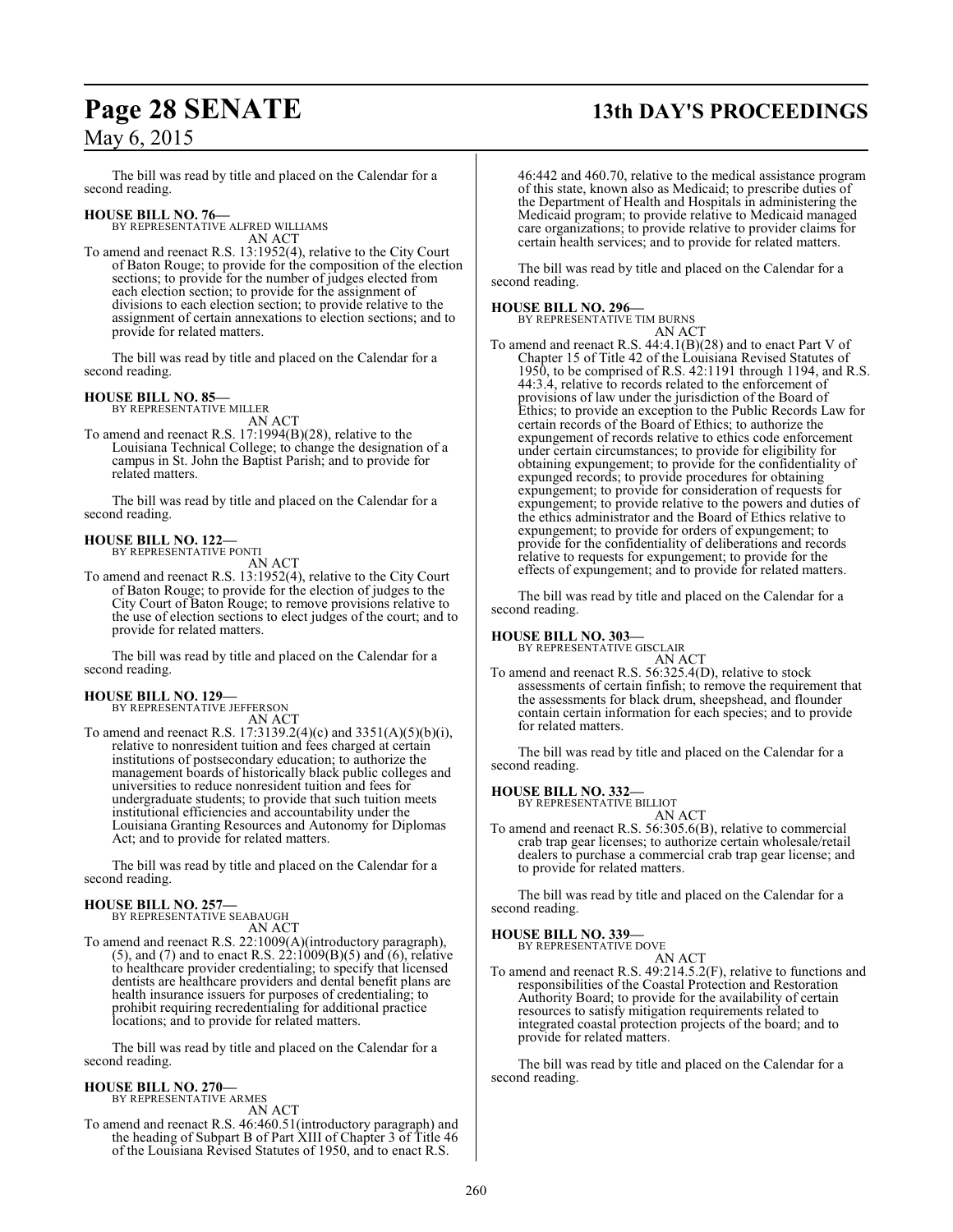The bill was read by title and placed on the Calendar for a second reading.

**HOUSE BILL NO. 76—**
BY REPRESENTATIVE ALFRED WILLIAMS
AN ACT

To amend and reenact R.S. 13:1952(4), relative to the City Court of Baton Rouge; to provide for the composition of the election sections; to provide for the number of judges elected from each election section; to provide for the assignment of divisions to each election section; to provide relative to the assignment of certain annexations to election sections; and to provide for related matters.

The bill was read by title and placed on the Calendar for a second reading.

**HOUSE BILL NO. 85—**
BY REPRESENTATIVE MILLER
AN ACT

To amend and reenact R.S. 17:1994(B)(28), relative to the Louisiana Technical College; to change the designation of a campus in St. John the Baptist Parish; and to provide for related matters.

The bill was read by title and placed on the Calendar for a second reading.

**HOUSE BILL NO. 122—**
BY REPRESENTATIVE PONTI
AN ACT

To amend and reenact R.S. 13:1952(4), relative to the City Court of Baton Rouge; to provide for the election of judges to the City Court of Baton Rouge; to remove provisions relative to the use of election sections to elect judges of the court; and to provide for related matters.

The bill was read by title and placed on the Calendar for a second reading.

**HOUSE BILL NO. 129—**
BY REPRESENTATIVE JEFFERSON
AN ACT

To amend and reenact R.S. 17:3139.2(4)(c) and 3351(A)(5)(b)(i), relative to nonresident tuition and fees charged at certain institutions of postsecondary education; to authorize the management boards of historically black public colleges and universities to reduce nonresident tuition and fees for undergraduate students; to provide that such tuition meets institutional efficiencies and accountability under the Louisiana Granting Resources and Autonomy for Diplomas Act; and to provide for related matters.

The bill was read by title and placed on the Calendar for a second reading.

**HOUSE BILL NO. 257—**
BY REPRESENTATIVE SEABAUGH
AN ACT

To amend and reenact R.S. 22:1009(A)(introductory paragraph), (5), and (7) and to enact R.S. 22:1009(B)(5) and (6), relative to healthcare provider credentialing; to specify that licensed dentists are healthcare providers and dental benefit plans are health insurance issuers for purposes of credentialing; to prohibit requiring recredentialing for additional practice locations; and to provide for related matters.

The bill was read by title and placed on the Calendar for a second reading.

**HOUSE BILL NO. 270—**
BY REPRESENTATIVE ARMES
AN ACT

To amend and reenact R.S. 46:460.51(introductory paragraph) and the heading of Subpart B of Part XIII of Chapter 3 of Title 46 of the Louisiana Revised Statutes of 1950, and to enact R.S. 46:442 and 460.70, relative to the medical assistance program of this state, known also as Medicaid; to prescribe duties of the Department of Health and Hospitals in administering the Medicaid program; to provide relative to Medicaid managed care organizations; to provide relative to provider claims for certain health services; and to provide for related matters.

The bill was read by title and placed on the Calendar for a second reading.

**HOUSE BILL NO. 296—**
BY REPRESENTATIVE TIM BURNS
AN ACT

To amend and reenact R.S. 44:4.1(B)(28) and to enact Part V of Chapter 15 of Title 42 of the Louisiana Revised Statutes of 1950, to be comprised of R.S. 42:1191 through 1194, and R.S. 44:3.4, relative to records related to the enforcement of provisions of law under the jurisdiction of the Board of Ethics; to provide an exception to the Public Records Law for certain records of the Board of Ethics; to authorize the expungement of records relative to ethics code enforcement under certain circumstances; to provide for eligibility for obtaining expungement; to provide for the confidentiality of expunged records; to provide procedures for obtaining expungement; to provide for consideration of requests for expungement; to provide relative to the powers and duties of the ethics administrator and the Board of Ethics relative to expungement; to provide for orders of expungement; to provide for the confidentiality of deliberations and records relative to requests for expungement; to provide for the effects of expungement; and to provide for related matters.

The bill was read by title and placed on the Calendar for a second reading.

**HOUSE BILL NO. 303—**
BY REPRESENTATIVE GISCLAIR
AN ACT

To amend and reenact R.S. 56:325.4(D), relative to stock assessments of certain finfish; to remove the requirement that the assessments for black drum, sheepshead, and flounder contain certain information for each species; and to provide for related matters.

The bill was read by title and placed on the Calendar for a second reading.

**HOUSE BILL NO. 332—**
BY REPRESENTATIVE BILLIOT
AN ACT

To amend and reenact R.S. 56:305.6(B), relative to commercial crab trap gear licenses; to authorize certain wholesale/retail dealers to purchase a commercial crab trap gear license; and to provide for related matters.

The bill was read by title and placed on the Calendar for a second reading.

**HOUSE BILL NO. 339—**
BY REPRESENTATIVE DOVE
AN ACT

To amend and reenact R.S. 49:214.5.2(F), relative to functions and responsibilities of the Coastal Protection and Restoration Authority Board; to provide for the availability of certain resources to satisfy mitigation requirements related to integrated coastal protection projects of the board; and to provide for related matters.

The bill was read by title and placed on the Calendar for a second reading.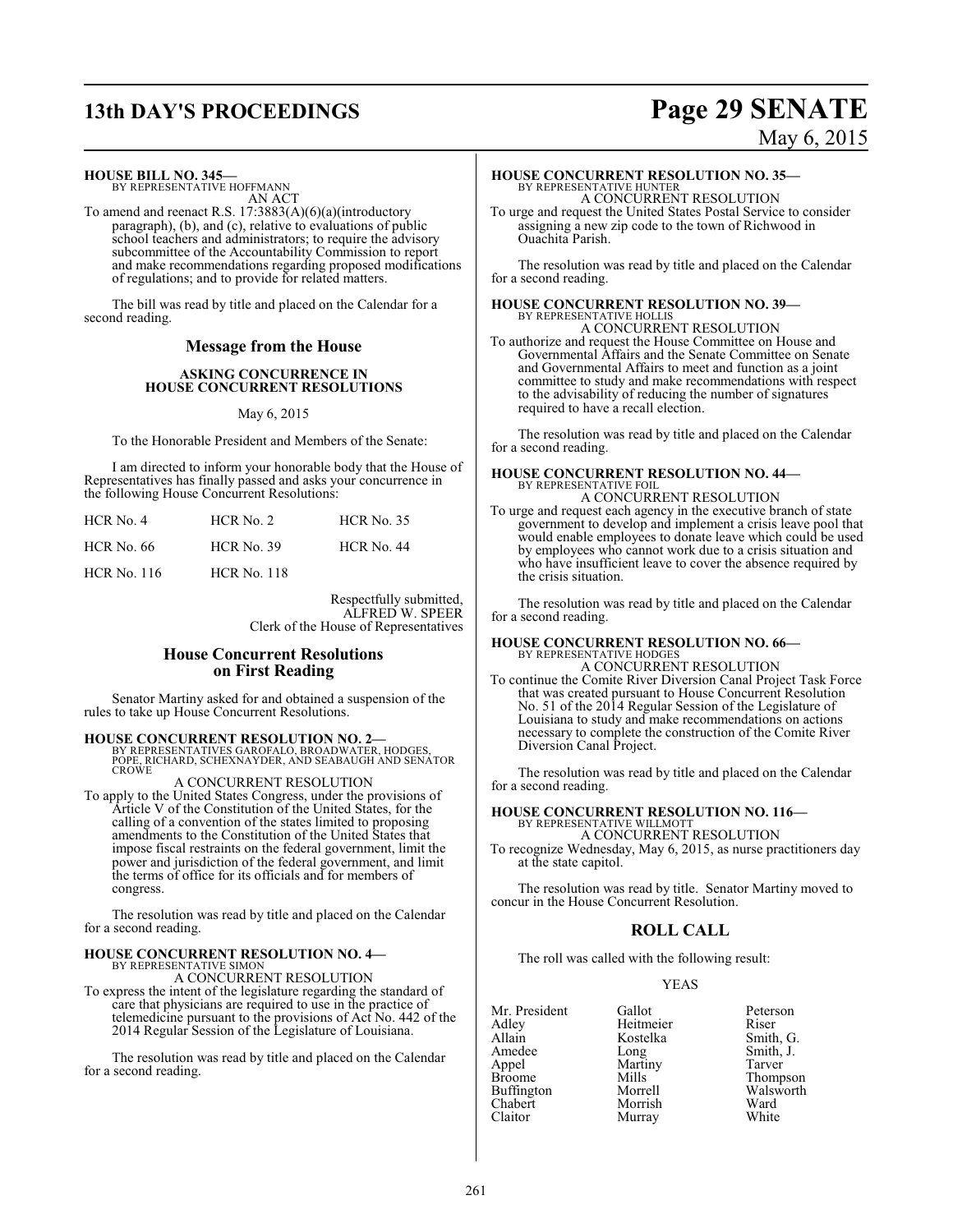**HOUSE BILL NO. 345—**
BY REPRESENTATIVE HOFFMANN
AN ACT

To amend and reenact R.S. 17:3883(A)(6)(a)(introductory paragraph), (b), and (c), relative to evaluations of public school teachers and administrators; to require the advisory subcommittee of the Accountability Commission to report and make recommendations regarding proposed modifications of regulations; and to provide for related matters.

The bill was read by title and placed on the Calendar for a second reading.

## Message from the House

### ASKING CONCURRENCE IN HOUSE CONCURRENT RESOLUTIONS

May 6, 2015

To the Honorable President and Members of the Senate:

I am directed to inform your honorable body that the House of Representatives has finally passed and asks your concurrence in the following House Concurrent Resolutions:

| | | |
|---|---|---|
| HCR No. 4 | HCR No. 2 | HCR No. 35 |
| HCR No. 66 | HCR No. 39 | HCR No. 44 |
| HCR No. 116 | HCR No. 118 | |

Respectfully submitted,
ALFRED W. SPEER
Clerk of the House of Representatives

## House Concurrent Resolutions on First Reading

Senator Martiny asked for and obtained a suspension of the rules to take up House Concurrent Resolutions.

**HOUSE CONCURRENT RESOLUTION NO. 2—**
BY REPRESENTATIVES GAROFALO, BROADWATER, HODGES, POPE, RICHARD, SCHEXNAYDER, AND SEABAUGH AND SENATOR CROWE
A CONCURRENT RESOLUTION

To apply to the United States Congress, under the provisions of Article V of the Constitution of the United States, for the calling of a convention of the states limited to proposing amendments to the Constitution of the United States that impose fiscal restraints on the federal government, limit the power and jurisdiction of the federal government, and limit the terms of office for its officials and for members of congress.

The resolution was read by title and placed on the Calendar for a second reading.

**HOUSE CONCURRENT RESOLUTION NO. 4—**
BY REPRESENTATIVE SIMON
A CONCURRENT RESOLUTION

To express the intent of the legislature regarding the standard of care that physicians are required to use in the practice of telemedicine pursuant to the provisions of Act No. 442 of the 2014 Regular Session of the Legislature of Louisiana.

The resolution was read by title and placed on the Calendar for a second reading.

**HOUSE CONCURRENT RESOLUTION NO. 35—**
BY REPRESENTATIVE HUNTER
A CONCURRENT RESOLUTION

To urge and request the United States Postal Service to consider assigning a new zip code to the town of Richwood in Ouachita Parish.

The resolution was read by title and placed on the Calendar for a second reading.

**HOUSE CONCURRENT RESOLUTION NO. 39—**
BY REPRESENTATIVE HOLLIS
A CONCURRENT RESOLUTION

To authorize and request the House Committee on House and Governmental Affairs and the Senate Committee on Senate and Governmental Affairs to meet and function as a joint committee to study and make recommendations with respect to the advisability of reducing the number of signatures required to have a recall election.

The resolution was read by title and placed on the Calendar for a second reading.

**HOUSE CONCURRENT RESOLUTION NO. 44—**
BY REPRESENTATIVE FOIL
A CONCURRENT RESOLUTION

To urge and request each agency in the executive branch of state government to develop and implement a crisis leave pool that would enable employees to donate leave which could be used by employees who cannot work due to a crisis situation and who have insufficient leave to cover the absence required by the crisis situation.

The resolution was read by title and placed on the Calendar for a second reading.

**HOUSE CONCURRENT RESOLUTION NO. 66—**
BY REPRESENTATIVE HODGES
A CONCURRENT RESOLUTION

To continue the Comite River Diversion Canal Project Task Force that was created pursuant to House Concurrent Resolution No. 51 of the 2014 Regular Session of the Legislature of Louisiana to study and make recommendations on actions necessary to complete the construction of the Comite River Diversion Canal Project.

The resolution was read by title and placed on the Calendar for a second reading.

**HOUSE CONCURRENT RESOLUTION NO. 116—**
BY REPRESENTATIVE WILLMOTT
A CONCURRENT RESOLUTION

To recognize Wednesday, May 6, 2015, as nurse practitioners day at the state capitol.

The resolution was read by title. Senator Martiny moved to concur in the House Concurrent Resolution.

## ROLL CALL

The roll was called with the following result:

YEAS

| | | |
|---|---|---|
| Mr. President | Gallot | Peterson |
| Adley | Heitmeier | Riser |
| Allain | Kostelka | Smith, G. |
| Amedee | Long | Smith, J. |
| Appel | Martiny | Tarver |
| Broome | Mills | Thompson |
| Buffington | Morrell | Walsworth |
| Chabert | Morrish | Ward |
| Claitor | Murray | White |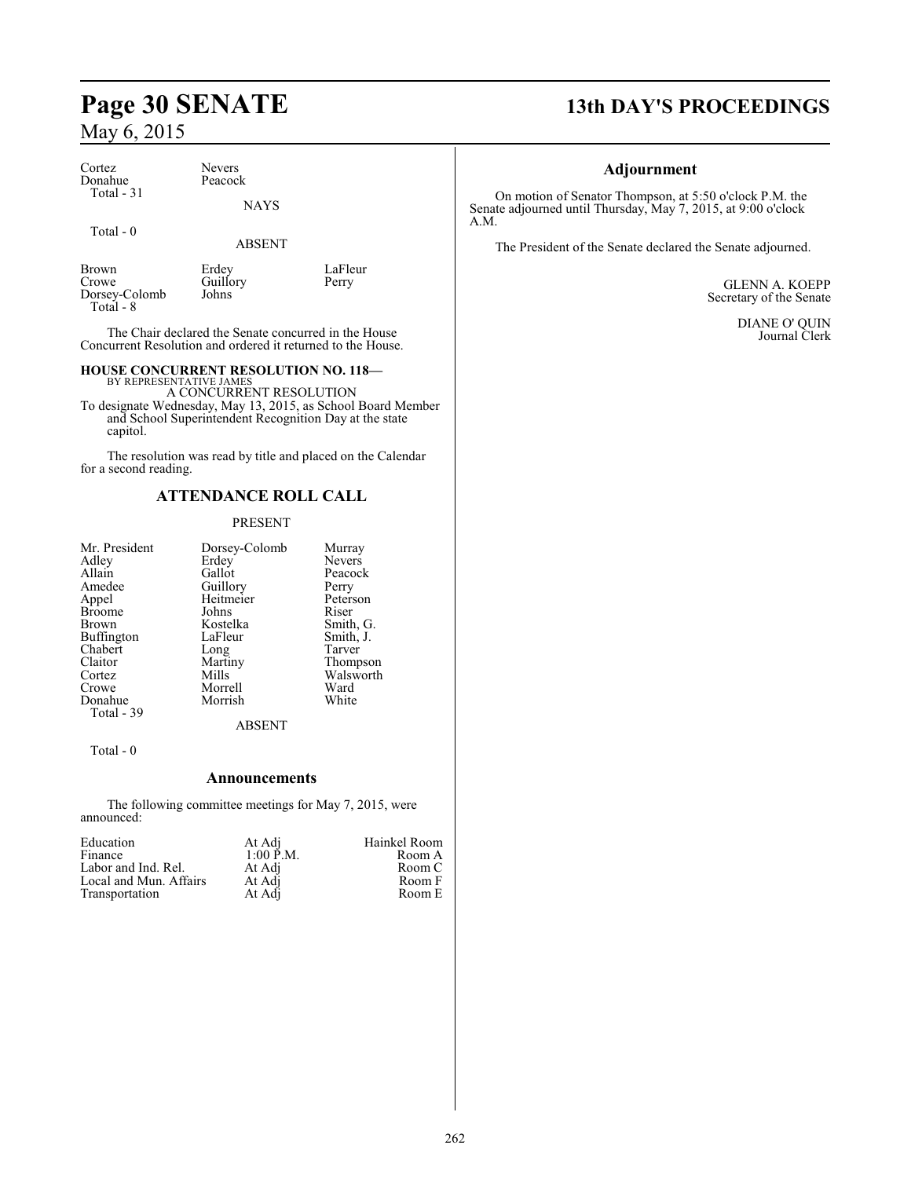| | | |
|---|---|---|
| Cortez | Nevers | |
| Donahue | Peacock | |
| Total - 31 | | |

NAYS

Total - 0

ABSENT

| | | |
|---|---|---|
| Brown | Erdey | LaFleur |
| Crowe | Guillory | Perry |
| Dorsey-Colomb | Johns | |
| Total - 8 | | |

The Chair declared the Senate concurred in the House Concurrent Resolution and ordered it returned to the House.

**HOUSE CONCURRENT RESOLUTION NO. 118—**
BY REPRESENTATIVE JAMES
A CONCURRENT RESOLUTION
To designate Wednesday, May 13, 2015, as School Board Member and School Superintendent Recognition Day at the state capitol.

The resolution was read by title and placed on the Calendar for a second reading.

## ATTENDANCE ROLL CALL

PRESENT

| | | |
|---|---|---|
| Mr. President | Dorsey-Colomb | Murray |
| Adley | Erdey | Nevers |
| Allain | Gallot | Peacock |
| Amedee | Guillory | Perry |
| Appel | Heitmeier | Peterson |
| Broome | Johns | Riser |
| Brown | Kostelka | Smith, G. |
| Buffington | LaFleur | Smith, J. |
| Chabert | Long | Tarver |
| Claitor | Martiny | Thompson |
| Cortez | Mills | Walsworth |
| Crowe | Morrell | Ward |
| Donahue | Morrish | White |
| Total - 39 | | |

ABSENT

Total - 0

## Announcements

The following committee meetings for May 7, 2015, were announced:

| | | |
|---|---|---|
| Education | At Adj | Hainkel Room |
| Finance | 1:00 P.M. | Room A |
| Labor and Ind. Rel. | At Adj | Room C |
| Local and Mun. Affairs | At Adj | Room F |
| Transportation | At Adj | Room E |

## Adjournment

On motion of Senator Thompson, at 5:50 o'clock P.M. the Senate adjourned until Thursday, May 7, 2015, at 9:00 o'clock A.M.

The President of the Senate declared the Senate adjourned.

GLENN A. KOEPP
Secretary of the Senate

DIANE O' QUIN
Journal Clerk